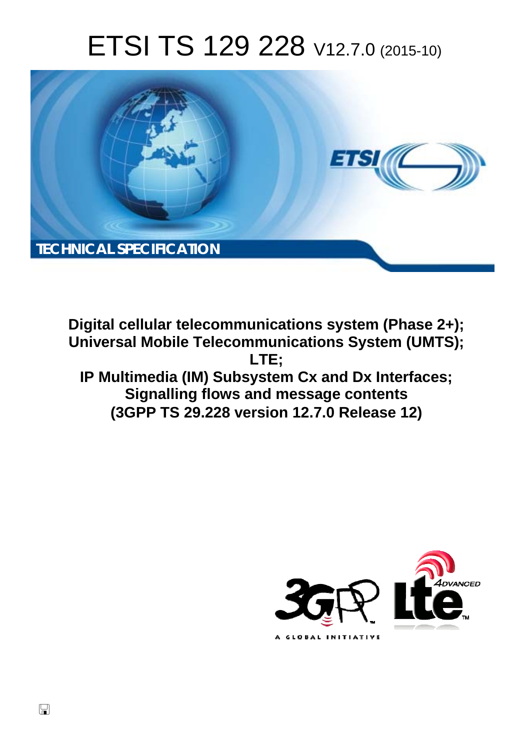# ETSI TS 129 228 V12.7.0 (2015-10)

TECHNICAL SPECIFICATION

**Digital cellular telecommunications system (Phase 2+);**
**Universal Mobile Telecommunications System (UMTS);**
**LTE;**
**IP Multimedia (IM) Subsystem Cx and Dx Interfaces;**
**Signalling flows and message contents**
**(3GPP TS 29.228 version 12.7.0 Release 12)**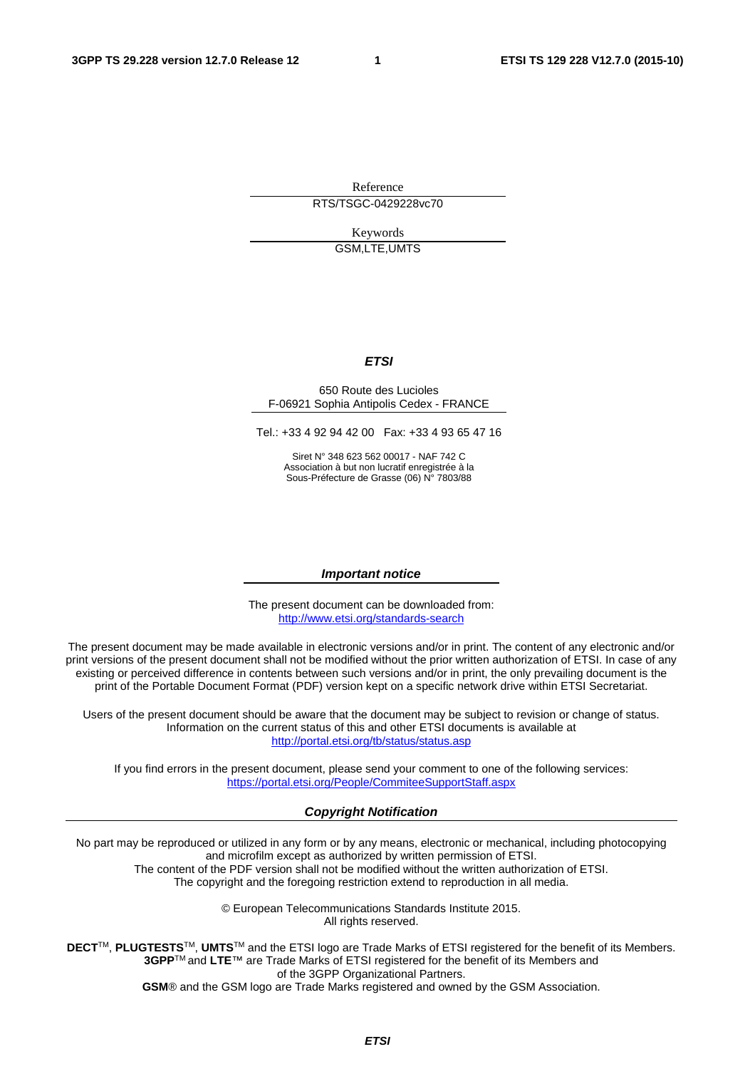Reference

RTS/TSGC-0429228vc70

Keywords

GSM,LTE,UMTS

***ETSI***

650 Route des Lucioles
F-06921 Sophia Antipolis Cedex - FRANCE

Tel.: +33 4 92 94 42 00 Fax: +33 4 93 65 47 16

Siret N° 348 623 562 00017 - NAF 742 C
Association à but non lucratif enregistrée à la
Sous-Préfecture de Grasse (06) N° 7803/88

***Important notice***

The present document can be downloaded from:
http://www.etsi.org/standards-search

The present document may be made available in electronic versions and/or in print. The content of any electronic and/or print versions of the present document shall not be modified without the prior written authorization of ETSI. In case of any existing or perceived difference in contents between such versions and/or in print, the only prevailing document is the print of the Portable Document Format (PDF) version kept on a specific network drive within ETSI Secretariat.

Users of the present document should be aware that the document may be subject to revision or change of status. Information on the current status of this and other ETSI documents is available at
http://portal.etsi.org/tb/status/status.asp

If you find errors in the present document, please send your comment to one of the following services:
https://portal.etsi.org/People/CommiteeSupportStaff.aspx

***Copyright Notification***

No part may be reproduced or utilized in any form or by any means, electronic or mechanical, including photocopying and microfilm except as authorized by written permission of ETSI.
The content of the PDF version shall not be modified without the written authorization of ETSI.
The copyright and the foregoing restriction extend to reproduction in all media.

© European Telecommunications Standards Institute 2015.
All rights reserved.

**DECT**™, **PLUGTESTS**™, **UMTS**™ and the ETSI logo are Trade Marks of ETSI registered for the benefit of its Members.
**3GPP**™ and **LTE**™ are Trade Marks of ETSI registered for the benefit of its Members and of the 3GPP Organizational Partners.
**GSM**® and the GSM logo are Trade Marks registered and owned by the GSM Association.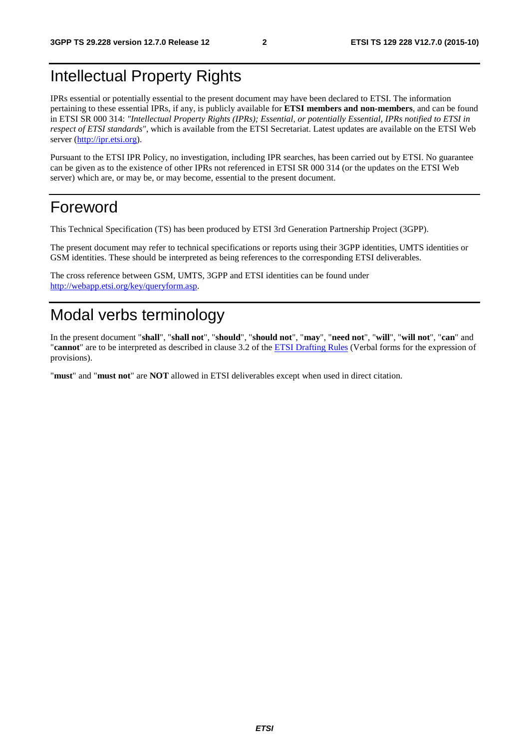# Intellectual Property Rights

IPRs essential or potentially essential to the present document may have been declared to ETSI. The information pertaining to these essential IPRs, if any, is publicly available for **ETSI members and non-members**, and can be found in ETSI SR 000 314: *"Intellectual Property Rights (IPRs); Essential, or potentially Essential, IPRs notified to ETSI in respect of ETSI standards"*, which is available from the ETSI Secretariat. Latest updates are available on the ETSI Web server (http://ipr.etsi.org).

Pursuant to the ETSI IPR Policy, no investigation, including IPR searches, has been carried out by ETSI. No guarantee can be given as to the existence of other IPRs not referenced in ETSI SR 000 314 (or the updates on the ETSI Web server) which are, or may be, or may become, essential to the present document.

# Foreword

This Technical Specification (TS) has been produced by ETSI 3rd Generation Partnership Project (3GPP).

The present document may refer to technical specifications or reports using their 3GPP identities, UMTS identities or GSM identities. These should be interpreted as being references to the corresponding ETSI deliverables.

The cross reference between GSM, UMTS, 3GPP and ETSI identities can be found under http://webapp.etsi.org/key/queryform.asp.

# Modal verbs terminology

In the present document "**shall**", "**shall not**", "**should**", "**should not**", "**may**", "**need not**", "**will**", "**will not**", "**can**" and "**cannot**" are to be interpreted as described in clause 3.2 of the ETSI Drafting Rules (Verbal forms for the expression of provisions).

"**must**" and "**must not**" are **NOT** allowed in ETSI deliverables except when used in direct citation.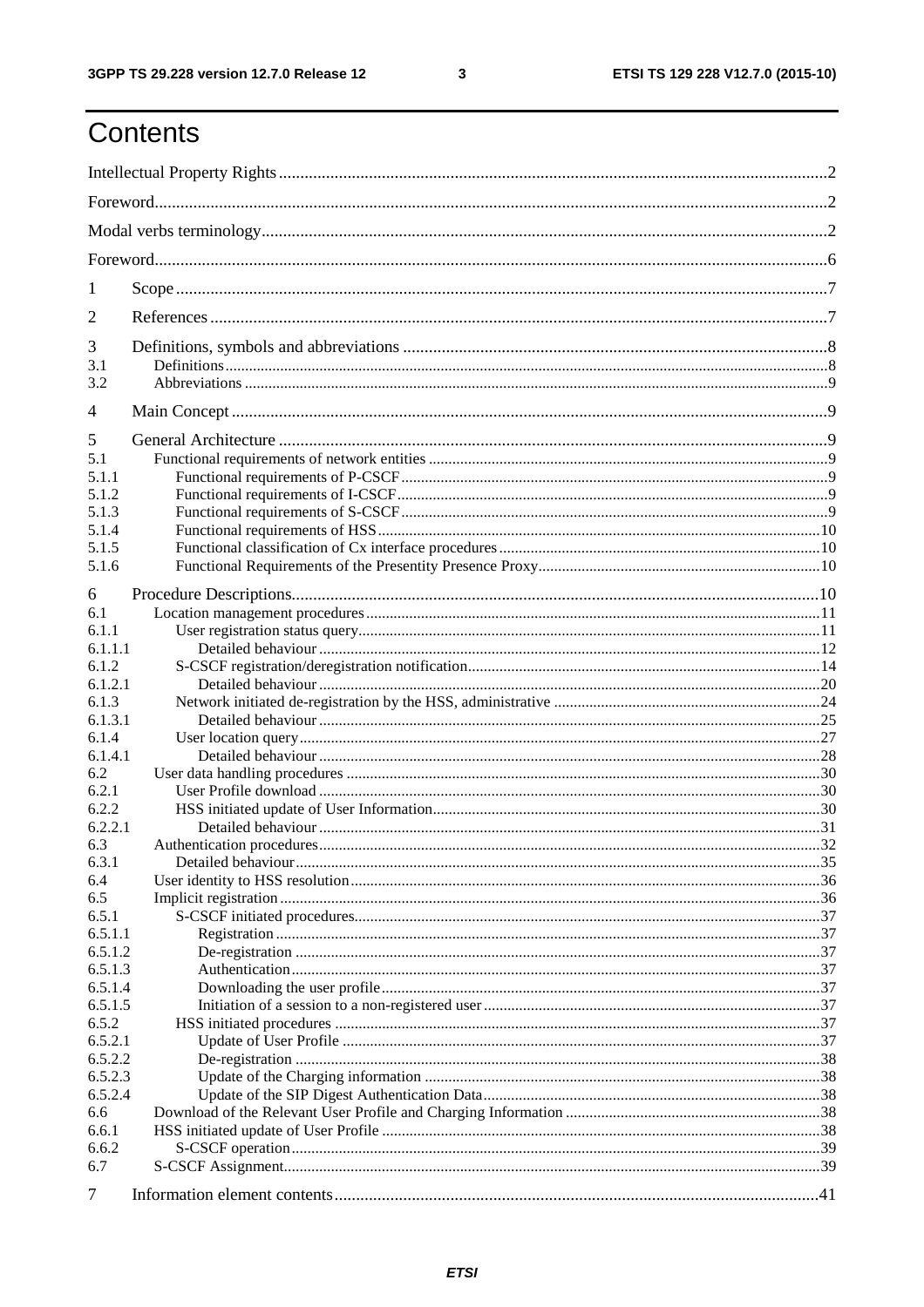# Contents

Intellectual Property Rights ........................................................................................................................... 2

Foreword ........................................................................................................................................................ 2

Modal verbs terminology ................................................................................................................................ 2

Foreword ........................................................................................................................................................ 6

1 Scope ........................................................................................................................................................ 7

2 References ................................................................................................................................................ 7

3 Definitions, symbols and abbreviations ..................................................................................................... 8
3.1 Definitions ........................................................................................................................................... 8
3.2 Abbreviations ...................................................................................................................................... 9

4 Main Concept ............................................................................................................................................ 9

5 General Architecture ................................................................................................................................. 9
5.1 Functional requirements of network entities ........................................................................................ 9
5.1.1 Functional requirements of P-CSCF ................................................................................................. 9
5.1.2 Functional requirements of I-CSCF .................................................................................................. 9
5.1.3 Functional requirements of S-CSCF ................................................................................................. 9
5.1.4 Functional requirements of HSS ..................................................................................................... 10
5.1.5 Functional classification of Cx interface procedures ........................................................................ 10
5.1.6 Functional Requirements of the Presentity Presence Proxy ............................................................... 10

6 Procedure Descriptions ............................................................................................................................. 10
6.1 Location management procedures ..................................................................................................... 11
6.1.1 User registration status query ......................................................................................................... 11
6.1.1.1 Detailed behaviour ....................................................................................................................... 12
6.1.2 S-CSCF registration/deregistration notification ................................................................................ 14
6.1.2.1 Detailed behaviour ....................................................................................................................... 20
6.1.3 Network initiated de-registration by the HSS, administrative ............................................................ 24
6.1.3.1 Detailed behaviour ....................................................................................................................... 25
6.1.4 User location query ........................................................................................................................ 27
6.1.4.1 Detailed behaviour ....................................................................................................................... 28
6.2 User data handling procedures ........................................................................................................... 30
6.2.1 User Profile download .................................................................................................................... 30
6.2.2 HSS initiated update of User Information ........................................................................................ 30
6.2.2.1 Detailed behaviour ....................................................................................................................... 31
6.3 Authentication procedures .................................................................................................................. 32
6.3.1 Detailed behaviour ......................................................................................................................... 35
6.4 User identity to HSS resolution .......................................................................................................... 36
6.5 Implicit registration ............................................................................................................................ 36
6.5.1 S-CSCF initiated procedures ........................................................................................................... 37
6.5.1.1 Registration .................................................................................................................................. 37
6.5.1.2 De-registration ............................................................................................................................. 37
6.5.1.3 Authentication .............................................................................................................................. 37
6.5.1.4 Downloading the user profile ........................................................................................................ 37
6.5.1.5 Initiation of a session to a non-registered user ................................................................................ 37
6.5.2 HSS initiated procedures ................................................................................................................ 37
6.5.2.1 Update of User Profile .................................................................................................................. 37
6.5.2.2 De-registration ............................................................................................................................. 38
6.5.2.3 Update of the Charging information .............................................................................................. 38
6.5.2.4 Update of the SIP Digest Authentication Data ................................................................................ 38
6.6 Download of the Relevant User Profile and Charging Information ........................................................ 38
6.6.1 HSS initiated update of User Profile ................................................................................................ 38
6.6.2 S-CSCF operation ........................................................................................................................... 39
6.7 S-CSCF Assignment .......................................................................................................................... 39

7 Information element contents .................................................................................................................... 41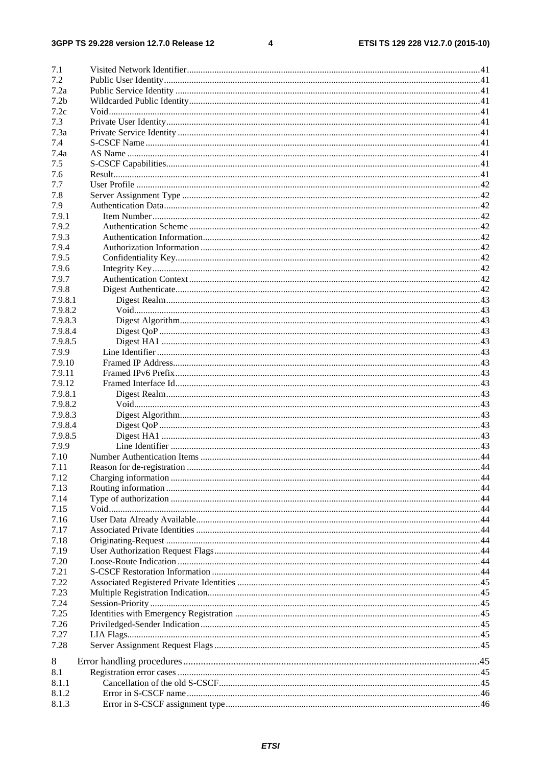7.1 Visited Network Identifier .......... 41
7.2 Public User Identity .......... 41
7.2a Public Service Identity .......... 41
7.2b Wildcarded Public Identity .......... 41
7.2c Void .......... 41
7.3 Private User Identity .......... 41
7.3a Private Service Identity .......... 41
7.4 S-CSCF Name .......... 41
7.4a AS Name .......... 41
7.5 S-CSCF Capabilities .......... 41
7.6 Result .......... 41
7.7 User Profile .......... 42
7.8 Server Assignment Type .......... 42
7.9 Authentication Data .......... 42
7.9.1 Item Number .......... 42
7.9.2 Authentication Scheme .......... 42
7.9.3 Authentication Information .......... 42
7.9.4 Authorization Information .......... 42
7.9.5 Confidentiality Key .......... 42
7.9.6 Integrity Key .......... 42
7.9.7 Authentication Context .......... 42
7.9.8 Digest Authenticate .......... 42
7.9.8.1 Digest Realm .......... 43
7.9.8.2 Void .......... 43
7.9.8.3 Digest Algorithm .......... 43
7.9.8.4 Digest QoP .......... 43
7.9.8.5 Digest HA1 .......... 43
7.9.9 Line Identifier .......... 43
7.9.10 Framed IP Address .......... 43
7.9.11 Framed IPv6 Prefix .......... 43
7.9.12 Framed Interface Id .......... 43
7.9.8.1 Digest Realm .......... 43
7.9.8.2 Void .......... 43
7.9.8.3 Digest Algorithm .......... 43
7.9.8.4 Digest QoP .......... 43
7.9.8.5 Digest HA1 .......... 43
7.9.9 Line Identifier .......... 43
7.10 Number Authentication Items .......... 44
7.11 Reason for de-registration .......... 44
7.12 Charging information .......... 44
7.13 Routing information .......... 44
7.14 Type of authorization .......... 44
7.15 Void .......... 44
7.16 User Data Already Available .......... 44
7.17 Associated Private Identities .......... 44
7.18 Originating-Request .......... 44
7.19 User Authorization Request Flags .......... 44
7.20 Loose-Route Indication .......... 44
7.21 S-CSCF Restoration Information .......... 44
7.22 Associated Registered Private Identities .......... 45
7.23 Multiple Registration Indication .......... 45
7.24 Session-Priority .......... 45
7.25 Identities with Emergency Registration .......... 45
7.26 Priviledged-Sender Indication .......... 45
7.27 LIA Flags .......... 45
7.28 Server Assignment Request Flags .......... 45

8 Error handling procedures .......... 45
8.1 Registration error cases .......... 45
8.1.1 Cancellation of the old S-CSCF .......... 45
8.1.2 Error in S-CSCF name .......... 46
8.1.3 Error in S-CSCF assignment type .......... 46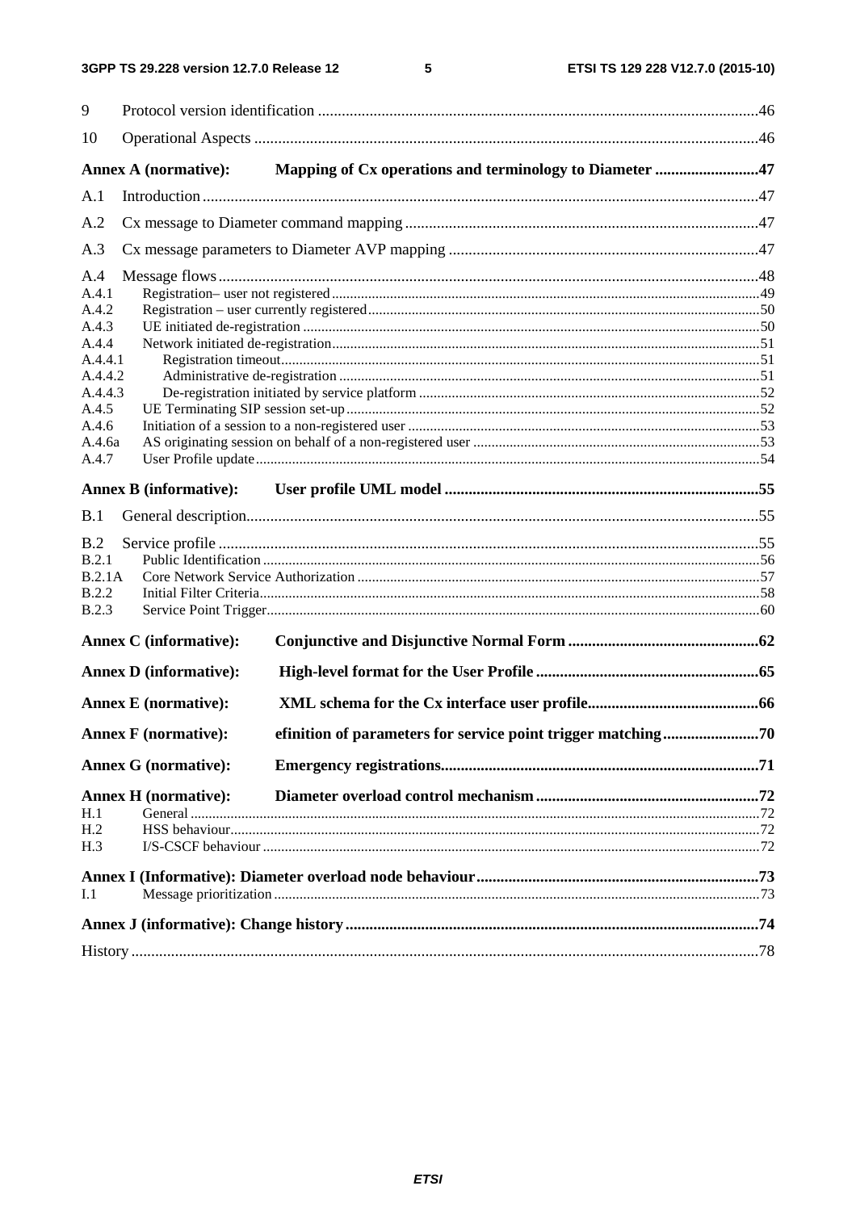9 Protocol version identification .....46

10 Operational Aspects .....46

**Annex A (normative): Mapping of Cx operations and terminology to Diameter .....47**

A.1 Introduction .....47

A.2 Cx message to Diameter command mapping .....47

A.3 Cx message parameters to Diameter AVP mapping .....47

A.4 Message flows .....48

A.4.1 Registration– user not registered .....49

A.4.2 Registration – user currently registered .....50

A.4.3 UE initiated de-registration .....50

A.4.4 Network initiated de-registration .....51

A.4.4.1 Registration timeout .....51

A.4.4.2 Administrative de-registration .....51

A.4.4.3 De-registration initiated by service platform .....52

A.4.5 UE Terminating SIP session set-up .....52

A.4.6 Initiation of a session to a non-registered user .....53

A.4.6a AS originating session on behalf of a non-registered user .....53

A.4.7 User Profile update .....54

**Annex B (informative): User profile UML model .....55**

B.1 General description .....55

B.2 Service profile .....55

B.2.1 Public Identification .....56

B.2.1A Core Network Service Authorization .....57

B.2.2 Initial Filter Criteria .....58

B.2.3 Service Point Trigger .....60

**Annex C (informative): Conjunctive and Disjunctive Normal Form .....62**

**Annex D (informative): High-level format for the User Profile .....65**

**Annex E (normative): XML schema for the Cx interface user profile .....66**

**Annex F (normative): efinition of parameters for service point trigger matching .....70**

**Annex G (normative): Emergency registrations .....71**

**Annex H (normative): Diameter overload control mechanism .....72**

H.1 General .....72

H.2 HSS behaviour .....72

H.3 I/S-CSCF behaviour .....72

**Annex I (Informative): Diameter overload node behaviour .....73**

I.1 Message prioritization .....73

**Annex J (informative): Change history .....74**

History .....78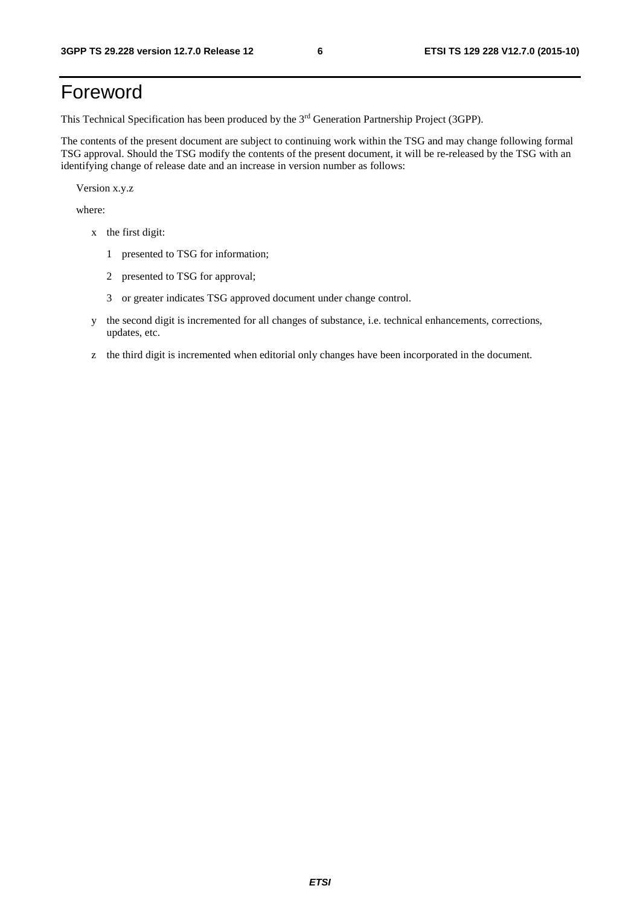# Foreword

This Technical Specification has been produced by the 3rd Generation Partnership Project (3GPP).

The contents of the present document are subject to continuing work within the TSG and may change following formal TSG approval. Should the TSG modify the contents of the present document, it will be re-released by the TSG with an identifying change of release date and an increase in version number as follows:

Version x.y.z

where:

- x the first digit:
  - 1 presented to TSG for information;
  - 2 presented to TSG for approval;
  - 3 or greater indicates TSG approved document under change control.
- y the second digit is incremented for all changes of substance, i.e. technical enhancements, corrections, updates, etc.
- z the third digit is incremented when editorial only changes have been incorporated in the document.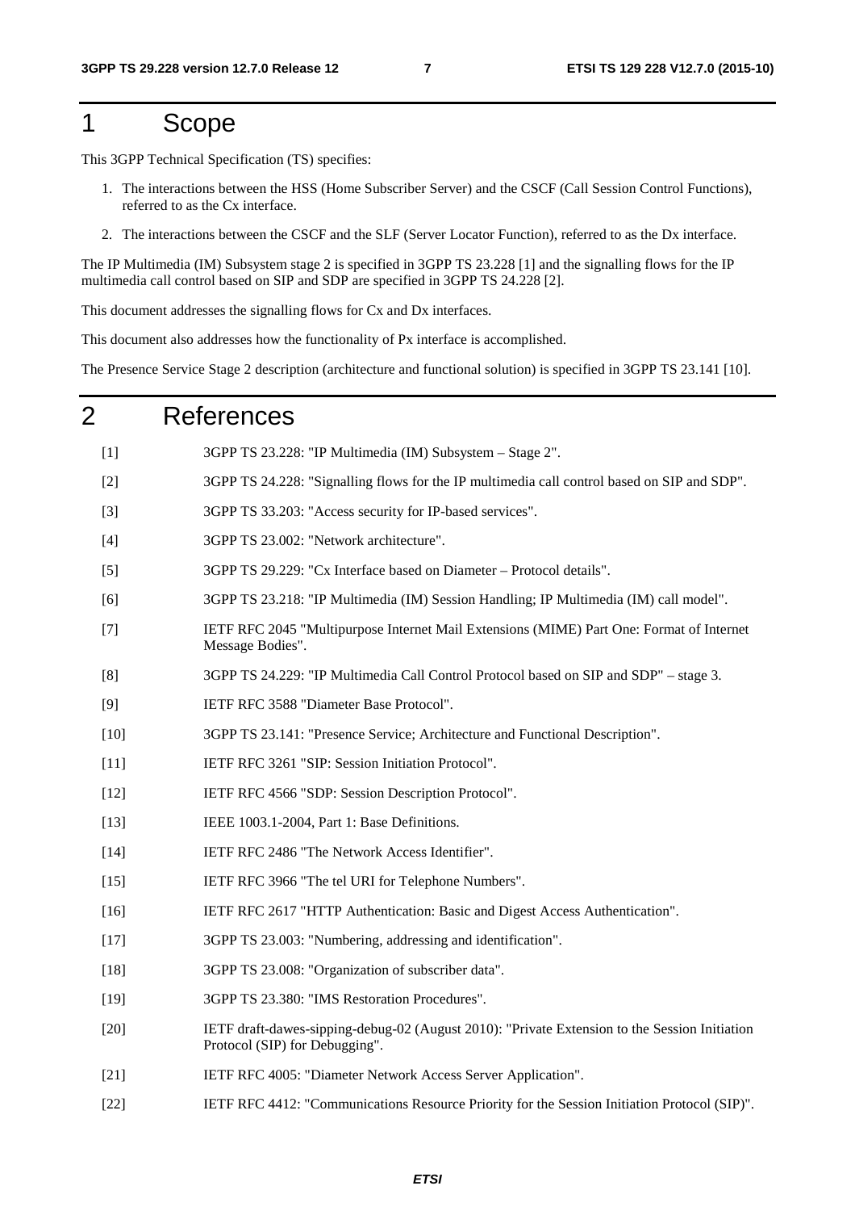# 1 Scope

This 3GPP Technical Specification (TS) specifies:

1. The interactions between the HSS (Home Subscriber Server) and the CSCF (Call Session Control Functions), referred to as the Cx interface.
2. The interactions between the CSCF and the SLF (Server Locator Function), referred to as the Dx interface.

The IP Multimedia (IM) Subsystem stage 2 is specified in 3GPP TS 23.228 [1] and the signalling flows for the IP multimedia call control based on SIP and SDP are specified in 3GPP TS 24.228 [2].

This document addresses the signalling flows for Cx and Dx interfaces.

This document also addresses how the functionality of Px interface is accomplished.

The Presence Service Stage 2 description (architecture and functional solution) is specified in 3GPP TS 23.141 [10].

# 2 References

[1] 3GPP TS 23.228: "IP Multimedia (IM) Subsystem – Stage 2".

[2] 3GPP TS 24.228: "Signalling flows for the IP multimedia call control based on SIP and SDP".

[3] 3GPP TS 33.203: "Access security for IP-based services".

[4] 3GPP TS 23.002: "Network architecture".

[5] 3GPP TS 29.229: "Cx Interface based on Diameter – Protocol details".

[6] 3GPP TS 23.218: "IP Multimedia (IM) Session Handling; IP Multimedia (IM) call model".

[7] IETF RFC 2045 "Multipurpose Internet Mail Extensions (MIME) Part One: Format of Internet Message Bodies".

[8] 3GPP TS 24.229: "IP Multimedia Call Control Protocol based on SIP and SDP" – stage 3.

[9] IETF RFC 3588 "Diameter Base Protocol".

[10] 3GPP TS 23.141: "Presence Service; Architecture and Functional Description".

[11] IETF RFC 3261 "SIP: Session Initiation Protocol".

[12] IETF RFC 4566 "SDP: Session Description Protocol".

[13] IEEE 1003.1-2004, Part 1: Base Definitions.

[14] IETF RFC 2486 "The Network Access Identifier".

[15] IETF RFC 3966 "The tel URI for Telephone Numbers".

[16] IETF RFC 2617 "HTTP Authentication: Basic and Digest Access Authentication".

[17] 3GPP TS 23.003: "Numbering, addressing and identification".

[18] 3GPP TS 23.008: "Organization of subscriber data".

[19] 3GPP TS 23.380: "IMS Restoration Procedures".

[20] IETF draft-dawes-sipping-debug-02 (August 2010): "Private Extension to the Session Initiation Protocol (SIP) for Debugging".

[21] IETF RFC 4005: "Diameter Network Access Server Application".

[22] IETF RFC 4412: "Communications Resource Priority for the Session Initiation Protocol (SIP)".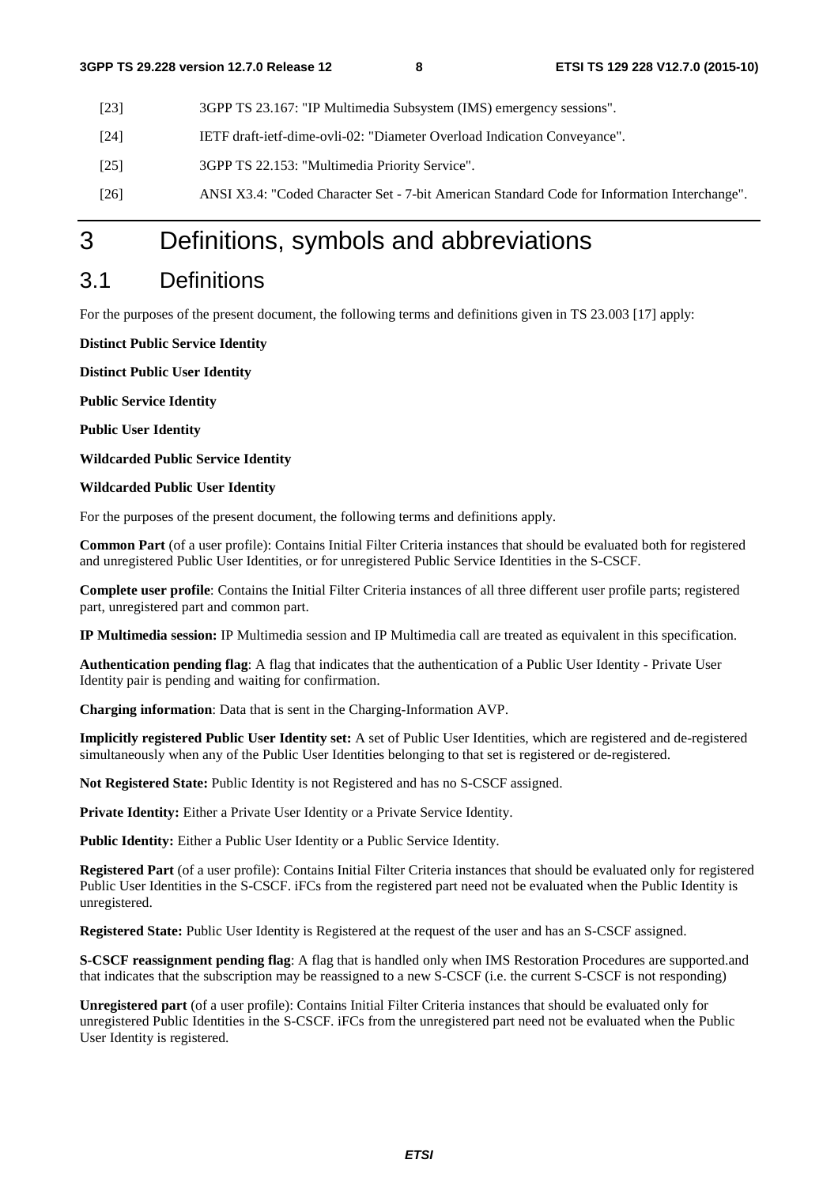[23] 3GPP TS 23.167: "IP Multimedia Subsystem (IMS) emergency sessions".

[24] IETF draft-ietf-dime-ovli-02: "Diameter Overload Indication Conveyance".

[25] 3GPP TS 22.153: "Multimedia Priority Service".

[26] ANSI X3.4: "Coded Character Set - 7-bit American Standard Code for Information Interchange".

# 3 Definitions, symbols and abbreviations

## 3.1 Definitions

For the purposes of the present document, the following terms and definitions given in TS 23.003 [17] apply:

**Distinct Public Service Identity**

**Distinct Public User Identity**

**Public Service Identity**

**Public User Identity**

**Wildcarded Public Service Identity**

**Wildcarded Public User Identity**

For the purposes of the present document, the following terms and definitions apply.

**Common Part** (of a user profile): Contains Initial Filter Criteria instances that should be evaluated both for registered and unregistered Public User Identities, or for unregistered Public Service Identities in the S-CSCF.

**Complete user profile**: Contains the Initial Filter Criteria instances of all three different user profile parts; registered part, unregistered part and common part.

**IP Multimedia session:** IP Multimedia session and IP Multimedia call are treated as equivalent in this specification.

**Authentication pending flag**: A flag that indicates that the authentication of a Public User Identity - Private User Identity pair is pending and waiting for confirmation.

**Charging information**: Data that is sent in the Charging-Information AVP.

**Implicitly registered Public User Identity set:** A set of Public User Identities, which are registered and de-registered simultaneously when any of the Public User Identities belonging to that set is registered or de-registered.

**Not Registered State:** Public Identity is not Registered and has no S-CSCF assigned.

**Private Identity:** Either a Private User Identity or a Private Service Identity.

**Public Identity:** Either a Public User Identity or a Public Service Identity.

**Registered Part** (of a user profile): Contains Initial Filter Criteria instances that should be evaluated only for registered Public User Identities in the S-CSCF. iFCs from the registered part need not be evaluated when the Public Identity is unregistered.

**Registered State:** Public User Identity is Registered at the request of the user and has an S-CSCF assigned.

**S-CSCF reassignment pending flag**: A flag that is handled only when IMS Restoration Procedures are supported.and that indicates that the subscription may be reassigned to a new S-CSCF (i.e. the current S-CSCF is not responding)

**Unregistered part** (of a user profile): Contains Initial Filter Criteria instances that should be evaluated only for unregistered Public Identities in the S-CSCF. iFCs from the unregistered part need not be evaluated when the Public User Identity is registered.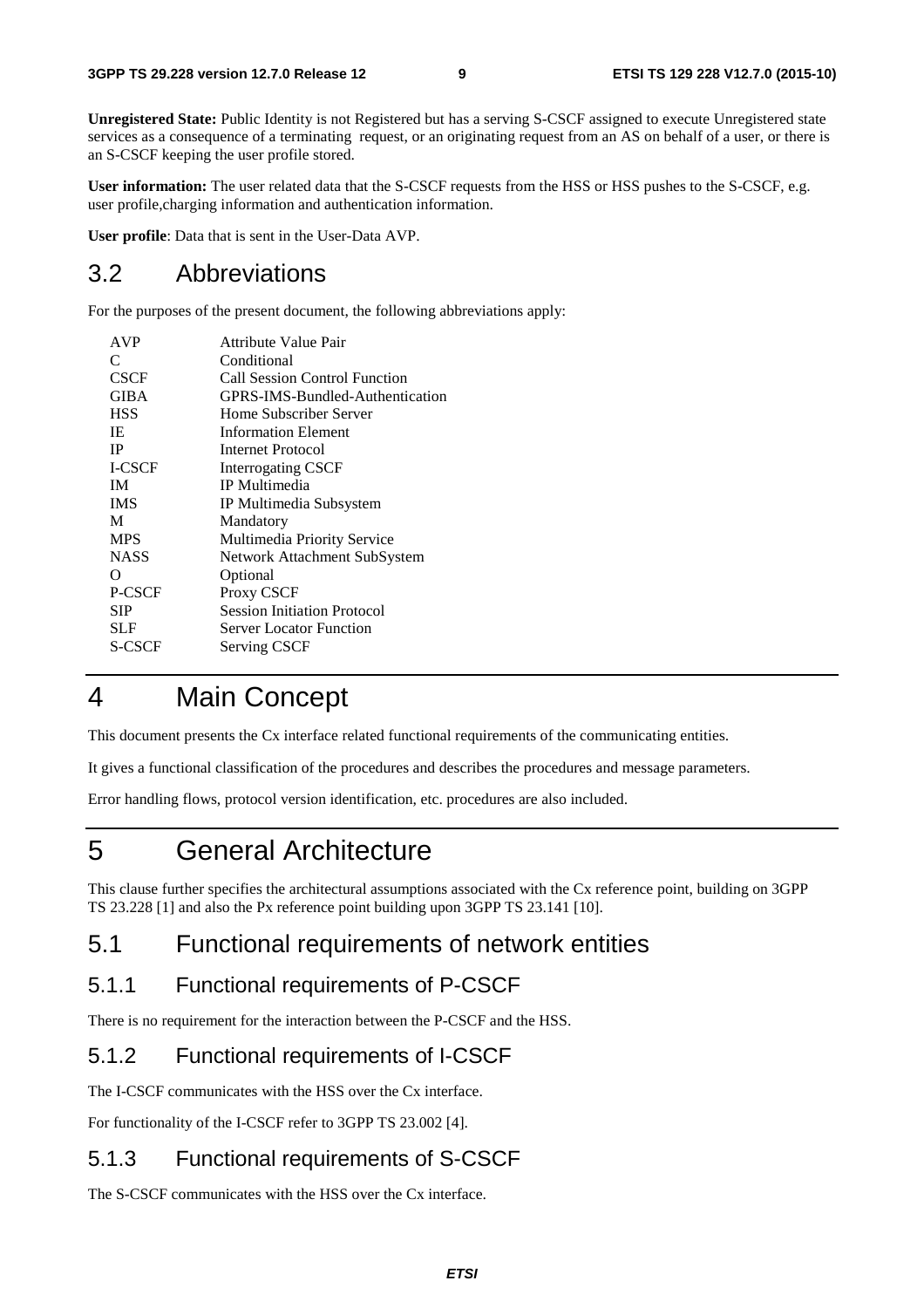**Unregistered State:** Public Identity is not Registered but has a serving S-CSCF assigned to execute Unregistered state services as a consequence of a terminating request, or an originating request from an AS on behalf of a user, or there is an S-CSCF keeping the user profile stored.

**User information:** The user related data that the S-CSCF requests from the HSS or HSS pushes to the S-CSCF, e.g. user profile,charging information and authentication information.

**User profile**: Data that is sent in the User-Data AVP.

## 3.2 Abbreviations

For the purposes of the present document, the following abbreviations apply:

| | |
|---|---|
| AVP | Attribute Value Pair |
| C | Conditional |
| CSCF | Call Session Control Function |
| GIBA | GPRS-IMS-Bundled-Authentication |
| HSS | Home Subscriber Server |
| IE | Information Element |
| IP | Internet Protocol |
| I-CSCF | Interrogating CSCF |
| IM | IP Multimedia |
| IMS | IP Multimedia Subsystem |
| M | Mandatory |
| MPS | Multimedia Priority Service |
| NASS | Network Attachment SubSystem |
| O | Optional |
| P-CSCF | Proxy CSCF |
| SIP | Session Initiation Protocol |
| SLF | Server Locator Function |
| S-CSCF | Serving CSCF |

# 4 Main Concept

This document presents the Cx interface related functional requirements of the communicating entities.

It gives a functional classification of the procedures and describes the procedures and message parameters.

Error handling flows, protocol version identification, etc. procedures are also included.

# 5 General Architecture

This clause further specifies the architectural assumptions associated with the Cx reference point, building on 3GPP TS 23.228 [1] and also the Px reference point building upon 3GPP TS 23.141 [10].

## 5.1 Functional requirements of network entities

### 5.1.1 Functional requirements of P-CSCF

There is no requirement for the interaction between the P-CSCF and the HSS.

### 5.1.2 Functional requirements of I-CSCF

The I-CSCF communicates with the HSS over the Cx interface.

For functionality of the I-CSCF refer to 3GPP TS 23.002 [4].

### 5.1.3 Functional requirements of S-CSCF

The S-CSCF communicates with the HSS over the Cx interface.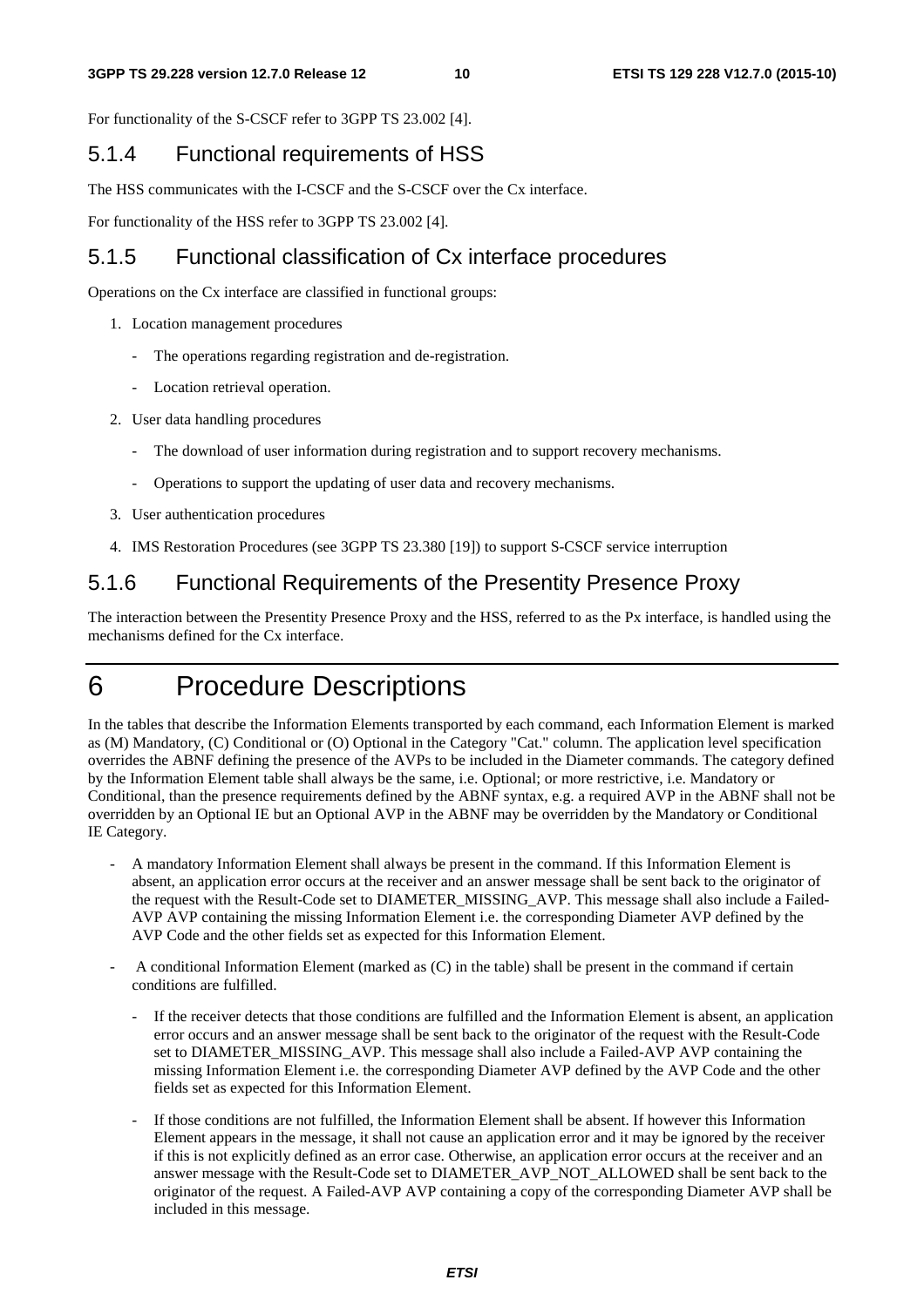For functionality of the S-CSCF refer to 3GPP TS 23.002 [4].

### 5.1.4 Functional requirements of HSS

The HSS communicates with the I-CSCF and the S-CSCF over the Cx interface.

For functionality of the HSS refer to 3GPP TS 23.002 [4].

### 5.1.5 Functional classification of Cx interface procedures

Operations on the Cx interface are classified in functional groups:

1. Location management procedures
   - The operations regarding registration and de-registration.
   - Location retrieval operation.
2. User data handling procedures
   - The download of user information during registration and to support recovery mechanisms.
   - Operations to support the updating of user data and recovery mechanisms.
3. User authentication procedures
4. IMS Restoration Procedures (see 3GPP TS 23.380 [19]) to support S-CSCF service interruption

### 5.1.6 Functional Requirements of the Presentity Presence Proxy

The interaction between the Presentity Presence Proxy and the HSS, referred to as the Px interface, is handled using the mechanisms defined for the Cx interface.

# 6 Procedure Descriptions

In the tables that describe the Information Elements transported by each command, each Information Element is marked as (M) Mandatory, (C) Conditional or (O) Optional in the Category "Cat." column. The application level specification overrides the ABNF defining the presence of the AVPs to be included in the Diameter commands. The category defined by the Information Element table shall always be the same, i.e. Optional; or more restrictive, i.e. Mandatory or Conditional, than the presence requirements defined by the ABNF syntax, e.g. a required AVP in the ABNF shall not be overridden by an Optional IE but an Optional AVP in the ABNF may be overridden by the Mandatory or Conditional IE Category.

- A mandatory Information Element shall always be present in the command. If this Information Element is absent, an application error occurs at the receiver and an answer message shall be sent back to the originator of the request with the Result-Code set to DIAMETER_MISSING_AVP. This message shall also include a Failed-AVP AVP containing the missing Information Element i.e. the corresponding Diameter AVP defined by the AVP Code and the other fields set as expected for this Information Element.
- A conditional Information Element (marked as (C) in the table) shall be present in the command if certain conditions are fulfilled.
  - If the receiver detects that those conditions are fulfilled and the Information Element is absent, an application error occurs and an answer message shall be sent back to the originator of the request with the Result-Code set to DIAMETER_MISSING_AVP. This message shall also include a Failed-AVP AVP containing the missing Information Element i.e. the corresponding Diameter AVP defined by the AVP Code and the other fields set as expected for this Information Element.
  - If those conditions are not fulfilled, the Information Element shall be absent. If however this Information Element appears in the message, it shall not cause an application error and it may be ignored by the receiver if this is not explicitly defined as an error case. Otherwise, an application error occurs at the receiver and an answer message with the Result-Code set to DIAMETER_AVP_NOT_ALLOWED shall be sent back to the originator of the request. A Failed-AVP AVP containing a copy of the corresponding Diameter AVP shall be included in this message.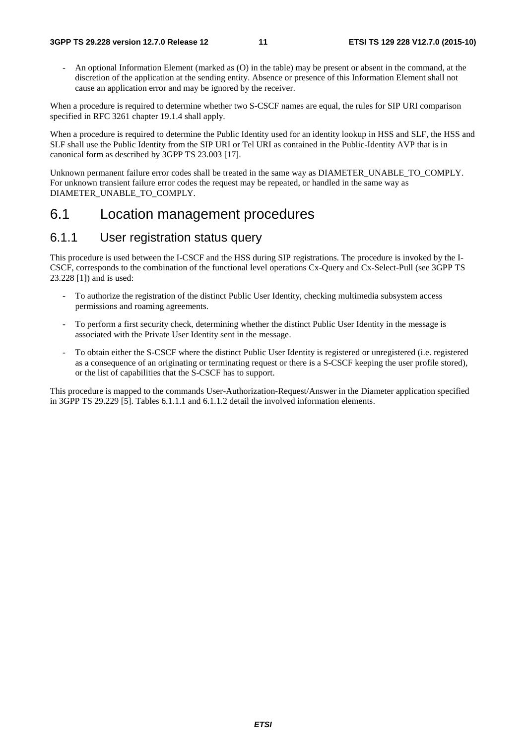- An optional Information Element (marked as (O) in the table) may be present or absent in the command, at the discretion of the application at the sending entity. Absence or presence of this Information Element shall not cause an application error and may be ignored by the receiver.

When a procedure is required to determine whether two S-CSCF names are equal, the rules for SIP URI comparison specified in RFC 3261 chapter 19.1.4 shall apply.

When a procedure is required to determine the Public Identity used for an identity lookup in HSS and SLF, the HSS and SLF shall use the Public Identity from the SIP URI or Tel URI as contained in the Public-Identity AVP that is in canonical form as described by 3GPP TS 23.003 [17].

Unknown permanent failure error codes shall be treated in the same way as DIAMETER_UNABLE_TO_COMPLY. For unknown transient failure error codes the request may be repeated, or handled in the same way as DIAMETER_UNABLE_TO_COMPLY.

# 6.1 Location management procedures

## 6.1.1 User registration status query

This procedure is used between the I-CSCF and the HSS during SIP registrations. The procedure is invoked by the I-CSCF, corresponds to the combination of the functional level operations Cx-Query and Cx-Select-Pull (see 3GPP TS 23.228 [1]) and is used:

- To authorize the registration of the distinct Public User Identity, checking multimedia subsystem access permissions and roaming agreements.
- To perform a first security check, determining whether the distinct Public User Identity in the message is associated with the Private User Identity sent in the message.
- To obtain either the S-CSCF where the distinct Public User Identity is registered or unregistered (i.e. registered as a consequence of an originating or terminating request or there is a S-CSCF keeping the user profile stored), or the list of capabilities that the S-CSCF has to support.

This procedure is mapped to the commands User-Authorization-Request/Answer in the Diameter application specified in 3GPP TS 29.229 [5]. Tables 6.1.1.1 and 6.1.1.2 detail the involved information elements.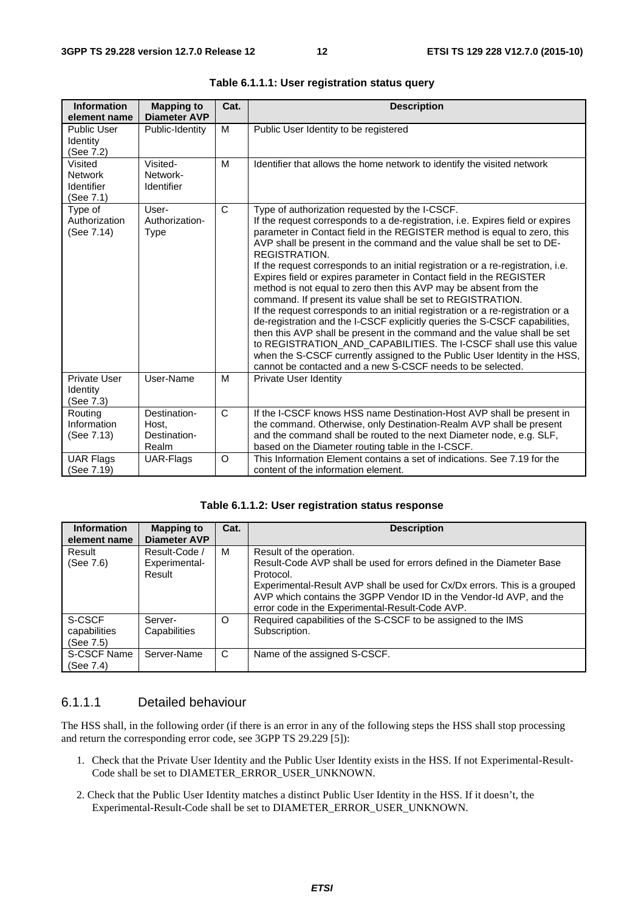**Table 6.1.1.1: User registration status query**

| Information element name | Mapping to Diameter AVP | Cat. | Description |
|---|---|---|---|
| Public User Identity (See 7.2) | Public-Identity | M | Public User Identity to be registered |
| Visited Network Identifier (See 7.1) | Visited-Network-Identifier | M | Identifier that allows the home network to identify the visited network |
| Type of Authorization (See 7.14) | User-Authorization-Type | C | Type of authorization requested by the I-CSCF. If the request corresponds to a de-registration, i.e. Expires field or expires parameter in Contact field in the REGISTER method is equal to zero, this AVP shall be present in the command and the value shall be set to DE-REGISTRATION. If the request corresponds to an initial registration or a re-registration, i.e. Expires field or expires parameter in Contact field in the REGISTER method is not equal to zero then this AVP may be absent from the command. If present its value shall be set to REGISTRATION. If the request corresponds to an initial registration or a re-registration or a de-registration and the I-CSCF explicitly queries the S-CSCF capabilities, then this AVP shall be present in the command and the value shall be set to REGISTRATION_AND_CAPABILITIES. The I-CSCF shall use this value when the S-CSCF currently assigned to the Public User Identity in the HSS, cannot be contacted and a new S-CSCF needs to be selected. |
| Private User Identity (See 7.3) | User-Name | M | Private User Identity |
| Routing Information (See 7.13) | Destination-Host, Destination-Realm | C | If the I-CSCF knows HSS name Destination-Host AVP shall be present in the command. Otherwise, only Destination-Realm AVP shall be present and the command shall be routed to the next Diameter node, e.g. SLF, based on the Diameter routing table in the I-CSCF. |
| UAR Flags (See 7.19) | UAR-Flags | O | This Information Element contains a set of indications. See 7.19 for the content of the information element. |

**Table 6.1.1.2: User registration status response**

| Information element name | Mapping to Diameter AVP | Cat. | Description |
|---|---|---|---|
| Result (See 7.6) | Result-Code / Experimental-Result | M | Result of the operation. Result-Code AVP shall be used for errors defined in the Diameter Base Protocol. Experimental-Result AVP shall be used for Cx/Dx errors. This is a grouped AVP which contains the 3GPP Vendor ID in the Vendor-Id AVP, and the error code in the Experimental-Result-Code AVP. |
| S-CSCF capabilities (See 7.5) | Server-Capabilities | O | Required capabilities of the S-CSCF to be assigned to the IMS Subscription. |
| S-CSCF Name (See 7.4) | Server-Name | C | Name of the assigned S-CSCF. |

#### 6.1.1.1 Detailed behaviour

The HSS shall, in the following order (if there is an error in any of the following steps the HSS shall stop processing and return the corresponding error code, see 3GPP TS 29.229 [5]):

1. Check that the Private User Identity and the Public User Identity exists in the HSS. If not Experimental-Result-Code shall be set to DIAMETER_ERROR_USER_UNKNOWN.
2. Check that the Public User Identity matches a distinct Public User Identity in the HSS. If it doesn't, the Experimental-Result-Code shall be set to DIAMETER_ERROR_USER_UNKNOWN.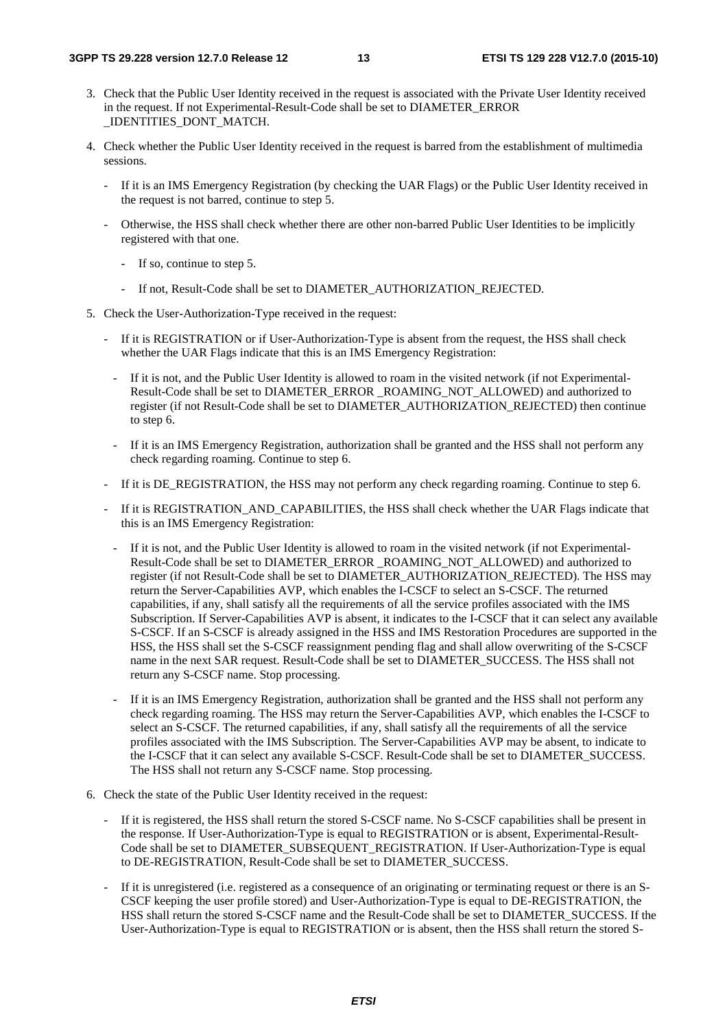3. Check that the Public User Identity received in the request is associated with the Private User Identity received in the request. If not Experimental-Result-Code shall be set to DIAMETER_ERROR _IDENTITIES_DONT_MATCH.

4. Check whether the Public User Identity received in the request is barred from the establishment of multimedia sessions.

   - If it is an IMS Emergency Registration (by checking the UAR Flags) or the Public User Identity received in the request is not barred, continue to step 5.

   - Otherwise, the HSS shall check whether there are other non-barred Public User Identities to be implicitly registered with that one.

     - If so, continue to step 5.

     - If not, Result-Code shall be set to DIAMETER_AUTHORIZATION_REJECTED.

5. Check the User-Authorization-Type received in the request:

   - If it is REGISTRATION or if User-Authorization-Type is absent from the request, the HSS shall check whether the UAR Flags indicate that this is an IMS Emergency Registration:

     - If it is not, and the Public User Identity is allowed to roam in the visited network (if not Experimental-Result-Code shall be set to DIAMETER_ERROR _ROAMING_NOT_ALLOWED) and authorized to register (if not Result-Code shall be set to DIAMETER_AUTHORIZATION_REJECTED) then continue to step 6.

     - If it is an IMS Emergency Registration, authorization shall be granted and the HSS shall not perform any check regarding roaming. Continue to step 6.

   - If it is DE_REGISTRATION, the HSS may not perform any check regarding roaming. Continue to step 6.

   - If it is REGISTRATION_AND_CAPABILITIES, the HSS shall check whether the UAR Flags indicate that this is an IMS Emergency Registration:

     - If it is not, and the Public User Identity is allowed to roam in the visited network (if not Experimental-Result-Code shall be set to DIAMETER_ERROR _ROAMING_NOT_ALLOWED) and authorized to register (if not Result-Code shall be set to DIAMETER_AUTHORIZATION_REJECTED). The HSS may return the Server-Capabilities AVP, which enables the I-CSCF to select an S-CSCF. The returned capabilities, if any, shall satisfy all the requirements of all the service profiles associated with the IMS Subscription. If Server-Capabilities AVP is absent, it indicates to the I-CSCF that it can select any available S-CSCF. If an S-CSCF is already assigned in the HSS and IMS Restoration Procedures are supported in the HSS, the HSS shall set the S-CSCF reassignment pending flag and shall allow overwriting of the S-CSCF name in the next SAR request. Result-Code shall be set to DIAMETER_SUCCESS. The HSS shall not return any S-CSCF name. Stop processing.

     - If it is an IMS Emergency Registration, authorization shall be granted and the HSS shall not perform any check regarding roaming. The HSS may return the Server-Capabilities AVP, which enables the I-CSCF to select an S-CSCF. The returned capabilities, if any, shall satisfy all the requirements of all the service profiles associated with the IMS Subscription. The Server-Capabilities AVP may be absent, to indicate to the I-CSCF that it can select any available S-CSCF. Result-Code shall be set to DIAMETER_SUCCESS. The HSS shall not return any S-CSCF name. Stop processing.

6. Check the state of the Public User Identity received in the request:

   - If it is registered, the HSS shall return the stored S-CSCF name. No S-CSCF capabilities shall be present in the response. If User-Authorization-Type is equal to REGISTRATION or is absent, Experimental-Result-Code shall be set to DIAMETER_SUBSEQUENT_REGISTRATION. If User-Authorization-Type is equal to DE-REGISTRATION, Result-Code shall be set to DIAMETER_SUCCESS.

   - If it is unregistered (i.e. registered as a consequence of an originating or terminating request or there is an S-CSCF keeping the user profile stored) and User-Authorization-Type is equal to DE-REGISTRATION, the HSS shall return the stored S-CSCF name and the Result-Code shall be set to DIAMETER_SUCCESS. If the User-Authorization-Type is equal to REGISTRATION or is absent, then the HSS shall return the stored S-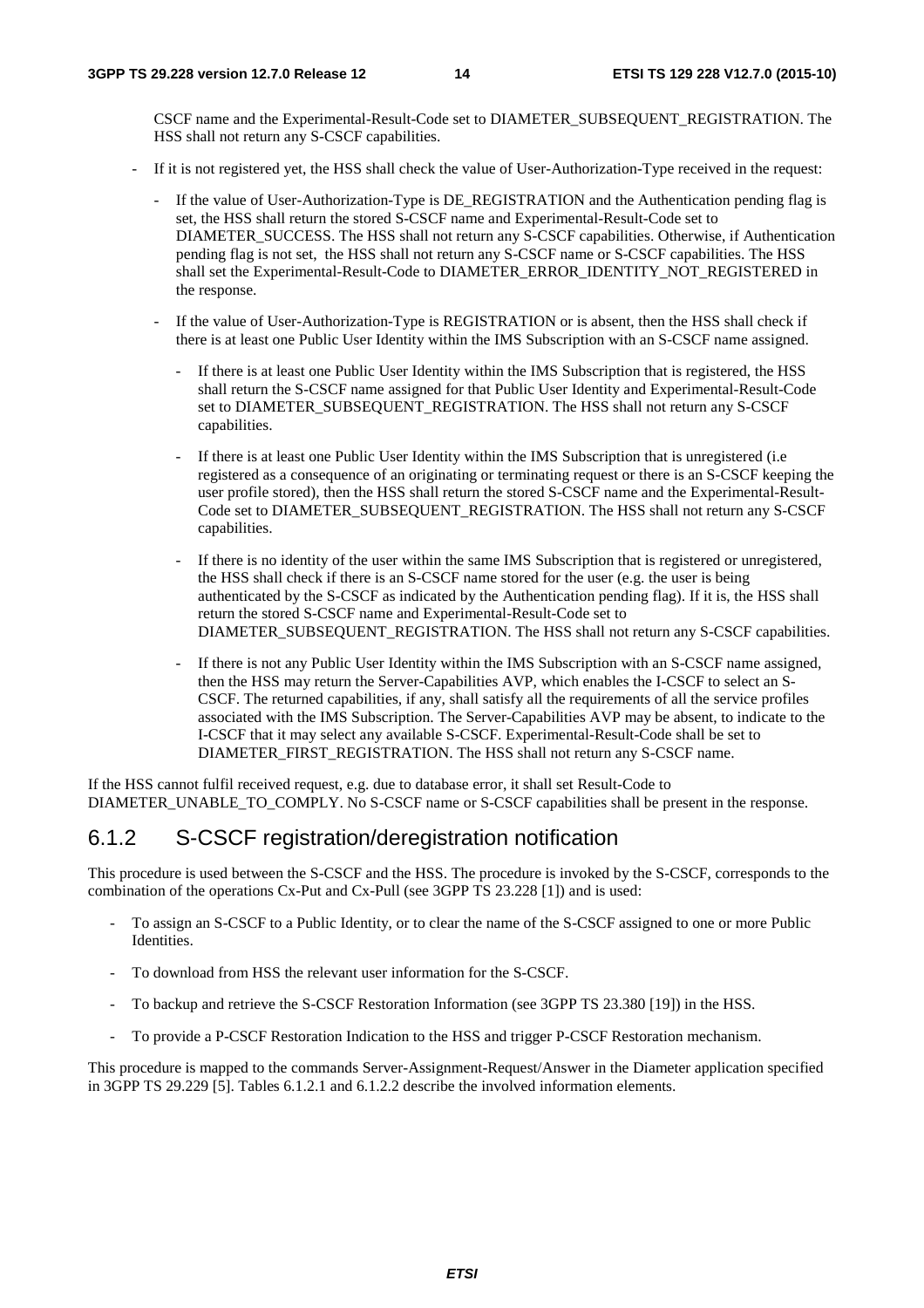CSCF name and the Experimental-Result-Code set to DIAMETER_SUBSEQUENT_REGISTRATION. The HSS shall not return any S-CSCF capabilities.

- If it is not registered yet, the HSS shall check the value of User-Authorization-Type received in the request:
  - If the value of User-Authorization-Type is DE_REGISTRATION and the Authentication pending flag is set, the HSS shall return the stored S-CSCF name and Experimental-Result-Code set to DIAMETER_SUCCESS. The HSS shall not return any S-CSCF capabilities. Otherwise, if Authentication pending flag is not set, the HSS shall not return any S-CSCF name or S-CSCF capabilities. The HSS shall set the Experimental-Result-Code to DIAMETER_ERROR_IDENTITY_NOT_REGISTERED in the response.
  - If the value of User-Authorization-Type is REGISTRATION or is absent, then the HSS shall check if there is at least one Public User Identity within the IMS Subscription with an S-CSCF name assigned.
    - If there is at least one Public User Identity within the IMS Subscription that is registered, the HSS shall return the S-CSCF name assigned for that Public User Identity and Experimental-Result-Code set to DIAMETER_SUBSEQUENT_REGISTRATION. The HSS shall not return any S-CSCF capabilities.
    - If there is at least one Public User Identity within the IMS Subscription that is unregistered (i.e registered as a consequence of an originating or terminating request or there is an S-CSCF keeping the user profile stored), then the HSS shall return the stored S-CSCF name and the Experimental-Result-Code set to DIAMETER_SUBSEQUENT_REGISTRATION. The HSS shall not return any S-CSCF capabilities.
    - If there is no identity of the user within the same IMS Subscription that is registered or unregistered, the HSS shall check if there is an S-CSCF name stored for the user (e.g. the user is being authenticated by the S-CSCF as indicated by the Authentication pending flag). If it is, the HSS shall return the stored S-CSCF name and Experimental-Result-Code set to DIAMETER_SUBSEQUENT_REGISTRATION. The HSS shall not return any S-CSCF capabilities.
    - If there is not any Public User Identity within the IMS Subscription with an S-CSCF name assigned, then the HSS may return the Server-Capabilities AVP, which enables the I-CSCF to select an S-CSCF. The returned capabilities, if any, shall satisfy all the requirements of all the service profiles associated with the IMS Subscription. The Server-Capabilities AVP may be absent, to indicate to the I-CSCF that it may select any available S-CSCF. Experimental-Result-Code shall be set to DIAMETER_FIRST_REGISTRATION. The HSS shall not return any S-CSCF name.

If the HSS cannot fulfil received request, e.g. due to database error, it shall set Result-Code to DIAMETER_UNABLE_TO_COMPLY. No S-CSCF name or S-CSCF capabilities shall be present in the response.

### 6.1.2 S-CSCF registration/deregistration notification

This procedure is used between the S-CSCF and the HSS. The procedure is invoked by the S-CSCF, corresponds to the combination of the operations Cx-Put and Cx-Pull (see 3GPP TS 23.228 [1]) and is used:

- To assign an S-CSCF to a Public Identity, or to clear the name of the S-CSCF assigned to one or more Public Identities.
- To download from HSS the relevant user information for the S-CSCF.
- To backup and retrieve the S-CSCF Restoration Information (see 3GPP TS 23.380 [19]) in the HSS.
- To provide a P-CSCF Restoration Indication to the HSS and trigger P-CSCF Restoration mechanism.

This procedure is mapped to the commands Server-Assignment-Request/Answer in the Diameter application specified in 3GPP TS 29.229 [5]. Tables 6.1.2.1 and 6.1.2.2 describe the involved information elements.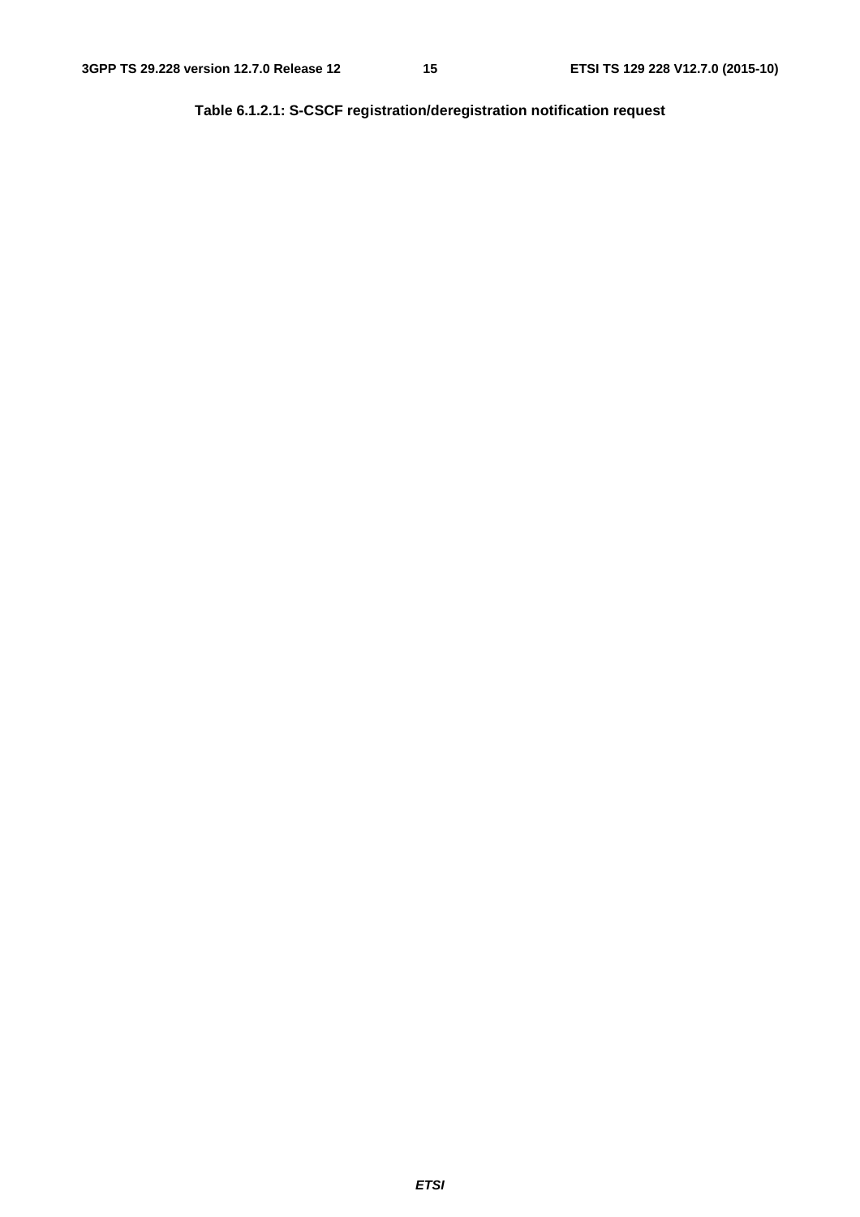**Table 6.1.2.1: S-CSCF registration/deregistration notification request**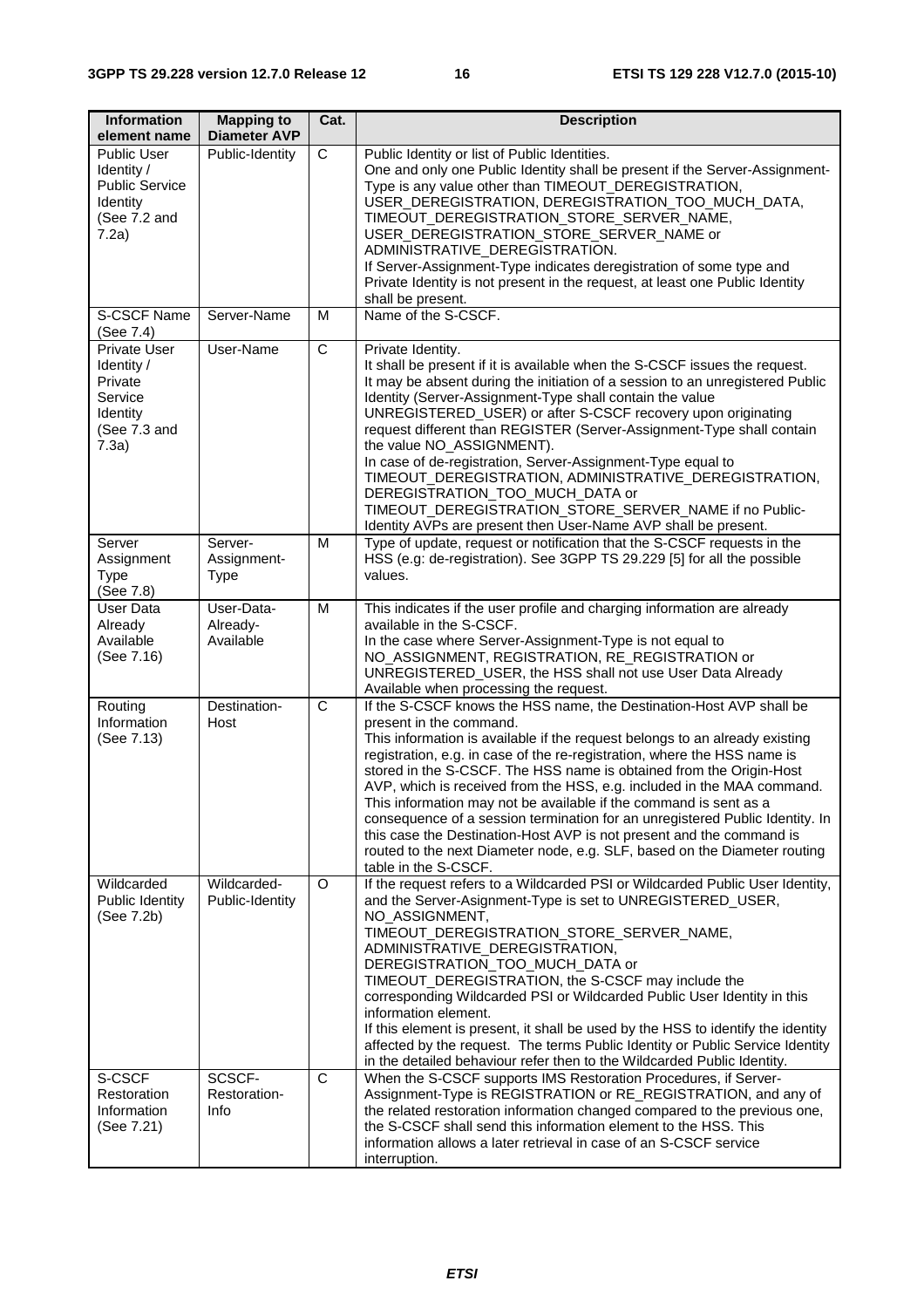| Information element name | Mapping to Diameter AVP | Cat. | Description |
|---|---|---|---|
| Public User Identity / Public Service Identity (See 7.2 and 7.2a) | Public-Identity | C | Public Identity or list of Public Identities.<br>One and only one Public Identity shall be present if the Server-Assignment-Type is any value other than TIMEOUT_DEREGISTRATION, USER_DEREGISTRATION, DEREGISTRATION_TOO_MUCH_DATA, TIMEOUT_DEREGISTRATION_STORE_SERVER_NAME, USER_DEREGISTRATION_STORE_SERVER_NAME or ADMINISTRATIVE_DEREGISTRATION.<br>If Server-Assignment-Type indicates deregistration of some type and Private Identity is not present in the request, at least one Public Identity shall be present. |
| S-CSCF Name (See 7.4) | Server-Name | M | Name of the S-CSCF. |
| Private User Identity / Private Service Identity (See 7.3 and 7.3a) | User-Name | C | Private Identity.<br>It shall be present if it is available when the S-CSCF issues the request.<br>It may be absent during the initiation of a session to an unregistered Public Identity (Server-Assignment-Type shall contain the value UNREGISTERED_USER) or after S-CSCF recovery upon originating request different than REGISTER (Server-Assignment-Type shall contain the value NO_ASSIGNMENT).<br>In case of de-registration, Server-Assignment-Type equal to TIMEOUT_DEREGISTRATION, ADMINISTRATIVE_DEREGISTRATION, DEREGISTRATION_TOO_MUCH_DATA or TIMEOUT_DEREGISTRATION_STORE_SERVER_NAME if no Public-Identity AVPs are present then User-Name AVP shall be present. |
| Server Assignment Type (See 7.8) | Server-Assignment-Type | M | Type of update, request or notification that the S-CSCF requests in the HSS (e.g: de-registration). See 3GPP TS 29.229 [5] for all the possible values. |
| User Data Already Available (See 7.16) | User-Data-Already-Available | M | This indicates if the user profile and charging information are already available in the S-CSCF.<br>In the case where Server-Assignment-Type is not equal to NO_ASSIGNMENT, REGISTRATION, RE_REGISTRATION or UNREGISTERED_USER, the HSS shall not use User Data Already Available when processing the request. |
| Routing Information (See 7.13) | Destination-Host | C | If the S-CSCF knows the HSS name, the Destination-Host AVP shall be present in the command.<br>This information is available if the request belongs to an already existing registration, e.g. in case of the re-registration, where the HSS name is stored in the S-CSCF. The HSS name is obtained from the Origin-Host AVP, which is received from the HSS, e.g. included in the MAA command.<br>This information may not be available if the command is sent as a consequence of a session termination for an unregistered Public Identity. In this case the Destination-Host AVP is not present and the command is routed to the next Diameter node, e.g. SLF, based on the Diameter routing table in the S-CSCF. |
| Wildcarded Public Identity (See 7.2b) | Wildcarded-Public-Identity | O | If the request refers to a Wildcarded PSI or Wildcarded Public User Identity, and the Server-Assignment-Type is set to UNREGISTERED_USER, NO_ASSIGNMENT, TIMEOUT_DEREGISTRATION_STORE_SERVER_NAME, ADMINISTRATIVE_DEREGISTRATION, DEREGISTRATION_TOO_MUCH_DATA or TIMEOUT_DEREGISTRATION, the S-CSCF may include the corresponding Wildcarded PSI or Wildcarded Public User Identity in this information element.<br>If this element is present, it shall be used by the HSS to identify the identity affected by the request. The terms Public Identity or Public Service Identity in the detailed behaviour refer then to the Wildcarded Public Identity. |
| S-CSCF Restoration Information (See 7.21) | SCSCF-Restoration-Info | C | When the S-CSCF supports IMS Restoration Procedures, if Server-Assignment-Type is REGISTRATION or RE_REGISTRATION, and any of the related restoration information changed compared to the previous one, the S-CSCF shall send this information element to the HSS. This information allows a later retrieval in case of an S-CSCF service interruption. |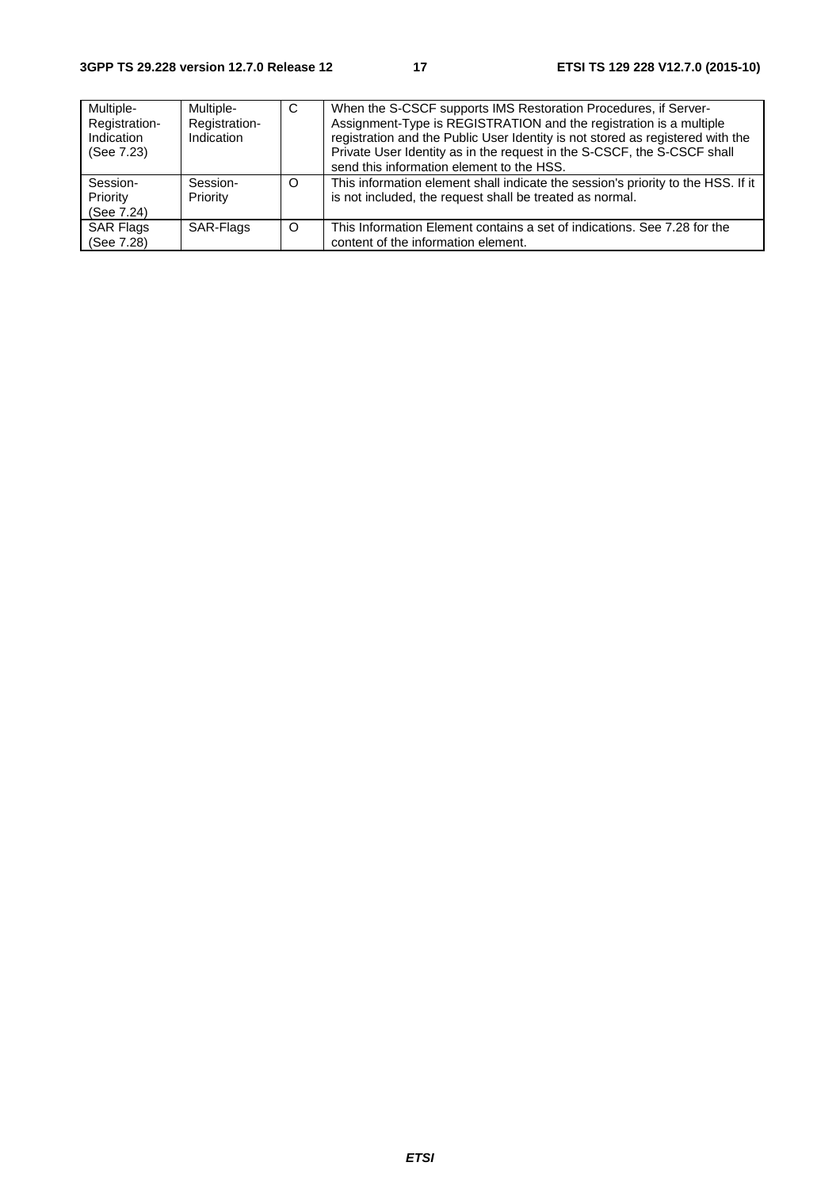| Multiple-Registration-Indication (See 7.23) | Multiple-Registration-Indication | C | When the S-CSCF supports IMS Restoration Procedures, if Server-Assignment-Type is REGISTRATION and the registration is a multiple registration and the Public User Identity is not stored as registered with the Private User Identity as in the request in the S-CSCF, the S-CSCF shall send this information element to the HSS. |
|---|---|---|---|
| Session-Priority (See 7.24) | Session-Priority | O | This information element shall indicate the session's priority to the HSS. If it is not included, the request shall be treated as normal. |
| SAR Flags (See 7.28) | SAR-Flags | O | This Information Element contains a set of indications. See 7.28 for the content of the information element. |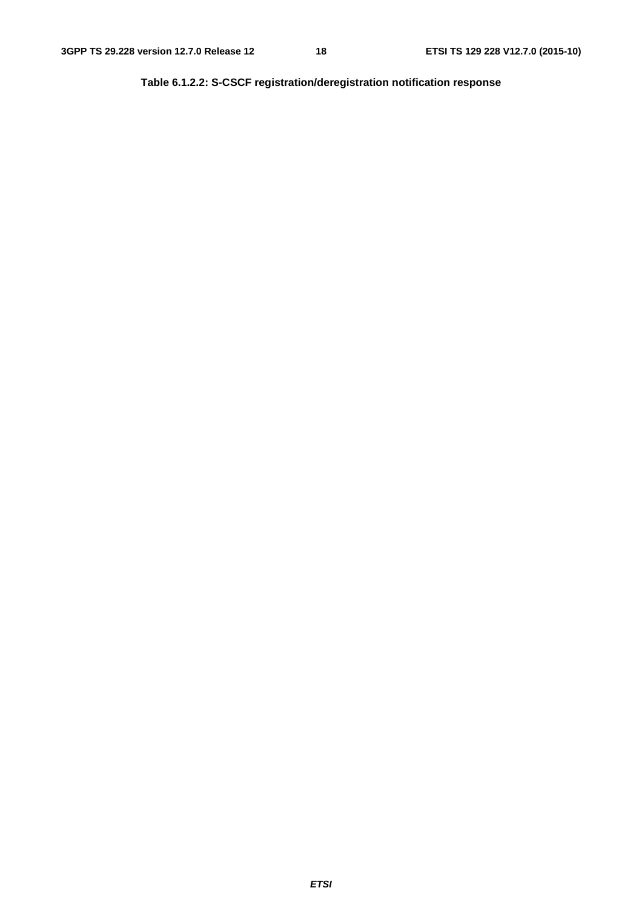**Table 6.1.2.2: S-CSCF registration/deregistration notification response**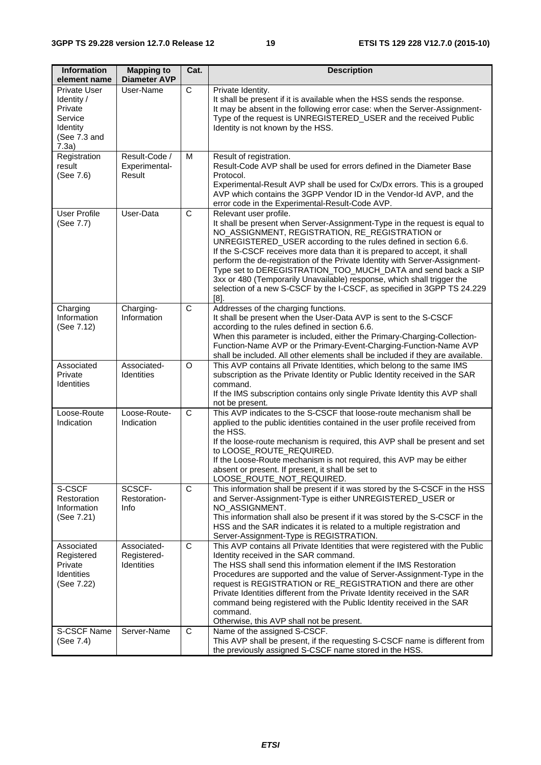| Information element name | Mapping to Diameter AVP | Cat. | Description |
|---|---|---|---|
| Private User Identity / Private Service Identity (See 7.3 and 7.3a) | User-Name | C | Private Identity.<br>It shall be present if it is available when the HSS sends the response.<br>It may be absent in the following error case: when the Server-Assignment-Type of the request is UNREGISTERED_USER and the received Public Identity is not known by the HSS. |
| Registration result (See 7.6) | Result-Code / Experimental-Result | M | Result of registration.<br>Result-Code AVP shall be used for errors defined in the Diameter Base Protocol.<br>Experimental-Result AVP shall be used for Cx/Dx errors. This is a grouped AVP which contains the 3GPP Vendor ID in the Vendor-Id AVP, and the error code in the Experimental-Result-Code AVP. |
| User Profile (See 7.7) | User-Data | C | Relevant user profile.<br>It shall be present when Server-Assignment-Type in the request is equal to NO_ASSIGNMENT, REGISTRATION, RE_REGISTRATION or UNREGISTERED_USER according to the rules defined in section 6.6.<br>If the S-CSCF receives more data than it is prepared to accept, it shall perform the de-registration of the Private Identity with Server-Assignment-Type set to DEREGISTRATION_TOO_MUCH_DATA and send back a SIP 3xx or 480 (Temporarily Unavailable) response, which shall trigger the selection of a new S-CSCF by the I-CSCF, as specified in 3GPP TS 24.229 [8]. |
| Charging Information (See 7.12) | Charging-Information | C | Addresses of the charging functions.<br>It shall be present when the User-Data AVP is sent to the S-CSCF according to the rules defined in section 6.6.<br>When this parameter is included, either the Primary-Charging-Collection-Function-Name AVP or the Primary-Event-Charging-Function-Name AVP shall be included. All other elements shall be included if they are available. |
| Associated Private Identities | Associated-Identities | O | This AVP contains all Private Identities, which belong to the same IMS subscription as the Private Identity or Public Identity received in the SAR command.<br>If the IMS subscription contains only single Private Identity this AVP shall not be present. |
| Loose-Route Indication | Loose-Route-Indication | C | This AVP indicates to the S-CSCF that loose-route mechanism shall be applied to the public identities contained in the user profile received from the HSS.<br>If the loose-route mechanism is required, this AVP shall be present and set to LOOSE_ROUTE_REQUIRED.<br>If the Loose-Route mechanism is not required, this AVP may be either absent or present. If present, it shall be set to LOOSE_ROUTE_NOT_REQUIRED. |
| S-CSCF Restoration Information (See 7.21) | SCSCF-Restoration-Info | C | This information shall be present if it was stored by the S-CSCF in the HSS and Server-Assignment-Type is either UNREGISTERED_USER or NO_ASSIGNMENT.<br>This information shall also be present if it was stored by the S-CSCF in the HSS and the SAR indicates it is related to a multiple registration and Server-Assignment-Type is REGISTRATION. |
| Associated Registered Private Identities (See 7.22) | Associated-Registered-Identities | C | This AVP contains all Private Identities that were registered with the Public Identity received in the SAR command.<br>The HSS shall send this information element if the IMS Restoration Procedures are supported and the value of Server-Assignment-Type in the request is REGISTRATION or RE_REGISTRATION and there are other Private Identities different from the Private Identity received in the SAR command being registered with the Public Identity received in the SAR command.<br>Otherwise, this AVP shall not be present. |
| S-CSCF Name (See 7.4) | Server-Name | C | Name of the assigned S-CSCF.<br>This AVP shall be present, if the requesting S-CSCF name is different from the previously assigned S-CSCF name stored in the HSS. |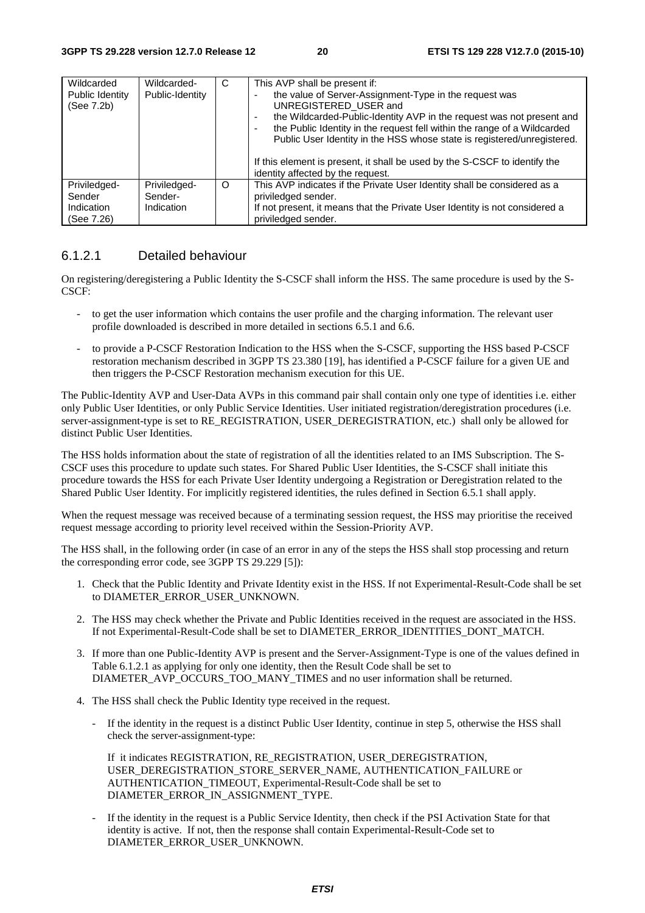| Wildcarded Public Identity (See 7.2b) | Wildcarded-Public-Identity | C | This AVP shall be present if:<br>- the value of Server-Assignment-Type in the request was UNREGISTERED_USER and<br>- the Wildcarded-Public-Identity AVP in the request was not present and<br>- the Public Identity in the request fell within the range of a Wildcarded Public User Identity in the HSS whose state is registered/unregistered.<br><br>If this element is present, it shall be used by the S-CSCF to identify the identity affected by the request. |
|---|---|---|---|
| Priviledged-Sender Indication (See 7.26) | Priviledged-Sender-Indication | O | This AVP indicates if the Private User Identity shall be considered as a priviledged sender.<br>If not present, it means that the Private User Identity is not considered a priviledged sender. |

### 6.1.2.1 Detailed behaviour

On registering/deregistering a Public Identity the S-CSCF shall inform the HSS. The same procedure is used by the S-CSCF:

- to get the user information which contains the user profile and the charging information. The relevant user profile downloaded is described in more detailed in sections 6.5.1 and 6.6.
- to provide a P-CSCF Restoration Indication to the HSS when the S-CSCF, supporting the HSS based P-CSCF restoration mechanism described in 3GPP TS 23.380 [19], has identified a P-CSCF failure for a given UE and then triggers the P-CSCF Restoration mechanism execution for this UE.

The Public-Identity AVP and User-Data AVPs in this command pair shall contain only one type of identities i.e. either only Public User Identities, or only Public Service Identities. User initiated registration/deregistration procedures (i.e. server-assignment-type is set to RE_REGISTRATION, USER_DEREGISTRATION, etc.) shall only be allowed for distinct Public User Identities.

The HSS holds information about the state of registration of all the identities related to an IMS Subscription. The S-CSCF uses this procedure to update such states. For Shared Public User Identities, the S-CSCF shall initiate this procedure towards the HSS for each Private User Identity undergoing a Registration or Deregistration related to the Shared Public User Identity. For implicitly registered identities, the rules defined in Section 6.5.1 shall apply.

When the request message was received because of a terminating session request, the HSS may prioritise the received request message according to priority level received within the Session-Priority AVP.

The HSS shall, in the following order (in case of an error in any of the steps the HSS shall stop processing and return the corresponding error code, see 3GPP TS 29.229 [5]):

1. Check that the Public Identity and Private Identity exist in the HSS. If not Experimental-Result-Code shall be set to DIAMETER_ERROR_USER_UNKNOWN.
2. The HSS may check whether the Private and Public Identities received in the request are associated in the HSS. If not Experimental-Result-Code shall be set to DIAMETER_ERROR_IDENTITIES_DONT_MATCH.
3. If more than one Public-Identity AVP is present and the Server-Assignment-Type is one of the values defined in Table 6.1.2.1 as applying for only one identity, then the Result Code shall be set to DIAMETER_AVP_OCCURS_TOO_MANY_TIMES and no user information shall be returned.
4. The HSS shall check the Public Identity type received in the request.
   - If the identity in the request is a distinct Public User Identity, continue in step 5, otherwise the HSS shall check the server-assignment-type:

     If it indicates REGISTRATION, RE_REGISTRATION, USER_DEREGISTRATION, USER_DEREGISTRATION_STORE_SERVER_NAME, AUTHENTICATION_FAILURE or AUTHENTICATION_TIMEOUT, Experimental-Result-Code shall be set to DIAMETER_ERROR_IN_ASSIGNMENT_TYPE.
   - If the identity in the request is a Public Service Identity, then check if the PSI Activation State for that identity is active. If not, then the response shall contain Experimental-Result-Code set to DIAMETER_ERROR_USER_UNKNOWN.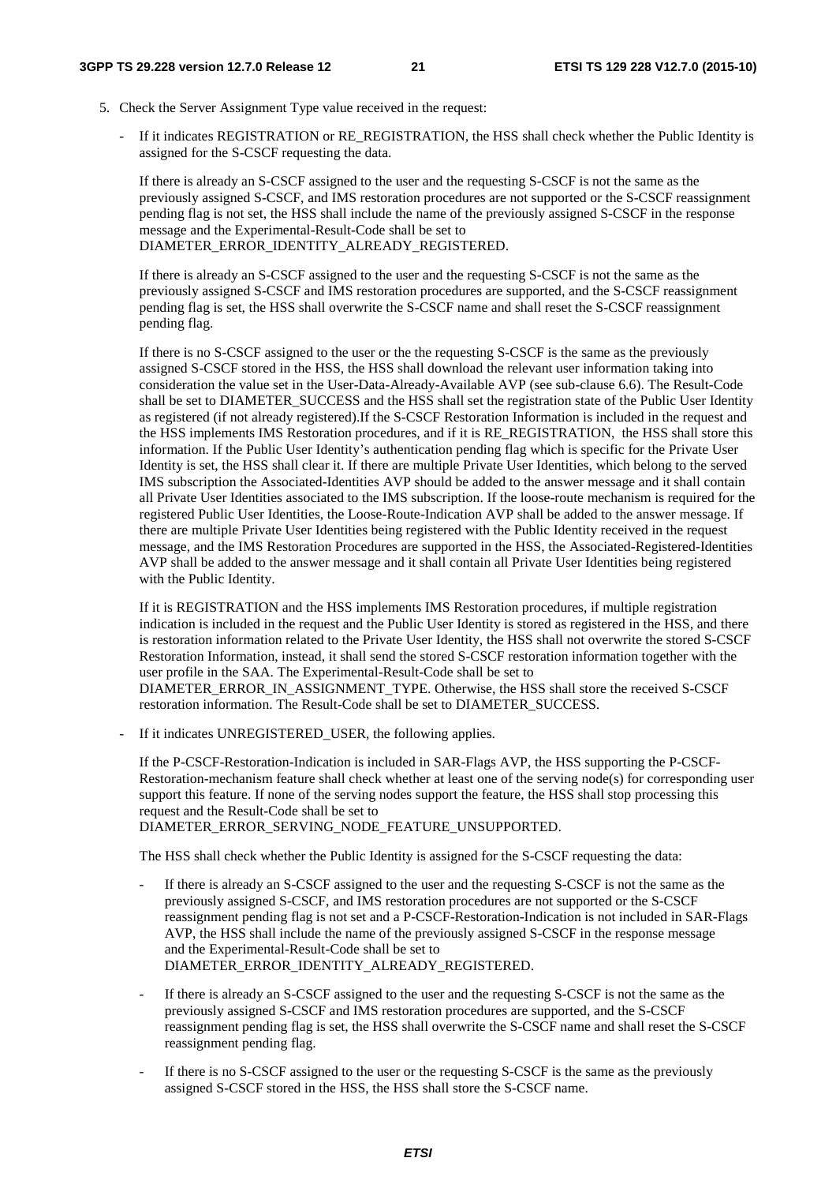5. Check the Server Assignment Type value received in the request:

   - If it indicates REGISTRATION or RE_REGISTRATION, the HSS shall check whether the Public Identity is assigned for the S-CSCF requesting the data.

   If there is already an S-CSCF assigned to the user and the requesting S-CSCF is not the same as the previously assigned S-CSCF, and IMS restoration procedures are not supported or the S-CSCF reassignment pending flag is not set, the HSS shall include the name of the previously assigned S-CSCF in the response message and the Experimental-Result-Code shall be set to DIAMETER_ERROR_IDENTITY_ALREADY_REGISTERED.

   If there is already an S-CSCF assigned to the user and the requesting S-CSCF is not the same as the previously assigned S-CSCF and IMS restoration procedures are supported, and the S-CSCF reassignment pending flag is set, the HSS shall overwrite the S-CSCF name and shall reset the S-CSCF reassignment pending flag.

   If there is no S-CSCF assigned to the user or the the requesting S-CSCF is the same as the previously assigned S-CSCF stored in the HSS, the HSS shall download the relevant user information taking into consideration the value set in the User-Data-Already-Available AVP (see sub-clause 6.6). The Result-Code shall be set to DIAMETER_SUCCESS and the HSS shall set the registration state of the Public User Identity as registered (if not already registered).If the S-CSCF Restoration Information is included in the request and the HSS implements IMS Restoration procedures, and if it is RE_REGISTRATION, the HSS shall store this information. If the Public User Identity's authentication pending flag which is specific for the Private User Identity is set, the HSS shall clear it. If there are multiple Private User Identities, which belong to the served IMS subscription the Associated-Identities AVP should be added to the answer message and it shall contain all Private User Identities associated to the IMS subscription. If the loose-route mechanism is required for the registered Public User Identities, the Loose-Route-Indication AVP shall be added to the answer message. If there are multiple Private User Identities being registered with the Public Identity received in the request message, and the IMS Restoration Procedures are supported in the HSS, the Associated-Registered-Identities AVP shall be added to the answer message and it shall contain all Private User Identities being registered with the Public Identity.

   If it is REGISTRATION and the HSS implements IMS Restoration procedures, if multiple registration indication is included in the request and the Public User Identity is stored as registered in the HSS, and there is restoration information related to the Private User Identity, the HSS shall not overwrite the stored S-CSCF Restoration Information, instead, it shall send the stored S-CSCF restoration information together with the user profile in the SAA. The Experimental-Result-Code shall be set to DIAMETER_ERROR_IN_ASSIGNMENT_TYPE. Otherwise, the HSS shall store the received S-CSCF restoration information. The Result-Code shall be set to DIAMETER_SUCCESS.

   - If it indicates UNREGISTERED_USER, the following applies.

   If the P-CSCF-Restoration-Indication is included in SAR-Flags AVP, the HSS supporting the P-CSCF-Restoration-mechanism feature shall check whether at least one of the serving node(s) for corresponding user support this feature. If none of the serving nodes support the feature, the HSS shall stop processing this request and the Result-Code shall be set to DIAMETER_ERROR_SERVING_NODE_FEATURE_UNSUPPORTED.

   The HSS shall check whether the Public Identity is assigned for the S-CSCF requesting the data:

     - If there is already an S-CSCF assigned to the user and the requesting S-CSCF is not the same as the previously assigned S-CSCF, and IMS restoration procedures are not supported or the S-CSCF reassignment pending flag is not set and a P-CSCF-Restoration-Indication is not included in SAR-Flags AVP, the HSS shall include the name of the previously assigned S-CSCF in the response message and the Experimental-Result-Code shall be set to DIAMETER_ERROR_IDENTITY_ALREADY_REGISTERED.

     - If there is already an S-CSCF assigned to the user and the requesting S-CSCF is not the same as the previously assigned S-CSCF and IMS restoration procedures are supported, and the S-CSCF reassignment pending flag is set, the HSS shall overwrite the S-CSCF name and shall reset the S-CSCF reassignment pending flag.

     - If there is no S-CSCF assigned to the user or the requesting S-CSCF is the same as the previously assigned S-CSCF stored in the HSS, the HSS shall store the S-CSCF name.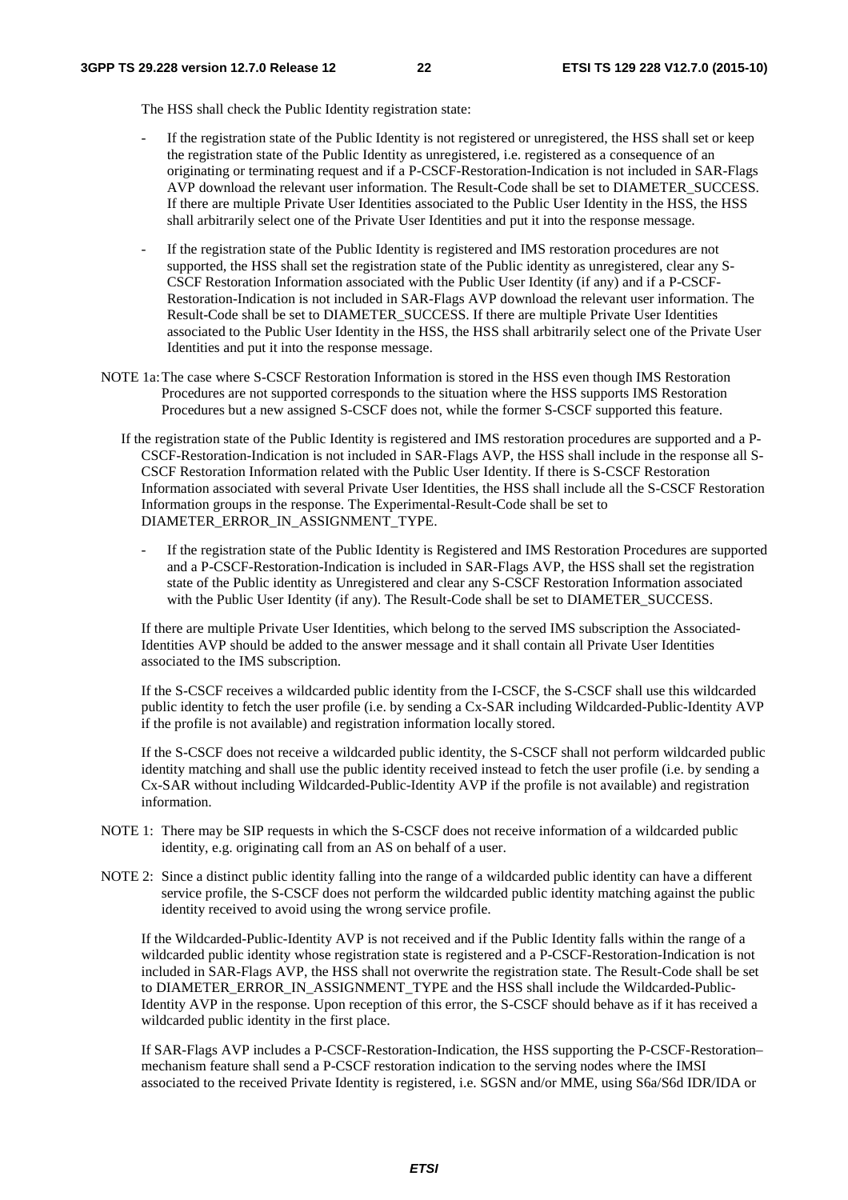The HSS shall check the Public Identity registration state:

- If the registration state of the Public Identity is not registered or unregistered, the HSS shall set or keep the registration state of the Public Identity as unregistered, i.e. registered as a consequence of an originating or terminating request and if a P-CSCF-Restoration-Indication is not included in SAR-Flags AVP download the relevant user information. The Result-Code shall be set to DIAMETER_SUCCESS. If there are multiple Private User Identities associated to the Public User Identity in the HSS, the HSS shall arbitrarily select one of the Private User Identities and put it into the response message.

- If the registration state of the Public Identity is registered and IMS restoration procedures are not supported, the HSS shall set the registration state of the Public identity as unregistered, clear any S-CSCF Restoration Information associated with the Public User Identity (if any) and if a P-CSCF-Restoration-Indication is not included in SAR-Flags AVP download the relevant user information. The Result-Code shall be set to DIAMETER_SUCCESS. If there are multiple Private User Identities associated to the Public User Identity in the HSS, the HSS shall arbitrarily select one of the Private User Identities and put it into the response message.

NOTE 1a: The case where S-CSCF Restoration Information is stored in the HSS even though IMS Restoration Procedures are not supported corresponds to the situation where the HSS supports IMS Restoration Procedures but a new assigned S-CSCF does not, while the former S-CSCF supported this feature.

If the registration state of the Public Identity is registered and IMS restoration procedures are supported and a P-CSCF-Restoration-Indication is not included in SAR-Flags AVP, the HSS shall include in the response all S-CSCF Restoration Information related with the Public User Identity. If there is S-CSCF Restoration Information associated with several Private User Identities, the HSS shall include all the S-CSCF Restoration Information groups in the response. The Experimental-Result-Code shall be set to DIAMETER_ERROR_IN_ASSIGNMENT_TYPE.

- If the registration state of the Public Identity is Registered and IMS Restoration Procedures are supported and a P-CSCF-Restoration-Indication is included in SAR-Flags AVP, the HSS shall set the registration state of the Public identity as Unregistered and clear any S-CSCF Restoration Information associated with the Public User Identity (if any). The Result-Code shall be set to DIAMETER_SUCCESS.

If there are multiple Private User Identities, which belong to the served IMS subscription the Associated-Identities AVP should be added to the answer message and it shall contain all Private User Identities associated to the IMS subscription.

If the S-CSCF receives a wildcarded public identity from the I-CSCF, the S-CSCF shall use this wildcarded public identity to fetch the user profile (i.e. by sending a Cx-SAR including Wildcarded-Public-Identity AVP if the profile is not available) and registration information locally stored.

If the S-CSCF does not receive a wildcarded public identity, the S-CSCF shall not perform wildcarded public identity matching and shall use the public identity received instead to fetch the user profile (i.e. by sending a Cx-SAR without including Wildcarded-Public-Identity AVP if the profile is not available) and registration information.

NOTE 1: There may be SIP requests in which the S-CSCF does not receive information of a wildcarded public identity, e.g. originating call from an AS on behalf of a user.

NOTE 2: Since a distinct public identity falling into the range of a wildcarded public identity can have a different service profile, the S-CSCF does not perform the wildcarded public identity matching against the public identity received to avoid using the wrong service profile.

If the Wildcarded-Public-Identity AVP is not received and if the Public Identity falls within the range of a wildcarded public identity whose registration state is registered and a P-CSCF-Restoration-Indication is not included in SAR-Flags AVP, the HSS shall not overwrite the registration state. The Result-Code shall be set to DIAMETER_ERROR_IN_ASSIGNMENT_TYPE and the HSS shall include the Wildcarded-Public-Identity AVP in the response. Upon reception of this error, the S-CSCF should behave as if it has received a wildcarded public identity in the first place.

If SAR-Flags AVP includes a P-CSCF-Restoration-Indication, the HSS supporting the P-CSCF-Restoration–mechanism feature shall send a P-CSCF restoration indication to the serving nodes where the IMSI associated to the received Private Identity is registered, i.e. SGSN and/or MME, using S6a/S6d IDR/IDA or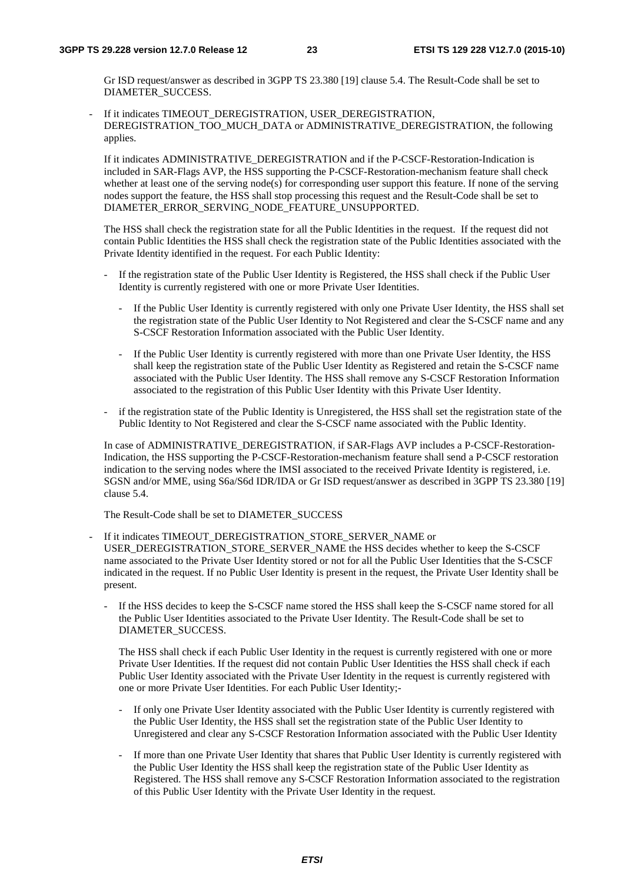Gr ISD request/answer as described in 3GPP TS 23.380 [19] clause 5.4. The Result-Code shall be set to DIAMETER_SUCCESS.

- If it indicates TIMEOUT_DEREGISTRATION, USER_DEREGISTRATION, DEREGISTRATION_TOO_MUCH_DATA or ADMINISTRATIVE_DEREGISTRATION, the following applies.

  If it indicates ADMINISTRATIVE_DEREGISTRATION and if the P-CSCF-Restoration-Indication is included in SAR-Flags AVP, the HSS supporting the P-CSCF-Restoration-mechanism feature shall check whether at least one of the serving node(s) for corresponding user support this feature. If none of the serving nodes support the feature, the HSS shall stop processing this request and the Result-Code shall be set to DIAMETER_ERROR_SERVING_NODE_FEATURE_UNSUPPORTED.

  The HSS shall check the registration state for all the Public Identities in the request. If the request did not contain Public Identities the HSS shall check the registration state of the Public Identities associated with the Private Identity identified in the request. For each Public Identity:

  - If the registration state of the Public User Identity is Registered, the HSS shall check if the Public User Identity is currently registered with one or more Private User Identities.

    - If the Public User Identity is currently registered with only one Private User Identity, the HSS shall set the registration state of the Public User Identity to Not Registered and clear the S-CSCF name and any S-CSCF Restoration Information associated with the Public User Identity.

    - If the Public User Identity is currently registered with more than one Private User Identity, the HSS shall keep the registration state of the Public User Identity as Registered and retain the S-CSCF name associated with the Public User Identity. The HSS shall remove any S-CSCF Restoration Information associated to the registration of this Public User Identity with this Private User Identity.

  - if the registration state of the Public Identity is Unregistered, the HSS shall set the registration state of the Public Identity to Not Registered and clear the S-CSCF name associated with the Public Identity.

  In case of ADMINISTRATIVE_DEREGISTRATION, if SAR-Flags AVP includes a P-CSCF-Restoration-Indication, the HSS supporting the P-CSCF-Restoration-mechanism feature shall send a P-CSCF restoration indication to the serving nodes where the IMSI associated to the received Private Identity is registered, i.e. SGSN and/or MME, using S6a/S6d IDR/IDA or Gr ISD request/answer as described in 3GPP TS 23.380 [19] clause 5.4.

  The Result-Code shall be set to DIAMETER_SUCCESS

- If it indicates TIMEOUT_DEREGISTRATION_STORE_SERVER_NAME or USER_DEREGISTRATION_STORE_SERVER_NAME the HSS decides whether to keep the S-CSCF name associated to the Private User Identity stored or not for all the Public User Identities that the S-CSCF indicated in the request. If no Public User Identity is present in the request, the Private User Identity shall be present.

  - If the HSS decides to keep the S-CSCF name stored the HSS shall keep the S-CSCF name stored for all the Public User Identities associated to the Private User Identity. The Result-Code shall be set to DIAMETER_SUCCESS.

    The HSS shall check if each Public User Identity in the request is currently registered with one or more Private User Identities. If the request did not contain Public User Identities the HSS shall check if each Public User Identity associated with the Private User Identity in the request is currently registered with one or more Private User Identities. For each Public User Identity;-

    - If only one Private User Identity associated with the Public User Identity is currently registered with the Public User Identity, the HSS shall set the registration state of the Public User Identity to Unregistered and clear any S-CSCF Restoration Information associated with the Public User Identity

    - If more than one Private User Identity that shares that Public User Identity is currently registered with the Public User Identity the HSS shall keep the registration state of the Public User Identity as Registered. The HSS shall remove any S-CSCF Restoration Information associated to the registration of this Public User Identity with the Private User Identity in the request.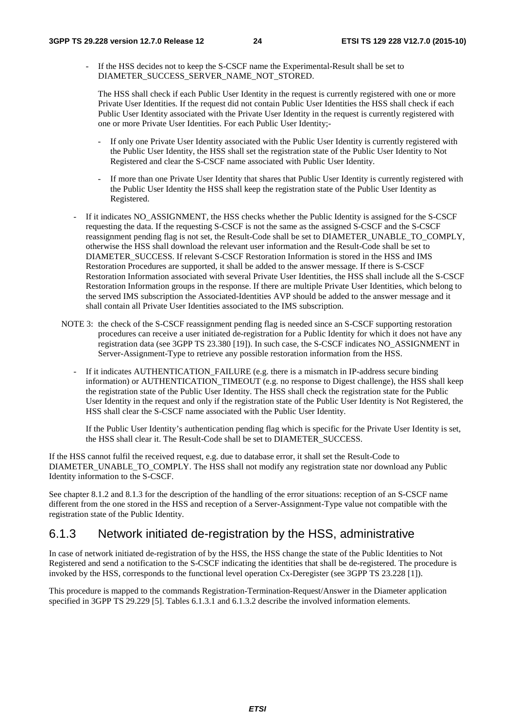- If the HSS decides not to keep the S-CSCF name the Experimental-Result shall be set to DIAMETER_SUCCESS_SERVER_NAME_NOT_STORED.

  The HSS shall check if each Public User Identity in the request is currently registered with one or more Private User Identities. If the request did not contain Public User Identities the HSS shall check if each Public User Identity associated with the Private User Identity in the request is currently registered with one or more Private User Identities. For each Public User Identity;-

  - If only one Private User Identity associated with the Public User Identity is currently registered with the Public User Identity, the HSS shall set the registration state of the Public User Identity to Not Registered and clear the S-CSCF name associated with Public User Identity.

  - If more than one Private User Identity that shares that Public User Identity is currently registered with the Public User Identity the HSS shall keep the registration state of the Public User Identity as Registered.

- If it indicates NO_ASSIGNMENT, the HSS checks whether the Public Identity is assigned for the S-CSCF requesting the data. If the requesting S-CSCF is not the same as the assigned S-CSCF and the S-CSCF reassignment pending flag is not set, the Result-Code shall be set to DIAMETER_UNABLE_TO_COMPLY, otherwise the HSS shall download the relevant user information and the Result-Code shall be set to DIAMETER_SUCCESS. If relevant S-CSCF Restoration Information is stored in the HSS and IMS Restoration Procedures are supported, it shall be added to the answer message. If there is S-CSCF Restoration Information associated with several Private User Identities, the HSS shall include all the S-CSCF Restoration Information groups in the response. If there are multiple Private User Identities, which belong to the served IMS subscription the Associated-Identities AVP should be added to the answer message and it shall contain all Private User Identities associated to the IMS subscription.

NOTE 3: the check of the S-CSCF reassignment pending flag is needed since an S-CSCF supporting restoration procedures can receive a user initiated de-registration for a Public Identity for which it does not have any registration data (see 3GPP TS 23.380 [19]). In such case, the S-CSCF indicates NO_ASSIGNMENT in Server-Assignment-Type to retrieve any possible restoration information from the HSS.

- If it indicates AUTHENTICATION_FAILURE (e.g. there is a mismatch in IP-address secure binding information) or AUTHENTICATION_TIMEOUT (e.g. no response to Digest challenge), the HSS shall keep the registration state of the Public User Identity. The HSS shall check the registration state for the Public User Identity in the request and only if the registration state of the Public User Identity is Not Registered, the HSS shall clear the S-CSCF name associated with the Public User Identity.

  If the Public User Identity's authentication pending flag which is specific for the Private User Identity is set, the HSS shall clear it. The Result-Code shall be set to DIAMETER_SUCCESS.

If the HSS cannot fulfil the received request, e.g. due to database error, it shall set the Result-Code to DIAMETER_UNABLE_TO_COMPLY. The HSS shall not modify any registration state nor download any Public Identity information to the S-CSCF.

See chapter 8.1.2 and 8.1.3 for the description of the handling of the error situations: reception of an S-CSCF name different from the one stored in the HSS and reception of a Server-Assignment-Type value not compatible with the registration state of the Public Identity.

## 6.1.3 Network initiated de-registration by the HSS, administrative

In case of network initiated de-registration of by the HSS, the HSS change the state of the Public Identities to Not Registered and send a notification to the S-CSCF indicating the identities that shall be de-registered. The procedure is invoked by the HSS, corresponds to the functional level operation Cx-Deregister (see 3GPP TS 23.228 [1]).

This procedure is mapped to the commands Registration-Termination-Request/Answer in the Diameter application specified in 3GPP TS 29.229 [5]. Tables 6.1.3.1 and 6.1.3.2 describe the involved information elements.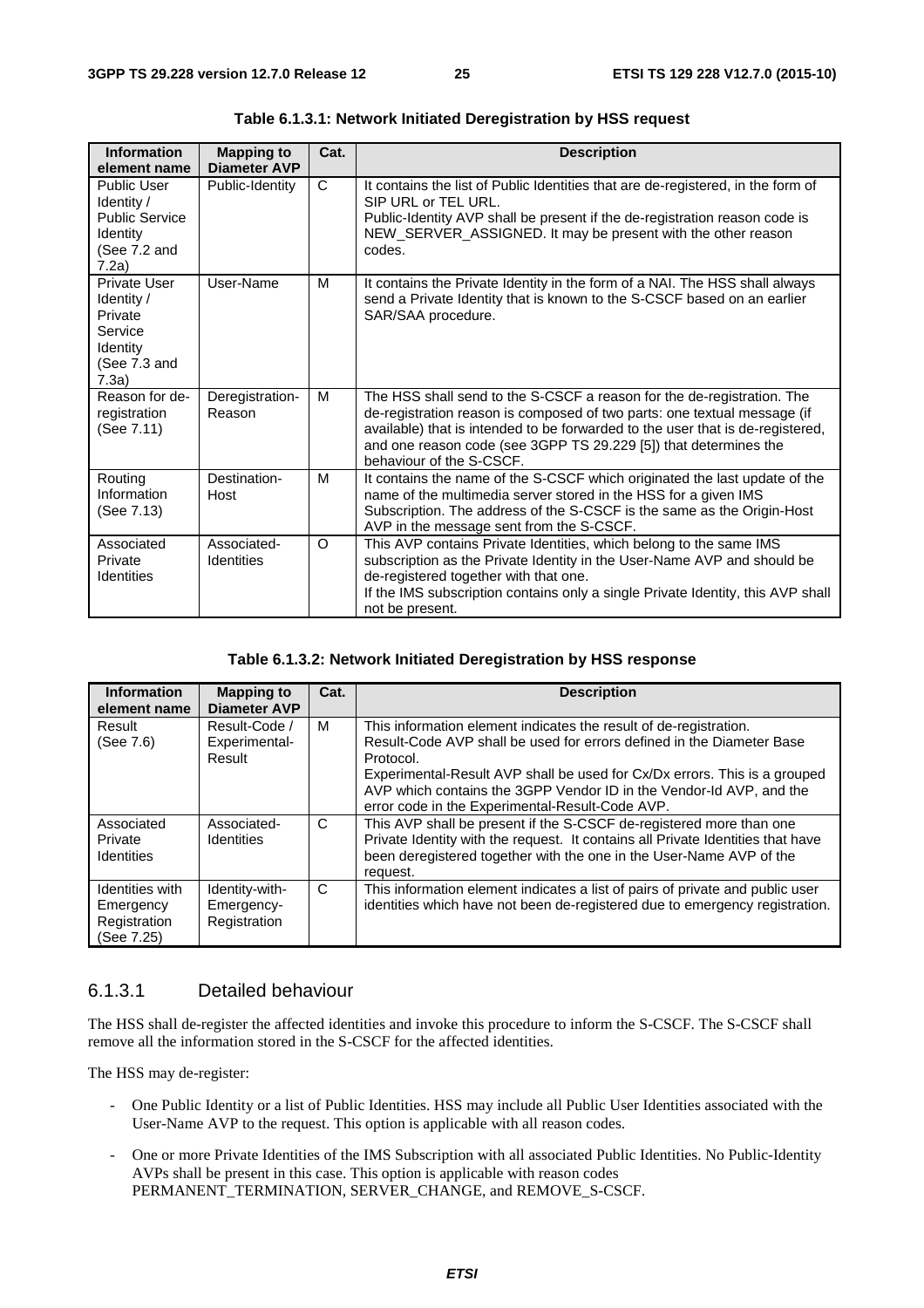**Table 6.1.3.1: Network Initiated Deregistration by HSS request**

| Information element name | Mapping to Diameter AVP | Cat. | Description |
|---|---|---|---|
| Public User Identity / Public Service Identity (See 7.2 and 7.2a) | Public-Identity | C | It contains the list of Public Identities that are de-registered, in the form of SIP URL or TEL URL. Public-Identity AVP shall be present if the de-registration reason code is NEW_SERVER_ASSIGNED. It may be present with the other reason codes. |
| Private User Identity / Private Service Identity (See 7.3 and 7.3a) | User-Name | M | It contains the Private Identity in the form of a NAI. The HSS shall always send a Private Identity that is known to the S-CSCF based on an earlier SAR/SAA procedure. |
| Reason for de-registration (See 7.11) | Deregistration-Reason | M | The HSS shall send to the S-CSCF a reason for the de-registration. The de-registration reason is composed of two parts: one textual message (if available) that is intended to be forwarded to the user that is de-registered, and one reason code (see 3GPP TS 29.229 [5]) that determines the behaviour of the S-CSCF. |
| Routing Information (See 7.13) | Destination-Host | M | It contains the name of the S-CSCF which originated the last update of the name of the multimedia server stored in the HSS for a given IMS Subscription. The address of the S-CSCF is the same as the Origin-Host AVP in the message sent from the S-CSCF. |
| Associated Private Identities | Associated-Identities | O | This AVP contains Private Identities, which belong to the same IMS subscription as the Private Identity in the User-Name AVP and should be de-registered together with that one. If the IMS subscription contains only a single Private Identity, this AVP shall not be present. |

**Table 6.1.3.2: Network Initiated Deregistration by HSS response**

| Information element name | Mapping to Diameter AVP | Cat. | Description |
|---|---|---|---|
| Result (See 7.6) | Result-Code / Experimental-Result | M | This information element indicates the result of de-registration. Result-Code AVP shall be used for errors defined in the Diameter Base Protocol. Experimental-Result AVP shall be used for Cx/Dx errors. This is a grouped AVP which contains the 3GPP Vendor ID in the Vendor-Id AVP, and the error code in the Experimental-Result-Code AVP. |
| Associated Private Identities | Associated-Identities | C | This AVP shall be present if the S-CSCF de-registered more than one Private Identity with the request. It contains all Private Identities that have been deregistered together with the one in the User-Name AVP of the request. |
| Identities with Emergency Registration (See 7.25) | Identity-with-Emergency-Registration | C | This information element indicates a list of pairs of private and public user identities which have not been de-registered due to emergency registration. |

### 6.1.3.1 Detailed behaviour

The HSS shall de-register the affected identities and invoke this procedure to inform the S-CSCF. The S-CSCF shall remove all the information stored in the S-CSCF for the affected identities.

The HSS may de-register:

- One Public Identity or a list of Public Identities. HSS may include all Public User Identities associated with the User-Name AVP to the request. This option is applicable with all reason codes.
- One or more Private Identities of the IMS Subscription with all associated Public Identities. No Public-Identity AVPs shall be present in this case. This option is applicable with reason codes PERMANENT_TERMINATION, SERVER_CHANGE, and REMOVE_S-CSCF.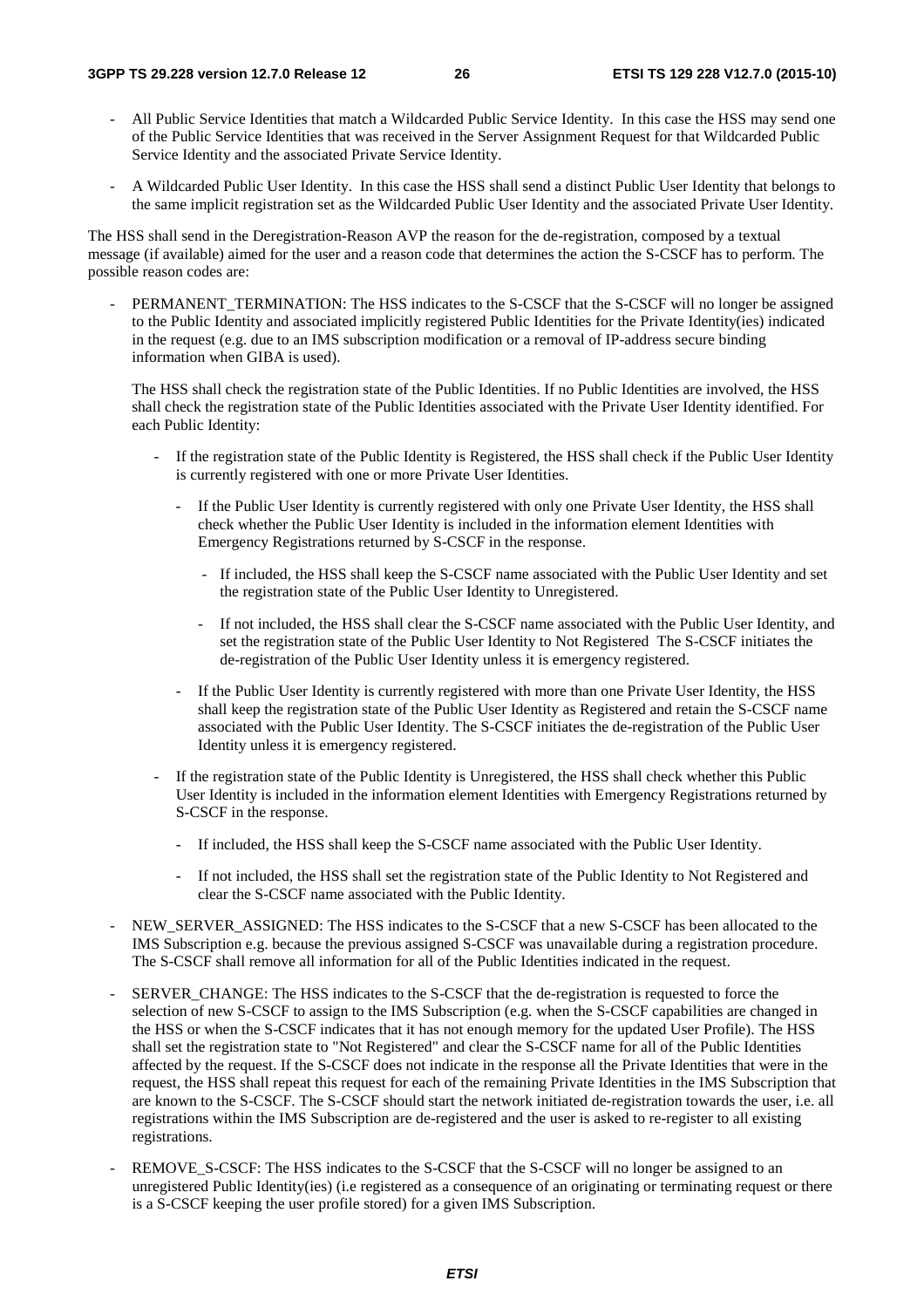- All Public Service Identities that match a Wildcarded Public Service Identity. In this case the HSS may send one of the Public Service Identities that was received in the Server Assignment Request for that Wildcarded Public Service Identity and the associated Private Service Identity.

- A Wildcarded Public User Identity. In this case the HSS shall send a distinct Public User Identity that belongs to the same implicit registration set as the Wildcarded Public User Identity and the associated Private User Identity.

The HSS shall send in the Deregistration-Reason AVP the reason for the de-registration, composed by a textual message (if available) aimed for the user and a reason code that determines the action the S-CSCF has to perform. The possible reason codes are:

- PERMANENT_TERMINATION: The HSS indicates to the S-CSCF that the S-CSCF will no longer be assigned to the Public Identity and associated implicitly registered Public Identities for the Private Identity(ies) indicated in the request (e.g. due to an IMS subscription modification or a removal of IP-address secure binding information when GIBA is used).

  The HSS shall check the registration state of the Public Identities. If no Public Identities are involved, the HSS shall check the registration state of the Public Identities associated with the Private User Identity identified. For each Public Identity:

  - If the registration state of the Public Identity is Registered, the HSS shall check if the Public User Identity is currently registered with one or more Private User Identities.

    - If the Public User Identity is currently registered with only one Private User Identity, the HSS shall check whether the Public User Identity is included in the information element Identities with Emergency Registrations returned by S-CSCF in the response.

      - If included, the HSS shall keep the S-CSCF name associated with the Public User Identity and set the registration state of the Public User Identity to Unregistered.

      - If not included, the HSS shall clear the S-CSCF name associated with the Public User Identity, and set the registration state of the Public User Identity to Not Registered The S-CSCF initiates the de-registration of the Public User Identity unless it is emergency registered.

    - If the Public User Identity is currently registered with more than one Private User Identity, the HSS shall keep the registration state of the Public User Identity as Registered and retain the S-CSCF name associated with the Public User Identity. The S-CSCF initiates the de-registration of the Public User Identity unless it is emergency registered.

  - If the registration state of the Public Identity is Unregistered, the HSS shall check whether this Public User Identity is included in the information element Identities with Emergency Registrations returned by S-CSCF in the response.

    - If included, the HSS shall keep the S-CSCF name associated with the Public User Identity.

    - If not included, the HSS shall set the registration state of the Public Identity to Not Registered and clear the S-CSCF name associated with the Public Identity.

- NEW_SERVER_ASSIGNED: The HSS indicates to the S-CSCF that a new S-CSCF has been allocated to the IMS Subscription e.g. because the previous assigned S-CSCF was unavailable during a registration procedure. The S-CSCF shall remove all information for all of the Public Identities indicated in the request.

- SERVER_CHANGE: The HSS indicates to the S-CSCF that the de-registration is requested to force the selection of new S-CSCF to assign to the IMS Subscription (e.g. when the S-CSCF capabilities are changed in the HSS or when the S-CSCF indicates that it has not enough memory for the updated User Profile). The HSS shall set the registration state to "Not Registered" and clear the S-CSCF name for all of the Public Identities affected by the request. If the S-CSCF does not indicate in the response all the Private Identities that were in the request, the HSS shall repeat this request for each of the remaining Private Identities in the IMS Subscription that are known to the S-CSCF. The S-CSCF should start the network initiated de-registration towards the user, i.e. all registrations within the IMS Subscription are de-registered and the user is asked to re-register to all existing registrations.

- REMOVE_S-CSCF: The HSS indicates to the S-CSCF that the S-CSCF will no longer be assigned to an unregistered Public Identity(ies) (i.e registered as a consequence of an originating or terminating request or there is a S-CSCF keeping the user profile stored) for a given IMS Subscription.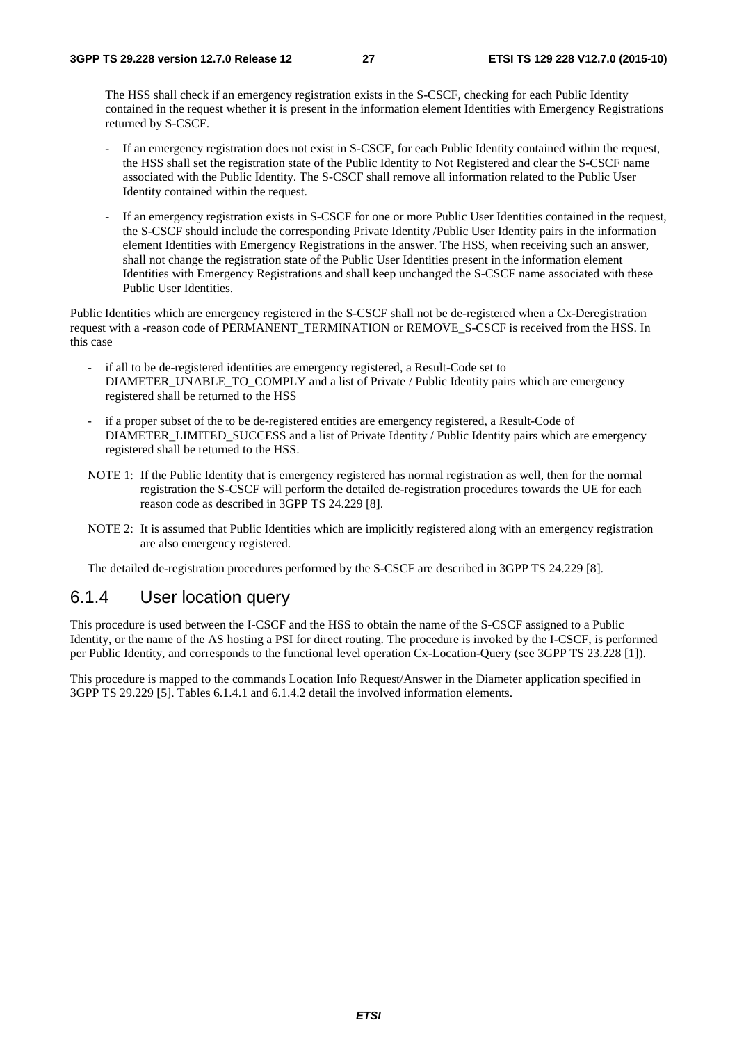The HSS shall check if an emergency registration exists in the S-CSCF, checking for each Public Identity contained in the request whether it is present in the information element Identities with Emergency Registrations returned by S-CSCF.

- If an emergency registration does not exist in S-CSCF, for each Public Identity contained within the request, the HSS shall set the registration state of the Public Identity to Not Registered and clear the S-CSCF name associated with the Public Identity. The S-CSCF shall remove all information related to the Public User Identity contained within the request.

- If an emergency registration exists in S-CSCF for one or more Public User Identities contained in the request, the S-CSCF should include the corresponding Private Identity /Public User Identity pairs in the information element Identities with Emergency Registrations in the answer. The HSS, when receiving such an answer, shall not change the registration state of the Public User Identities present in the information element Identities with Emergency Registrations and shall keep unchanged the S-CSCF name associated with these Public User Identities.

Public Identities which are emergency registered in the S-CSCF shall not be de-registered when a Cx-Deregistration request with a -reason code of PERMANENT_TERMINATION or REMOVE_S-CSCF is received from the HSS. In this case

- if all to be de-registered identities are emergency registered, a Result-Code set to DIAMETER_UNABLE_TO_COMPLY and a list of Private / Public Identity pairs which are emergency registered shall be returned to the HSS

- if a proper subset of the to be de-registered entities are emergency registered, a Result-Code of DIAMETER_LIMITED_SUCCESS and a list of Private Identity / Public Identity pairs which are emergency registered shall be returned to the HSS.

NOTE 1: If the Public Identity that is emergency registered has normal registration as well, then for the normal registration the S-CSCF will perform the detailed de-registration procedures towards the UE for each reason code as described in 3GPP TS 24.229 [8].

NOTE 2: It is assumed that Public Identities which are implicitly registered along with an emergency registration are also emergency registered.

The detailed de-registration procedures performed by the S-CSCF are described in 3GPP TS 24.229 [8].

### 6.1.4 User location query

This procedure is used between the I-CSCF and the HSS to obtain the name of the S-CSCF assigned to a Public Identity, or the name of the AS hosting a PSI for direct routing. The procedure is invoked by the I-CSCF, is performed per Public Identity, and corresponds to the functional level operation Cx-Location-Query (see 3GPP TS 23.228 [1]).

This procedure is mapped to the commands Location Info Request/Answer in the Diameter application specified in 3GPP TS 29.229 [5]. Tables 6.1.4.1 and 6.1.4.2 detail the involved information elements.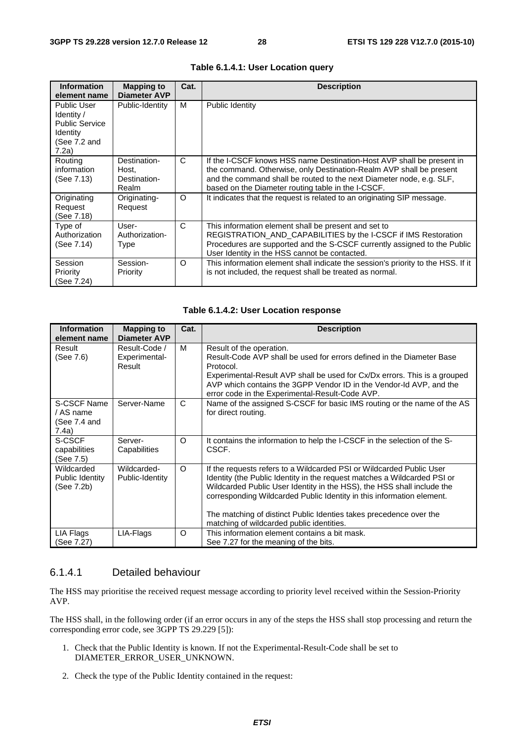**Table 6.1.4.1: User Location query**

| Information element name | Mapping to Diameter AVP | Cat. | Description |
|---|---|---|---|
| Public User Identity / Public Service Identity (See 7.2 and 7.2a) | Public-Identity | M | Public Identity |
| Routing information (See 7.13) | Destination-Host, Destination-Realm | C | If the I-CSCF knows HSS name Destination-Host AVP shall be present in the command. Otherwise, only Destination-Realm AVP shall be present and the command shall be routed to the next Diameter node, e.g. SLF, based on the Diameter routing table in the I-CSCF. |
| Originating Request (See 7.18) | Originating-Request | O | It indicates that the request is related to an originating SIP message. |
| Type of Authorization (See 7.14) | User-Authorization-Type | C | This information element shall be present and set to REGISTRATION_AND_CAPABILITIES by the I-CSCF if IMS Restoration Procedures are supported and the S-CSCF currently assigned to the Public User Identity in the HSS cannot be contacted. |
| Session Priority (See 7.24) | Session-Priority | O | This information element shall indicate the session's priority to the HSS. If it is not included, the request shall be treated as normal. |

**Table 6.1.4.2: User Location response**

| Information element name | Mapping to Diameter AVP | Cat. | Description |
|---|---|---|---|
| Result (See 7.6) | Result-Code / Experimental-Result | M | Result of the operation.<br>Result-Code AVP shall be used for errors defined in the Diameter Base Protocol.<br>Experimental-Result AVP shall be used for Cx/Dx errors. This is a grouped AVP which contains the 3GPP Vendor ID in the Vendor-Id AVP, and the error code in the Experimental-Result-Code AVP. |
| S-CSCF Name / AS name (See 7.4 and 7.4a) | Server-Name | C | Name of the assigned S-CSCF for basic IMS routing or the name of the AS for direct routing. |
| S-CSCF capabilities (See 7.5) | Server-Capabilities | O | It contains the information to help the I-CSCF in the selection of the S-CSCF. |
| Wildcarded Public Identity (See 7.2b) | Wildcarded-Public-Identity | O | If the requests refers to a Wildcarded PSI or Wildcarded Public User Identity (the Public Identity in the request matches a Wildcarded PSI or Wildcarded Public User Identity in the HSS), the HSS shall include the corresponding Wildcarded Public Identity in this information element.<br><br>The matching of distinct Public Identies takes precedence over the matching of wildcarded public identities. |
| LIA Flags (See 7.27) | LIA-Flags | O | This information element contains a bit mask.<br>See 7.27 for the meaning of the bits. |

### 6.1.4.1 Detailed behaviour

The HSS may prioritise the received request message according to priority level received within the Session-Priority AVP.

The HSS shall, in the following order (if an error occurs in any of the steps the HSS shall stop processing and return the corresponding error code, see 3GPP TS 29.229 [5]):

1. Check that the Public Identity is known. If not the Experimental-Result-Code shall be set to DIAMETER_ERROR_USER_UNKNOWN.

2. Check the type of the Public Identity contained in the request: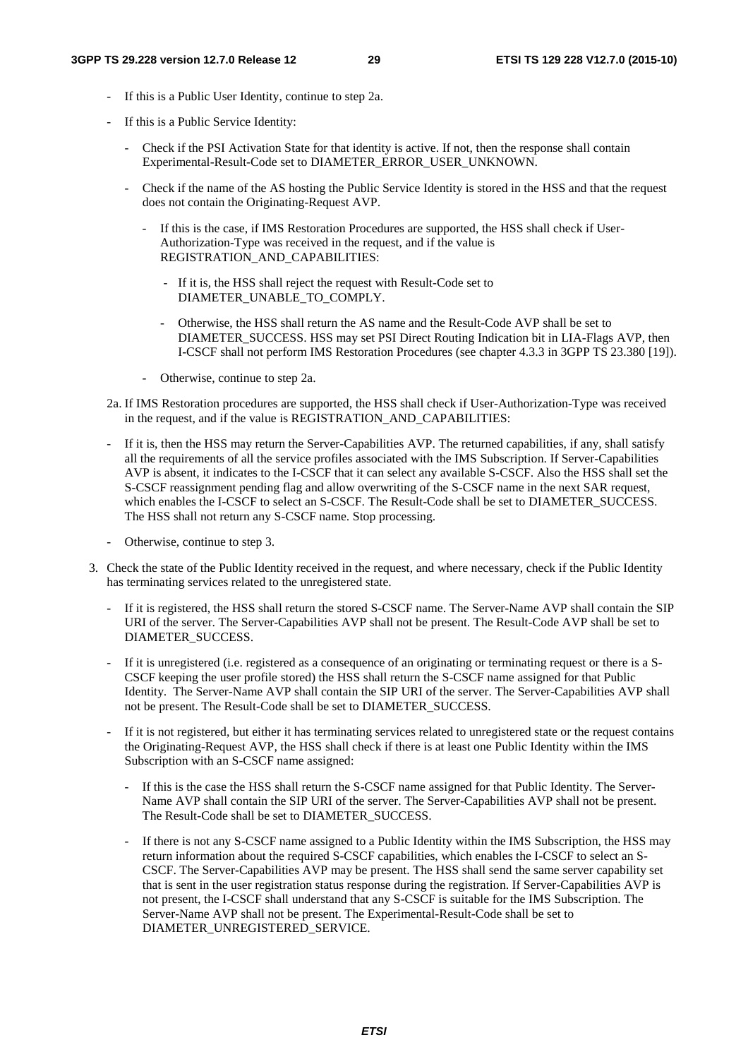- If this is a Public User Identity, continue to step 2a.
- If this is a Public Service Identity:
  - Check if the PSI Activation State for that identity is active. If not, then the response shall contain Experimental-Result-Code set to DIAMETER_ERROR_USER_UNKNOWN.
  - Check if the name of the AS hosting the Public Service Identity is stored in the HSS and that the request does not contain the Originating-Request AVP.
    - If this is the case, if IMS Restoration Procedures are supported, the HSS shall check if User-Authorization-Type was received in the request, and if the value is REGISTRATION_AND_CAPABILITIES:
      - If it is, the HSS shall reject the request with Result-Code set to DIAMETER_UNABLE_TO_COMPLY.
      - Otherwise, the HSS shall return the AS name and the Result-Code AVP shall be set to DIAMETER_SUCCESS. HSS may set PSI Direct Routing Indication bit in LIA-Flags AVP, then I-CSCF shall not perform IMS Restoration Procedures (see chapter 4.3.3 in 3GPP TS 23.380 [19]).
    - Otherwise, continue to step 2a.

2a. If IMS Restoration procedures are supported, the HSS shall check if User-Authorization-Type was received in the request, and if the value is REGISTRATION_AND_CAPABILITIES:

- If it is, then the HSS may return the Server-Capabilities AVP. The returned capabilities, if any, shall satisfy all the requirements of all the service profiles associated with the IMS Subscription. If Server-Capabilities AVP is absent, it indicates to the I-CSCF that it can select any available S-CSCF. Also the HSS shall set the S-CSCF reassignment pending flag and allow overwriting of the S-CSCF name in the next SAR request, which enables the I-CSCF to select an S-CSCF. The Result-Code shall be set to DIAMETER_SUCCESS. The HSS shall not return any S-CSCF name. Stop processing.
- Otherwise, continue to step 3.

3. Check the state of the Public Identity received in the request, and where necessary, check if the Public Identity has terminating services related to the unregistered state.
   - If it is registered, the HSS shall return the stored S-CSCF name. The Server-Name AVP shall contain the SIP URI of the server. The Server-Capabilities AVP shall not be present. The Result-Code AVP shall be set to DIAMETER_SUCCESS.
   - If it is unregistered (i.e. registered as a consequence of an originating or terminating request or there is a S-CSCF keeping the user profile stored) the HSS shall return the S-CSCF name assigned for that Public Identity. The Server-Name AVP shall contain the SIP URI of the server. The Server-Capabilities AVP shall not be present. The Result-Code shall be set to DIAMETER_SUCCESS.
   - If it is not registered, but either it has terminating services related to unregistered state or the request contains the Originating-Request AVP, the HSS shall check if there is at least one Public Identity within the IMS Subscription with an S-CSCF name assigned:
     - If this is the case the HSS shall return the S-CSCF name assigned for that Public Identity. The Server-Name AVP shall contain the SIP URI of the server. The Server-Capabilities AVP shall not be present. The Result-Code shall be set to DIAMETER_SUCCESS.
     - If there is not any S-CSCF name assigned to a Public Identity within the IMS Subscription, the HSS may return information about the required S-CSCF capabilities, which enables the I-CSCF to select an S-CSCF. The Server-Capabilities AVP may be present. The HSS shall send the same server capability set that is sent in the user registration status response during the registration. If Server-Capabilities AVP is not present, the I-CSCF shall understand that any S-CSCF is suitable for the IMS Subscription. The Server-Name AVP shall not be present. The Experimental-Result-Code shall be set to DIAMETER_UNREGISTERED_SERVICE.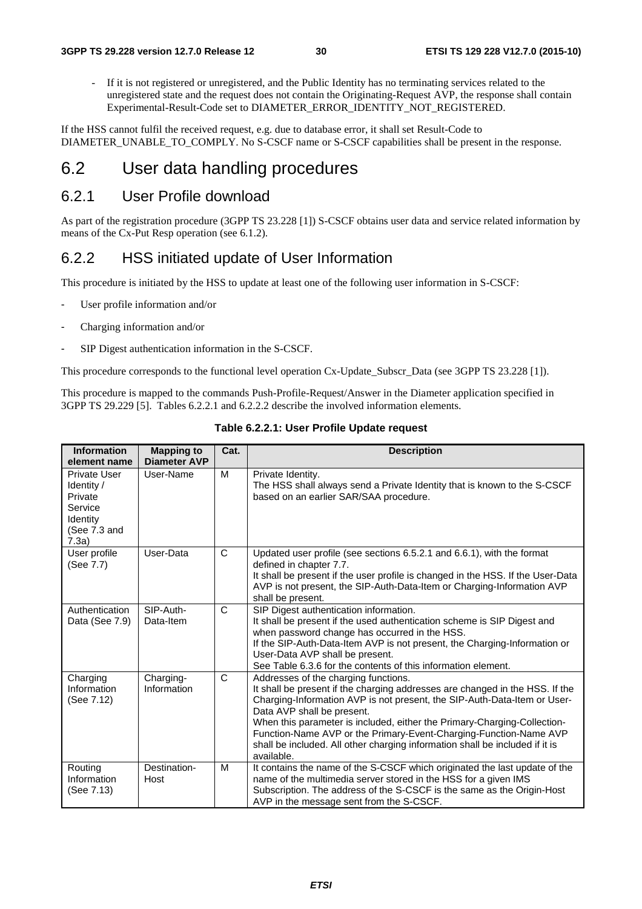- If it is not registered or unregistered, and the Public Identity has no terminating services related to the unregistered state and the request does not contain the Originating-Request AVP, the response shall contain Experimental-Result-Code set to DIAMETER_ERROR_IDENTITY_NOT_REGISTERED.

If the HSS cannot fulfil the received request, e.g. due to database error, it shall set Result-Code to DIAMETER_UNABLE_TO_COMPLY. No S-CSCF name or S-CSCF capabilities shall be present in the response.

# 6.2 User data handling procedures

## 6.2.1 User Profile download

As part of the registration procedure (3GPP TS 23.228 [1]) S-CSCF obtains user data and service related information by means of the Cx-Put Resp operation (see 6.1.2).

## 6.2.2 HSS initiated update of User Information

This procedure is initiated by the HSS to update at least one of the following user information in S-CSCF:

- User profile information and/or
- Charging information and/or
- SIP Digest authentication information in the S-CSCF.

This procedure corresponds to the functional level operation Cx-Update_Subscr_Data (see 3GPP TS 23.228 [1]).

This procedure is mapped to the commands Push-Profile-Request/Answer in the Diameter application specified in 3GPP TS 29.229 [5]. Tables 6.2.2.1 and 6.2.2.2 describe the involved information elements.

**Table 6.2.2.1: User Profile Update request**

| Information element name | Mapping to Diameter AVP | Cat. | Description |
|---|---|---|---|
| Private User Identity / Private Service Identity (See 7.3 and 7.3a) | User-Name | M | Private Identity.<br>The HSS shall always send a Private Identity that is known to the S-CSCF based on an earlier SAR/SAA procedure. |
| User profile (See 7.7) | User-Data | C | Updated user profile (see sections 6.5.2.1 and 6.6.1), with the format defined in chapter 7.7.<br>It shall be present if the user profile is changed in the HSS. If the User-Data AVP is not present, the SIP-Auth-Data-Item or Charging-Information AVP shall be present. |
| Authentication Data (See 7.9) | SIP-Auth-Data-Item | C | SIP Digest authentication information.<br>It shall be present if the used authentication scheme is SIP Digest and when password change has occurred in the HSS.<br>If the SIP-Auth-Data-Item AVP is not present, the Charging-Information or User-Data AVP shall be present.<br>See Table 6.3.6 for the contents of this information element. |
| Charging Information (See 7.12) | Charging-Information | C | Addresses of the charging functions.<br>It shall be present if the charging addresses are changed in the HSS. If the Charging-Information AVP is not present, the SIP-Auth-Data-Item or User-Data AVP shall be present.<br>When this parameter is included, either the Primary-Charging-Collection-Function-Name AVP or the Primary-Event-Charging-Function-Name AVP shall be included. All other charging information shall be included if it is available. |
| Routing Information (See 7.13) | Destination-Host | M | It contains the name of the S-CSCF which originated the last update of the name of the multimedia server stored in the HSS for a given IMS Subscription. The address of the S-CSCF is the same as the Origin-Host AVP in the message sent from the S-CSCF. |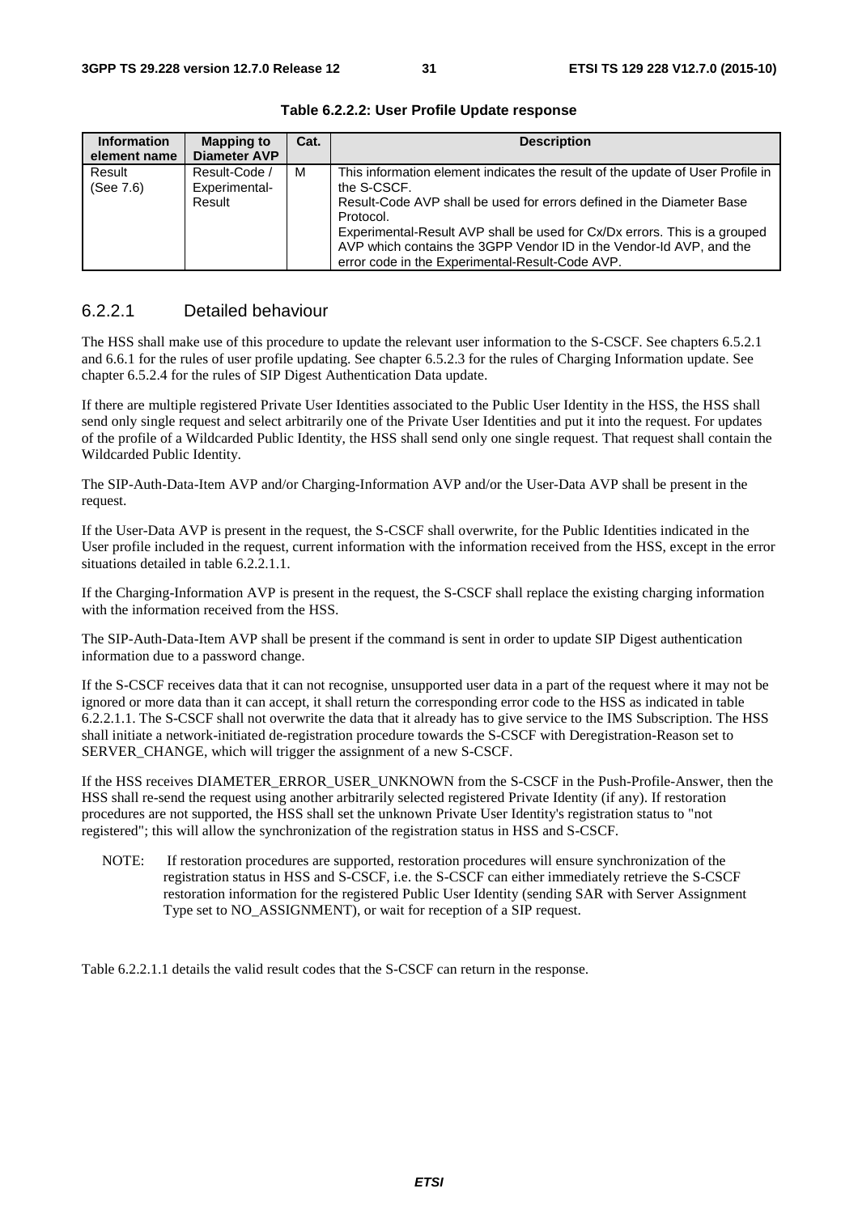**Table 6.2.2.2: User Profile Update response**

| Information element name | Mapping to Diameter AVP | Cat. | Description |
|---|---|---|---|
| Result (See 7.6) | Result-Code / Experimental-Result | M | This information element indicates the result of the update of User Profile in the S-CSCF. Result-Code AVP shall be used for errors defined in the Diameter Base Protocol. Experimental-Result AVP shall be used for Cx/Dx errors. This is a grouped AVP which contains the 3GPP Vendor ID in the Vendor-Id AVP, and the error code in the Experimental-Result-Code AVP. |

### 6.2.2.1 Detailed behaviour

The HSS shall make use of this procedure to update the relevant user information to the S-CSCF. See chapters 6.5.2.1 and 6.6.1 for the rules of user profile updating. See chapter 6.5.2.3 for the rules of Charging Information update. See chapter 6.5.2.4 for the rules of SIP Digest Authentication Data update.

If there are multiple registered Private User Identities associated to the Public User Identity in the HSS, the HSS shall send only single request and select arbitrarily one of the Private User Identities and put it into the request. For updates of the profile of a Wildcarded Public Identity, the HSS shall send only one single request. That request shall contain the Wildcarded Public Identity.

The SIP-Auth-Data-Item AVP and/or Charging-Information AVP and/or the User-Data AVP shall be present in the request.

If the User-Data AVP is present in the request, the S-CSCF shall overwrite, for the Public Identities indicated in the User profile included in the request, current information with the information received from the HSS, except in the error situations detailed in table 6.2.2.1.1.

If the Charging-Information AVP is present in the request, the S-CSCF shall replace the existing charging information with the information received from the HSS.

The SIP-Auth-Data-Item AVP shall be present if the command is sent in order to update SIP Digest authentication information due to a password change.

If the S-CSCF receives data that it can not recognise, unsupported user data in a part of the request where it may not be ignored or more data than it can accept, it shall return the corresponding error code to the HSS as indicated in table 6.2.2.1.1. The S-CSCF shall not overwrite the data that it already has to give service to the IMS Subscription. The HSS shall initiate a network-initiated de-registration procedure towards the S-CSCF with Deregistration-Reason set to SERVER_CHANGE, which will trigger the assignment of a new S-CSCF.

If the HSS receives DIAMETER_ERROR_USER_UNKNOWN from the S-CSCF in the Push-Profile-Answer, then the HSS shall re-send the request using another arbitrarily selected registered Private Identity (if any). If restoration procedures are not supported, the HSS shall set the unknown Private User Identity's registration status to "not registered"; this will allow the synchronization of the registration status in HSS and S-CSCF.

NOTE: If restoration procedures are supported, restoration procedures will ensure synchronization of the registration status in HSS and S-CSCF, i.e. the S-CSCF can either immediately retrieve the S-CSCF restoration information for the registered Public User Identity (sending SAR with Server Assignment Type set to NO_ASSIGNMENT), or wait for reception of a SIP request.

Table 6.2.2.1.1 details the valid result codes that the S-CSCF can return in the response.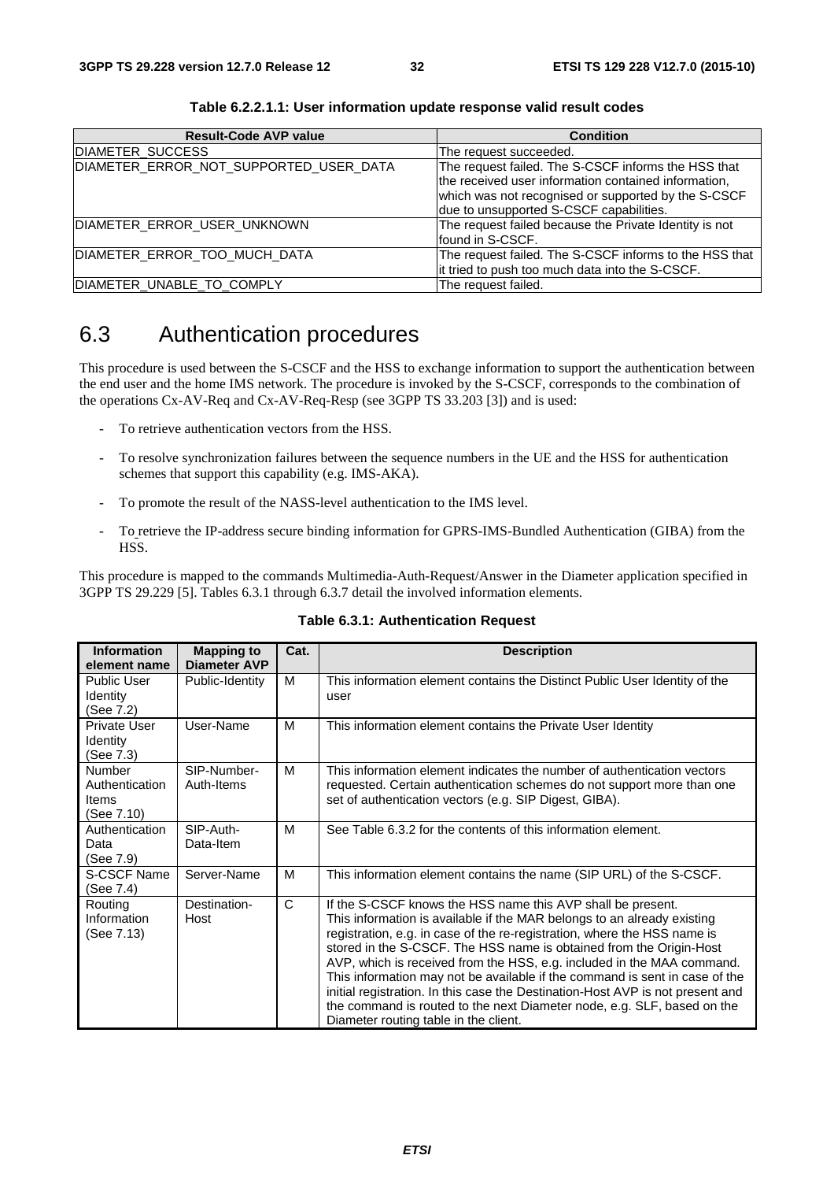**Table 6.2.2.1.1: User information update response valid result codes**

| Result-Code AVP value | Condition |
|---|---|
| DIAMETER_SUCCESS | The request succeeded. |
| DIAMETER_ERROR_NOT_SUPPORTED_USER_DATA | The request failed. The S-CSCF informs the HSS that the received user information contained information, which was not recognised or supported by the S-CSCF due to unsupported S-CSCF capabilities. |
| DIAMETER_ERROR_USER_UNKNOWN | The request failed because the Private Identity is not found in S-CSCF. |
| DIAMETER_ERROR_TOO_MUCH_DATA | The request failed. The S-CSCF informs to the HSS that it tried to push too much data into the S-CSCF. |
| DIAMETER_UNABLE_TO_COMPLY | The request failed. |

## 6.3 Authentication procedures

This procedure is used between the S-CSCF and the HSS to exchange information to support the authentication between the end user and the home IMS network. The procedure is invoked by the S-CSCF, corresponds to the combination of the operations Cx-AV-Req and Cx-AV-Req-Resp (see 3GPP TS 33.203 [3]) and is used:

- To retrieve authentication vectors from the HSS.
- To resolve synchronization failures between the sequence numbers in the UE and the HSS for authentication schemes that support this capability (e.g. IMS-AKA).
- To promote the result of the NASS-level authentication to the IMS level.
- To retrieve the IP-address secure binding information for GPRS-IMS-Bundled Authentication (GIBA) from the HSS.

This procedure is mapped to the commands Multimedia-Auth-Request/Answer in the Diameter application specified in 3GPP TS 29.229 [5]. Tables 6.3.1 through 6.3.7 detail the involved information elements.

**Table 6.3.1: Authentication Request**

| Information element name | Mapping to Diameter AVP | Cat. | Description |
|---|---|---|---|
| Public User Identity (See 7.2) | Public-Identity | M | This information element contains the Distinct Public User Identity of the user |
| Private User Identity (See 7.3) | User-Name | M | This information element contains the Private User Identity |
| Number Authentication Items (See 7.10) | SIP-Number-Auth-Items | M | This information element indicates the number of authentication vectors requested. Certain authentication schemes do not support more than one set of authentication vectors (e.g. SIP Digest, GIBA). |
| Authentication Data (See 7.9) | SIP-Auth-Data-Item | M | See Table 6.3.2 for the contents of this information element. |
| S-CSCF Name (See 7.4) | Server-Name | M | This information element contains the name (SIP URL) of the S-CSCF. |
| Routing Information (See 7.13) | Destination-Host | C | If the S-CSCF knows the HSS name this AVP shall be present. This information is available if the MAR belongs to an already existing registration, e.g. in case of the re-registration, where the HSS name is stored in the S-CSCF. The HSS name is obtained from the Origin-Host AVP, which is received from the HSS, e.g. included in the MAA command. This information may not be available if the command is sent in case of the initial registration. In this case the Destination-Host AVP is not present and the command is routed to the next Diameter node, e.g. SLF, based on the Diameter routing table in the client. |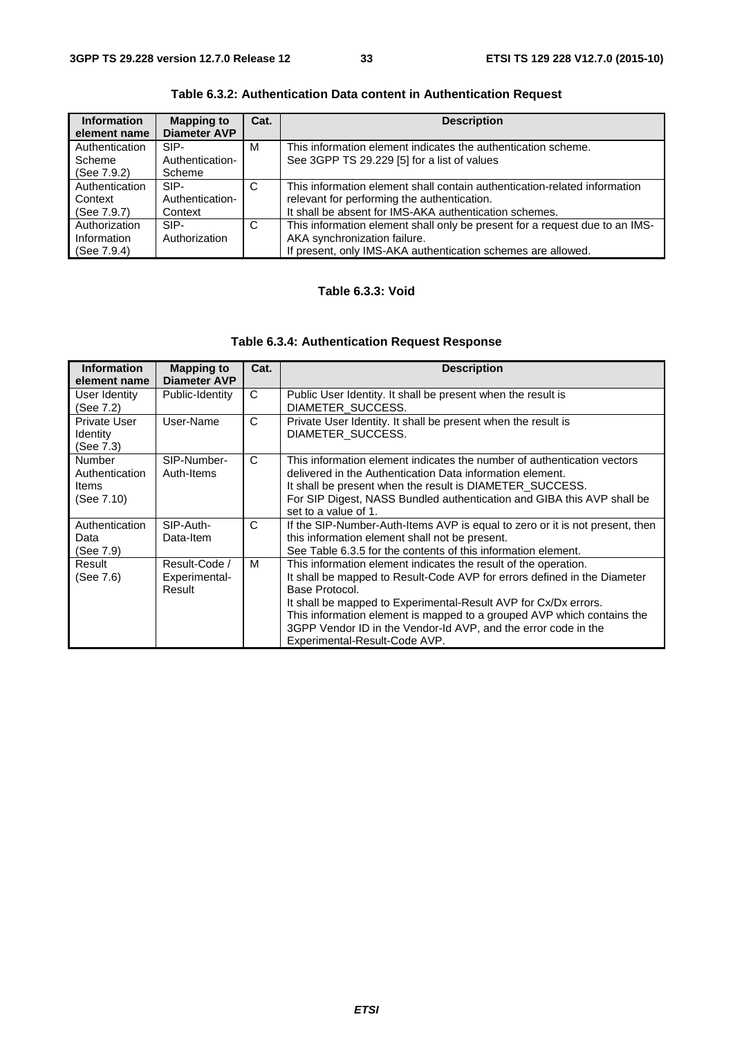**Table 6.3.2: Authentication Data content in Authentication Request**

| Information element name | Mapping to Diameter AVP | Cat. | Description |
|---|---|---|---|
| Authentication Scheme (See 7.9.2) | SIP-Authentication-Scheme | M | This information element indicates the authentication scheme. See 3GPP TS 29.229 [5] for a list of values |
| Authentication Context (See 7.9.7) | SIP-Authentication-Context | C | This information element shall contain authentication-related information relevant for performing the authentication. It shall be absent for IMS-AKA authentication schemes. |
| Authorization Information (See 7.9.4) | SIP-Authorization | C | This information element shall only be present for a request due to an IMS-AKA synchronization failure. If present, only IMS-AKA authentication schemes are allowed. |

**Table 6.3.3: Void**

**Table 6.3.4: Authentication Request Response**

| Information element name | Mapping to Diameter AVP | Cat. | Description |
|---|---|---|---|
| User Identity (See 7.2) | Public-Identity | C | Public User Identity. It shall be present when the result is DIAMETER_SUCCESS. |
| Private User Identity (See 7.3) | User-Name | C | Private User Identity. It shall be present when the result is DIAMETER_SUCCESS. |
| Number Authentication Items (See 7.10) | SIP-Number-Auth-Items | C | This information element indicates the number of authentication vectors delivered in the Authentication Data information element. It shall be present when the result is DIAMETER_SUCCESS. For SIP Digest, NASS Bundled authentication and GIBA this AVP shall be set to a value of 1. |
| Authentication Data (See 7.9) | SIP-Auth-Data-Item | C | If the SIP-Number-Auth-Items AVP is equal to zero or it is not present, then this information element shall not be present. See Table 6.3.5 for the contents of this information element. |
| Result (See 7.6) | Result-Code / Experimental-Result | M | This information element indicates the result of the operation. It shall be mapped to Result-Code AVP for errors defined in the Diameter Base Protocol. It shall be mapped to Experimental-Result AVP for Cx/Dx errors. This information element is mapped to a grouped AVP which contains the 3GPP Vendor ID in the Vendor-Id AVP, and the error code in the Experimental-Result-Code AVP. |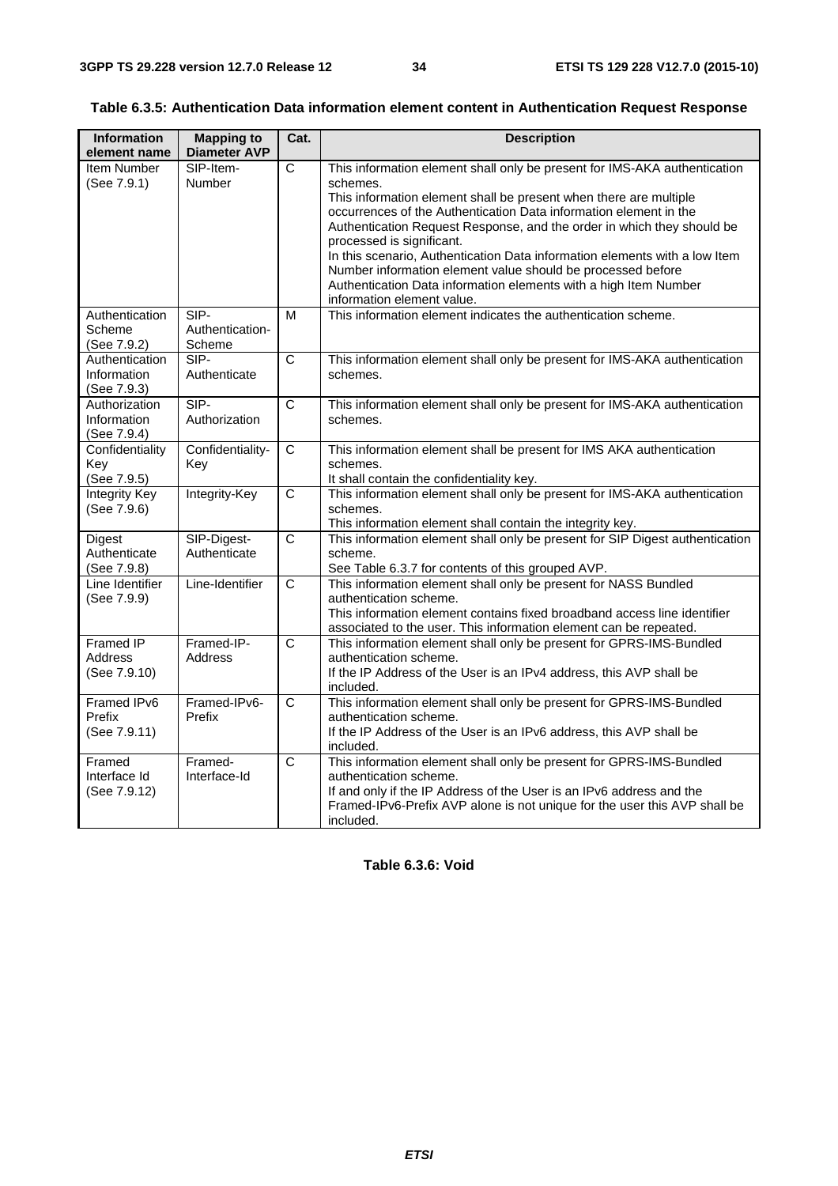**Table 6.3.5: Authentication Data information element content in Authentication Request Response**

| Information element name | Mapping to Diameter AVP | Cat. | Description |
|---|---|---|---|
| Item Number (See 7.9.1) | SIP-Item-Number | C | This information element shall only be present for IMS-AKA authentication schemes. This information element shall be present when there are multiple occurrences of the Authentication Data information element in the Authentication Request Response, and the order in which they should be processed is significant. In this scenario, Authentication Data information elements with a low Item Number information element value should be processed before Authentication Data information elements with a high Item Number information element value. |
| Authentication Scheme (See 7.9.2) | SIP-Authentication-Scheme | M | This information element indicates the authentication scheme. |
| Authentication Information (See 7.9.3) | SIP-Authenticate | C | This information element shall only be present for IMS-AKA authentication schemes. |
| Authorization Information (See 7.9.4) | SIP-Authorization | C | This information element shall only be present for IMS-AKA authentication schemes. |
| Confidentiality Key (See 7.9.5) | Confidentiality-Key | C | This information element shall be present for IMS AKA authentication schemes. It shall contain the confidentiality key. |
| Integrity Key (See 7.9.6) | Integrity-Key | C | This information element shall only be present for IMS-AKA authentication schemes. This information element shall contain the integrity key. |
| Digest Authenticate (See 7.9.8) | SIP-Digest-Authenticate | C | This information element shall only be present for SIP Digest authentication scheme. See Table 6.3.7 for contents of this grouped AVP. |
| Line Identifier (See 7.9.9) | Line-Identifier | C | This information element shall only be present for NASS Bundled authentication scheme. This information element contains fixed broadband access line identifier associated to the user. This information element can be repeated. |
| Framed IP Address (See 7.9.10) | Framed-IP-Address | C | This information element shall only be present for GPRS-IMS-Bundled authentication scheme. If the IP Address of the User is an IPv4 address, this AVP shall be included. |
| Framed IPv6 Prefix (See 7.9.11) | Framed-IPv6-Prefix | C | This information element shall only be present for GPRS-IMS-Bundled authentication scheme. If the IP Address of the User is an IPv6 address, this AVP shall be included. |
| Framed Interface Id (See 7.9.12) | Framed-Interface-Id | C | This information element shall only be present for GPRS-IMS-Bundled authentication scheme. If and only if the IP Address of the User is an IPv6 address and the Framed-IPv6-Prefix AVP alone is not unique for the user this AVP shall be included. |

**Table 6.3.6: Void**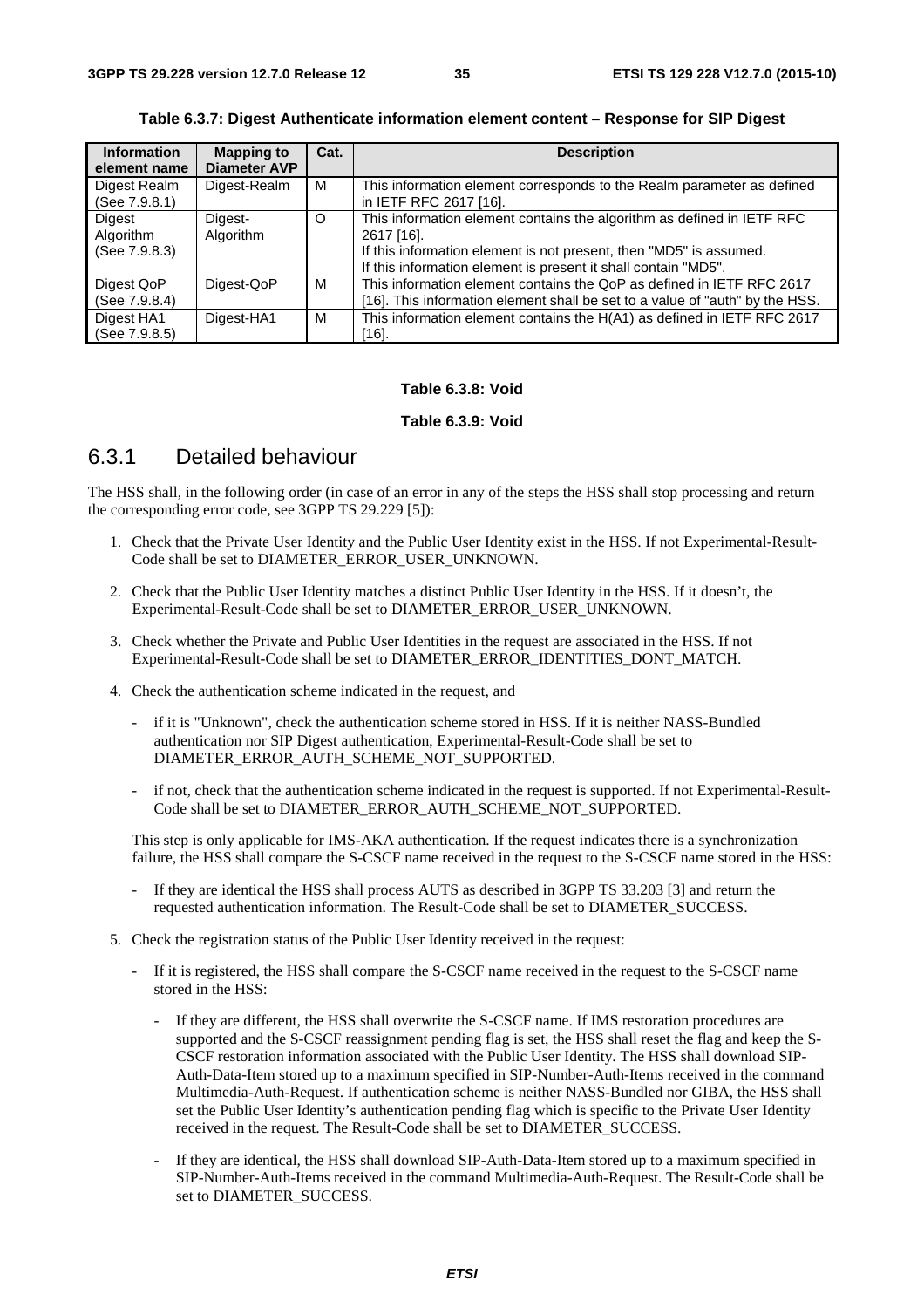**Table 6.3.7: Digest Authenticate information element content – Response for SIP Digest**

| Information element name | Mapping to Diameter AVP | Cat. | Description |
|---|---|---|---|
| Digest Realm (See 7.9.8.1) | Digest-Realm | M | This information element corresponds to the Realm parameter as defined in IETF RFC 2617 [16]. |
| Digest Algorithm (See 7.9.8.3) | Digest-Algorithm | O | This information element contains the algorithm as defined in IETF RFC 2617 [16]. If this information element is not present, then "MD5" is assumed. If this information element is present it shall contain "MD5". |
| Digest QoP (See 7.9.8.4) | Digest-QoP | M | This information element contains the QoP as defined in IETF RFC 2617 [16]. This information element shall be set to a value of "auth" by the HSS. |
| Digest HA1 (See 7.9.8.5) | Digest-HA1 | M | This information element contains the H(A1) as defined in IETF RFC 2617 [16]. |

**Table 6.3.8: Void**

**Table 6.3.9: Void**

## 6.3.1 Detailed behaviour

The HSS shall, in the following order (in case of an error in any of the steps the HSS shall stop processing and return the corresponding error code, see 3GPP TS 29.229 [5]):

1. Check that the Private User Identity and the Public User Identity exist in the HSS. If not Experimental-Result-Code shall be set to DIAMETER_ERROR_USER_UNKNOWN.

2. Check that the Public User Identity matches a distinct Public User Identity in the HSS. If it doesn't, the Experimental-Result-Code shall be set to DIAMETER_ERROR_USER_UNKNOWN.

3. Check whether the Private and Public User Identities in the request are associated in the HSS. If not Experimental-Result-Code shall be set to DIAMETER_ERROR_IDENTITIES_DONT_MATCH.

4. Check the authentication scheme indicated in the request, and

   - if it is "Unknown", check the authentication scheme stored in HSS. If it is neither NASS-Bundled authentication nor SIP Digest authentication, Experimental-Result-Code shall be set to DIAMETER_ERROR_AUTH_SCHEME_NOT_SUPPORTED.

   - if not, check that the authentication scheme indicated in the request is supported. If not Experimental-Result-Code shall be set to DIAMETER_ERROR_AUTH_SCHEME_NOT_SUPPORTED.

   This step is only applicable for IMS-AKA authentication. If the request indicates there is a synchronization failure, the HSS shall compare the S-CSCF name received in the request to the S-CSCF name stored in the HSS:

   - If they are identical the HSS shall process AUTS as described in 3GPP TS 33.203 [3] and return the requested authentication information. The Result-Code shall be set to DIAMETER_SUCCESS.

5. Check the registration status of the Public User Identity received in the request:

   - If it is registered, the HSS shall compare the S-CSCF name received in the request to the S-CSCF name stored in the HSS:

     - If they are different, the HSS shall overwrite the S-CSCF name. If IMS restoration procedures are supported and the S-CSCF reassignment pending flag is set, the HSS shall reset the flag and keep the S-CSCF restoration information associated with the Public User Identity. The HSS shall download SIP-Auth-Data-Item stored up to a maximum specified in SIP-Number-Auth-Items received in the command Multimedia-Auth-Request. If authentication scheme is neither NASS-Bundled nor GIBA, the HSS shall set the Public User Identity's authentication pending flag which is specific to the Private User Identity received in the request. The Result-Code shall be set to DIAMETER_SUCCESS.

     - If they are identical, the HSS shall download SIP-Auth-Data-Item stored up to a maximum specified in SIP-Number-Auth-Items received in the command Multimedia-Auth-Request. The Result-Code shall be set to DIAMETER_SUCCESS.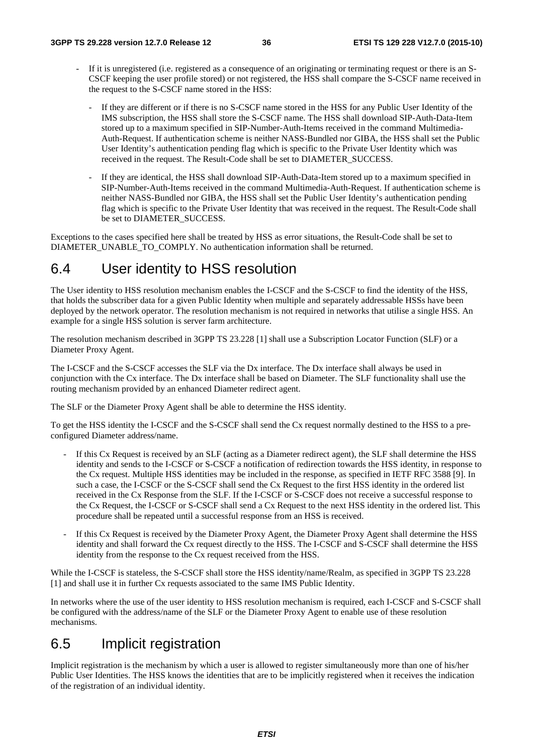- If it is unregistered (i.e. registered as a consequence of an originating or terminating request or there is an S-CSCF keeping the user profile stored) or not registered, the HSS shall compare the S-CSCF name received in the request to the S-CSCF name stored in the HSS:

  - If they are different or if there is no S-CSCF name stored in the HSS for any Public User Identity of the IMS subscription, the HSS shall store the S-CSCF name. The HSS shall download SIP-Auth-Data-Item stored up to a maximum specified in SIP-Number-Auth-Items received in the command Multimedia-Auth-Request. If authentication scheme is neither NASS-Bundled nor GIBA, the HSS shall set the Public User Identity's authentication pending flag which is specific to the Private User Identity which was received in the request. The Result-Code shall be set to DIAMETER_SUCCESS.

  - If they are identical, the HSS shall download SIP-Auth-Data-Item stored up to a maximum specified in SIP-Number-Auth-Items received in the command Multimedia-Auth-Request. If authentication scheme is neither NASS-Bundled nor GIBA, the HSS shall set the Public User Identity's authentication pending flag which is specific to the Private User Identity that was received in the request. The Result-Code shall be set to DIAMETER_SUCCESS.

Exceptions to the cases specified here shall be treated by HSS as error situations, the Result-Code shall be set to DIAMETER_UNABLE_TO_COMPLY. No authentication information shall be returned.

# 6.4 User identity to HSS resolution

The User identity to HSS resolution mechanism enables the I-CSCF and the S-CSCF to find the identity of the HSS, that holds the subscriber data for a given Public Identity when multiple and separately addressable HSSs have been deployed by the network operator. The resolution mechanism is not required in networks that utilise a single HSS. An example for a single HSS solution is server farm architecture.

The resolution mechanism described in 3GPP TS 23.228 [1] shall use a Subscription Locator Function (SLF) or a Diameter Proxy Agent.

The I-CSCF and the S-CSCF accesses the SLF via the Dx interface. The Dx interface shall always be used in conjunction with the Cx interface. The Dx interface shall be based on Diameter. The SLF functionality shall use the routing mechanism provided by an enhanced Diameter redirect agent.

The SLF or the Diameter Proxy Agent shall be able to determine the HSS identity.

To get the HSS identity the I-CSCF and the S-CSCF shall send the Cx request normally destined to the HSS to a pre-configured Diameter address/name.

- If this Cx Request is received by an SLF (acting as a Diameter redirect agent), the SLF shall determine the HSS identity and sends to the I-CSCF or S-CSCF a notification of redirection towards the HSS identity, in response to the Cx request. Multiple HSS identities may be included in the response, as specified in IETF RFC 3588 [9]. In such a case, the I-CSCF or the S-CSCF shall send the Cx Request to the first HSS identity in the ordered list received in the Cx Response from the SLF. If the I-CSCF or S-CSCF does not receive a successful response to the Cx Request, the I-CSCF or S-CSCF shall send a Cx Request to the next HSS identity in the ordered list. This procedure shall be repeated until a successful response from an HSS is received.

- If this Cx Request is received by the Diameter Proxy Agent, the Diameter Proxy Agent shall determine the HSS identity and shall forward the Cx request directly to the HSS. The I-CSCF and S-CSCF shall determine the HSS identity from the response to the Cx request received from the HSS.

While the I-CSCF is stateless, the S-CSCF shall store the HSS identity/name/Realm, as specified in 3GPP TS 23.228 [1] and shall use it in further Cx requests associated to the same IMS Public Identity.

In networks where the use of the user identity to HSS resolution mechanism is required, each I-CSCF and S-CSCF shall be configured with the address/name of the SLF or the Diameter Proxy Agent to enable use of these resolution mechanisms.

# 6.5 Implicit registration

Implicit registration is the mechanism by which a user is allowed to register simultaneously more than one of his/her Public User Identities. The HSS knows the identities that are to be implicitly registered when it receives the indication of the registration of an individual identity.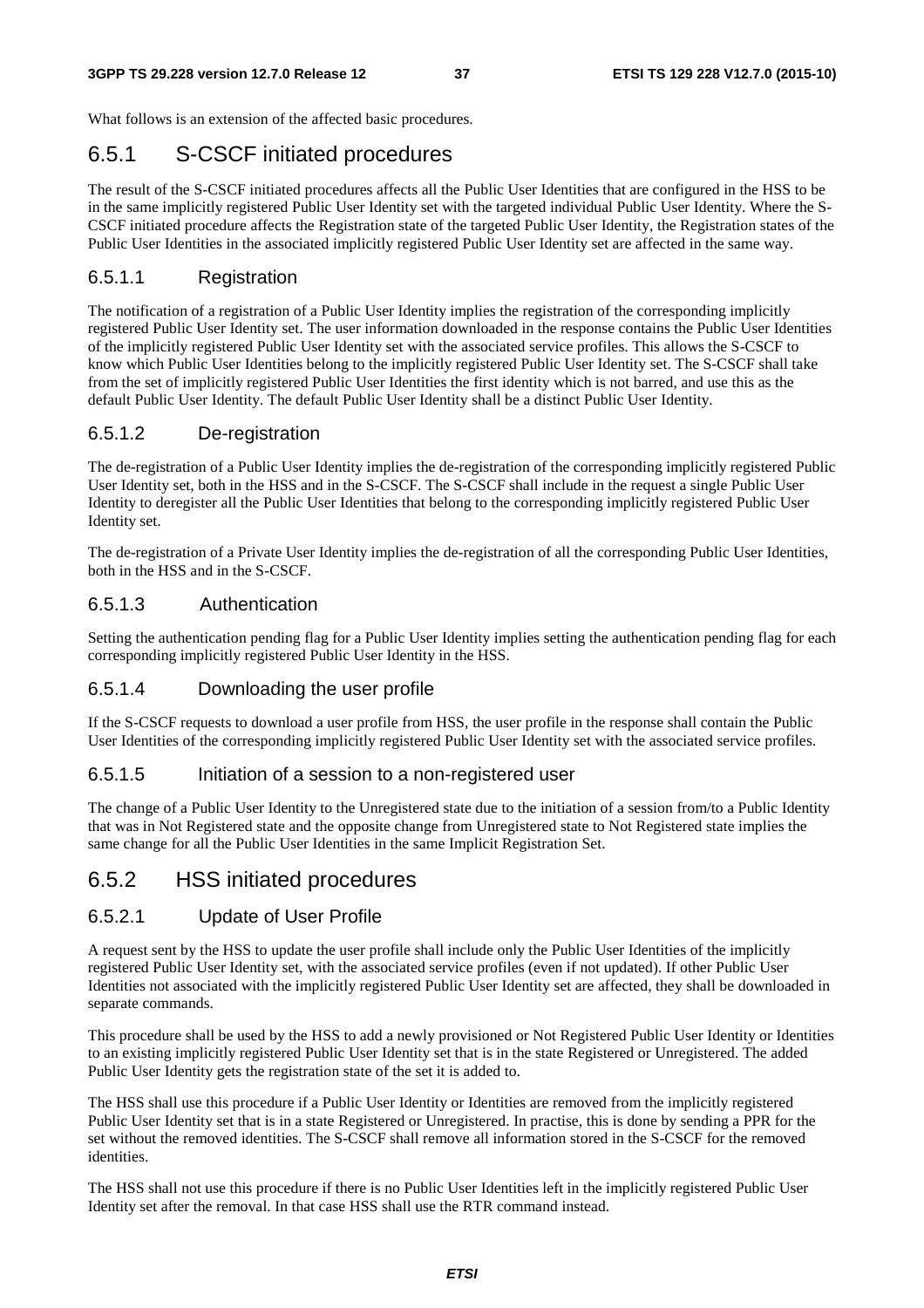What follows is an extension of the affected basic procedures.

## 6.5.1 S-CSCF initiated procedures

The result of the S-CSCF initiated procedures affects all the Public User Identities that are configured in the HSS to be in the same implicitly registered Public User Identity set with the targeted individual Public User Identity. Where the S-CSCF initiated procedure affects the Registration state of the targeted Public User Identity, the Registration states of the Public User Identities in the associated implicitly registered Public User Identity set are affected in the same way.

### 6.5.1.1 Registration

The notification of a registration of a Public User Identity implies the registration of the corresponding implicitly registered Public User Identity set. The user information downloaded in the response contains the Public User Identities of the implicitly registered Public User Identity set with the associated service profiles. This allows the S-CSCF to know which Public User Identities belong to the implicitly registered Public User Identity set. The S-CSCF shall take from the set of implicitly registered Public User Identities the first identity which is not barred, and use this as the default Public User Identity. The default Public User Identity shall be a distinct Public User Identity.

### 6.5.1.2 De-registration

The de-registration of a Public User Identity implies the de-registration of the corresponding implicitly registered Public User Identity set, both in the HSS and in the S-CSCF. The S-CSCF shall include in the request a single Public User Identity to deregister all the Public User Identities that belong to the corresponding implicitly registered Public User Identity set.

The de-registration of a Private User Identity implies the de-registration of all the corresponding Public User Identities, both in the HSS and in the S-CSCF.

### 6.5.1.3 Authentication

Setting the authentication pending flag for a Public User Identity implies setting the authentication pending flag for each corresponding implicitly registered Public User Identity in the HSS.

### 6.5.1.4 Downloading the user profile

If the S-CSCF requests to download a user profile from HSS, the user profile in the response shall contain the Public User Identities of the corresponding implicitly registered Public User Identity set with the associated service profiles.

### 6.5.1.5 Initiation of a session to a non-registered user

The change of a Public User Identity to the Unregistered state due to the initiation of a session from/to a Public Identity that was in Not Registered state and the opposite change from Unregistered state to Not Registered state implies the same change for all the Public User Identities in the same Implicit Registration Set.

## 6.5.2 HSS initiated procedures

### 6.5.2.1 Update of User Profile

A request sent by the HSS to update the user profile shall include only the Public User Identities of the implicitly registered Public User Identity set, with the associated service profiles (even if not updated). If other Public User Identities not associated with the implicitly registered Public User Identity set are affected, they shall be downloaded in separate commands.

This procedure shall be used by the HSS to add a newly provisioned or Not Registered Public User Identity or Identities to an existing implicitly registered Public User Identity set that is in the state Registered or Unregistered. The added Public User Identity gets the registration state of the set it is added to.

The HSS shall use this procedure if a Public User Identity or Identities are removed from the implicitly registered Public User Identity set that is in a state Registered or Unregistered. In practise, this is done by sending a PPR for the set without the removed identities. The S-CSCF shall remove all information stored in the S-CSCF for the removed identities.

The HSS shall not use this procedure if there is no Public User Identities left in the implicitly registered Public User Identity set after the removal. In that case HSS shall use the RTR command instead.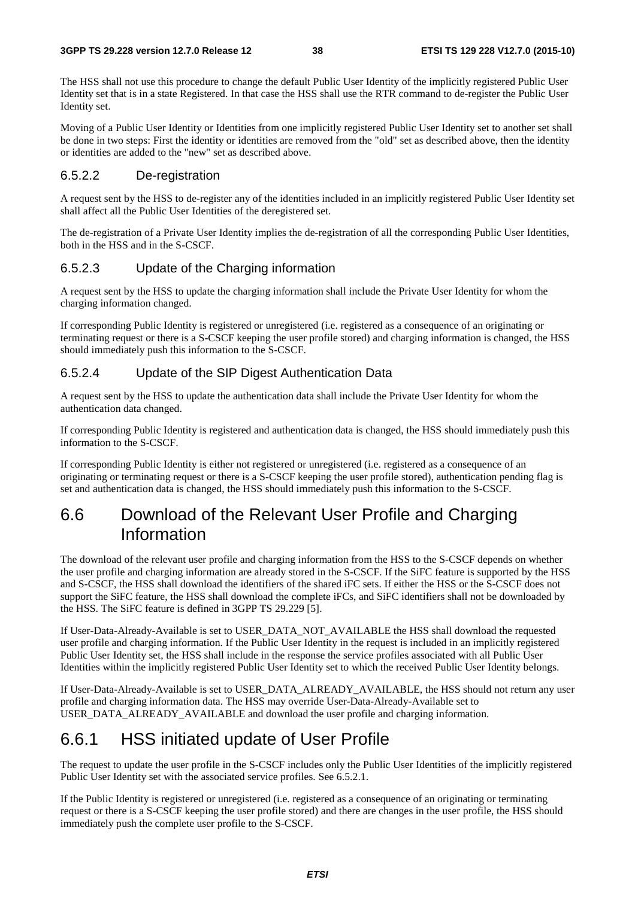The HSS shall not use this procedure to change the default Public User Identity of the implicitly registered Public User Identity set that is in a state Registered. In that case the HSS shall use the RTR command to de-register the Public User Identity set.

Moving of a Public User Identity or Identities from one implicitly registered Public User Identity set to another set shall be done in two steps: First the identity or identities are removed from the "old" set as described above, then the identity or identities are added to the "new" set as described above.

### 6.5.2.2 De-registration

A request sent by the HSS to de-register any of the identities included in an implicitly registered Public User Identity set shall affect all the Public User Identities of the deregistered set.

The de-registration of a Private User Identity implies the de-registration of all the corresponding Public User Identities, both in the HSS and in the S-CSCF.

### 6.5.2.3 Update of the Charging information

A request sent by the HSS to update the charging information shall include the Private User Identity for whom the charging information changed.

If corresponding Public Identity is registered or unregistered (i.e. registered as a consequence of an originating or terminating request or there is a S-CSCF keeping the user profile stored) and charging information is changed, the HSS should immediately push this information to the S-CSCF.

### 6.5.2.4 Update of the SIP Digest Authentication Data

A request sent by the HSS to update the authentication data shall include the Private User Identity for whom the authentication data changed.

If corresponding Public Identity is registered and authentication data is changed, the HSS should immediately push this information to the S-CSCF.

If corresponding Public Identity is either not registered or unregistered (i.e. registered as a consequence of an originating or terminating request or there is a S-CSCF keeping the user profile stored), authentication pending flag is set and authentication data is changed, the HSS should immediately push this information to the S-CSCF.

## 6.6 Download of the Relevant User Profile and Charging Information

The download of the relevant user profile and charging information from the HSS to the S-CSCF depends on whether the user profile and charging information are already stored in the S-CSCF. If the SiFC feature is supported by the HSS and S-CSCF, the HSS shall download the identifiers of the shared iFC sets. If either the HSS or the S-CSCF does not support the SiFC feature, the HSS shall download the complete iFCs, and SiFC identifiers shall not be downloaded by the HSS. The SiFC feature is defined in 3GPP TS 29.229 [5].

If User-Data-Already-Available is set to USER_DATA_NOT_AVAILABLE the HSS shall download the requested user profile and charging information. If the Public User Identity in the request is included in an implicitly registered Public User Identity set, the HSS shall include in the response the service profiles associated with all Public User Identities within the implicitly registered Public User Identity set to which the received Public User Identity belongs.

If User-Data-Already-Available is set to USER_DATA_ALREADY_AVAILABLE, the HSS should not return any user profile and charging information data. The HSS may override User-Data-Already-Available set to USER_DATA_ALREADY_AVAILABLE and download the user profile and charging information.

## 6.6.1 HSS initiated update of User Profile

The request to update the user profile in the S-CSCF includes only the Public User Identities of the implicitly registered Public User Identity set with the associated service profiles. See 6.5.2.1.

If the Public Identity is registered or unregistered (i.e. registered as a consequence of an originating or terminating request or there is a S-CSCF keeping the user profile stored) and there are changes in the user profile, the HSS should immediately push the complete user profile to the S-CSCF.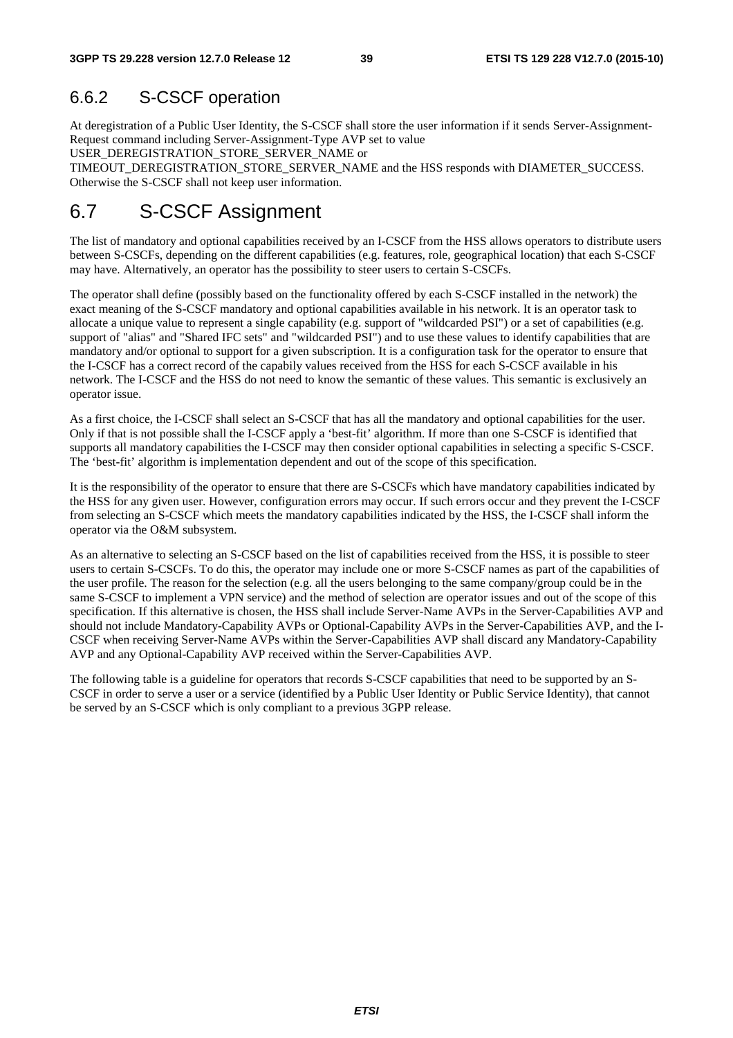### 6.6.2 S-CSCF operation

At deregistration of a Public User Identity, the S-CSCF shall store the user information if it sends Server-Assignment-Request command including Server-Assignment-Type AVP set to value USER_DEREGISTRATION_STORE_SERVER_NAME or TIMEOUT_DEREGISTRATION_STORE_SERVER_NAME and the HSS responds with DIAMETER_SUCCESS. Otherwise the S-CSCF shall not keep user information.

## 6.7 S-CSCF Assignment

The list of mandatory and optional capabilities received by an I-CSCF from the HSS allows operators to distribute users between S-CSCFs, depending on the different capabilities (e.g. features, role, geographical location) that each S-CSCF may have. Alternatively, an operator has the possibility to steer users to certain S-CSCFs.

The operator shall define (possibly based on the functionality offered by each S-CSCF installed in the network) the exact meaning of the S-CSCF mandatory and optional capabilities available in his network. It is an operator task to allocate a unique value to represent a single capability (e.g. support of "wildcarded PSI") or a set of capabilities (e.g. support of "alias" and "Shared IFC sets" and "wildcarded PSI") and to use these values to identify capabilities that are mandatory and/or optional to support for a given subscription. It is a configuration task for the operator to ensure that the I-CSCF has a correct record of the capabily values received from the HSS for each S-CSCF available in his network. The I-CSCF and the HSS do not need to know the semantic of these values. This semantic is exclusively an operator issue.

As a first choice, the I-CSCF shall select an S-CSCF that has all the mandatory and optional capabilities for the user. Only if that is not possible shall the I-CSCF apply a 'best-fit' algorithm. If more than one S-CSCF is identified that supports all mandatory capabilities the I-CSCF may then consider optional capabilities in selecting a specific S-CSCF. The 'best-fit' algorithm is implementation dependent and out of the scope of this specification.

It is the responsibility of the operator to ensure that there are S-CSCFs which have mandatory capabilities indicated by the HSS for any given user. However, configuration errors may occur. If such errors occur and they prevent the I-CSCF from selecting an S-CSCF which meets the mandatory capabilities indicated by the HSS, the I-CSCF shall inform the operator via the O&M subsystem.

As an alternative to selecting an S-CSCF based on the list of capabilities received from the HSS, it is possible to steer users to certain S-CSCFs. To do this, the operator may include one or more S-CSCF names as part of the capabilities of the user profile. The reason for the selection (e.g. all the users belonging to the same company/group could be in the same S-CSCF to implement a VPN service) and the method of selection are operator issues and out of the scope of this specification. If this alternative is chosen, the HSS shall include Server-Name AVPs in the Server-Capabilities AVP and should not include Mandatory-Capability AVPs or Optional-Capability AVPs in the Server-Capabilities AVP, and the I-CSCF when receiving Server-Name AVPs within the Server-Capabilities AVP shall discard any Mandatory-Capability AVP and any Optional-Capability AVP received within the Server-Capabilities AVP.

The following table is a guideline for operators that records S-CSCF capabilities that need to be supported by an S-CSCF in order to serve a user or a service (identified by a Public User Identity or Public Service Identity), that cannot be served by an S-CSCF which is only compliant to a previous 3GPP release.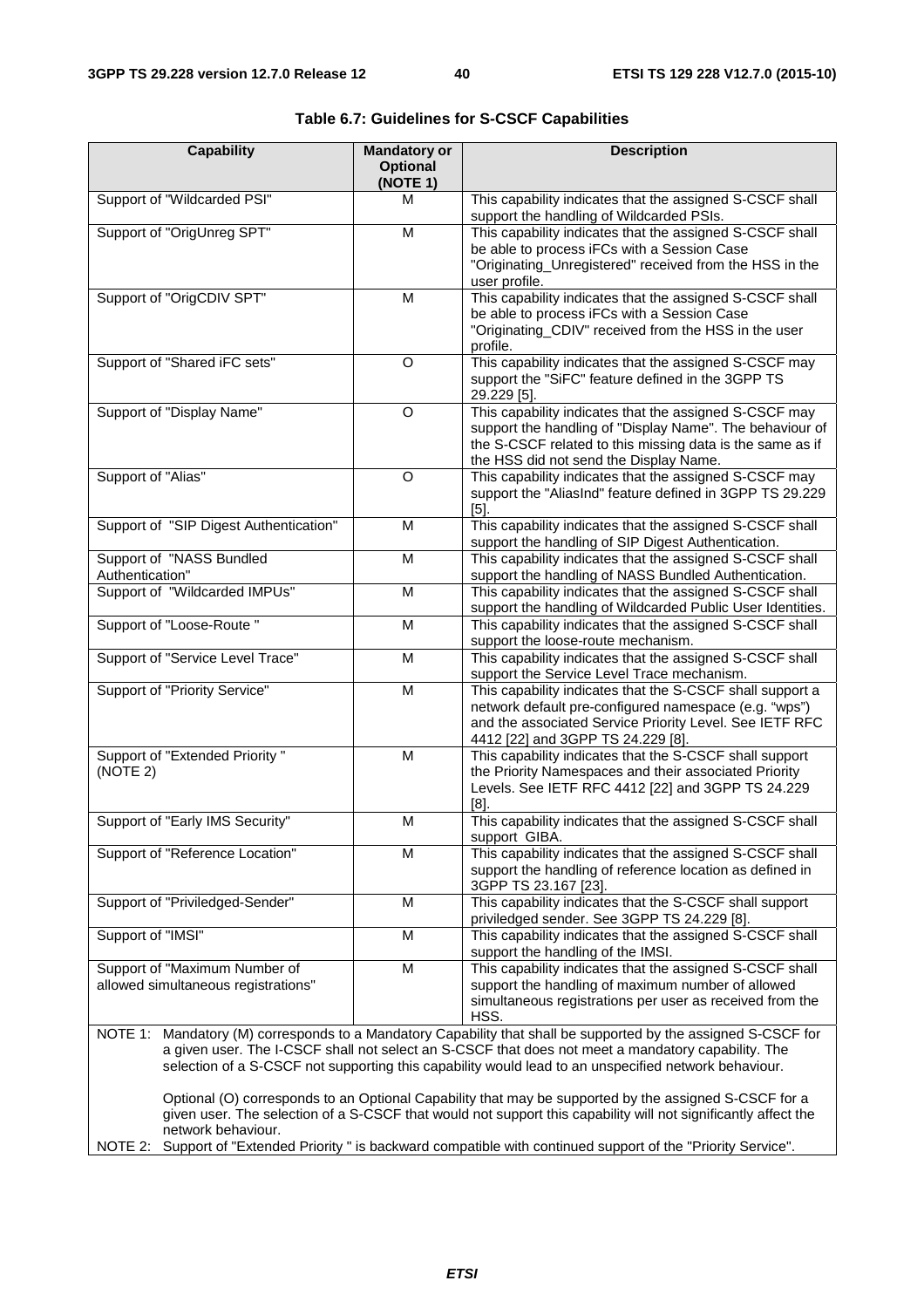**Table 6.7: Guidelines for S-CSCF Capabilities**

| Capability | Mandatory or Optional (NOTE 1) | Description |
|---|---|---|
| Support of "Wildcarded PSI" | M | This capability indicates that the assigned S-CSCF shall support the handling of Wildcarded PSIs. |
| Support of "OrigUnreg SPT" | M | This capability indicates that the assigned S-CSCF shall be able to process iFCs with a Session Case "Originating_Unregistered" received from the HSS in the user profile. |
| Support of "OrigCDIV SPT" | M | This capability indicates that the assigned S-CSCF shall be able to process iFCs with a Session Case "Originating_CDIV" received from the HSS in the user profile. |
| Support of "Shared iFC sets" | O | This capability indicates that the assigned S-CSCF may support the "SiFC" feature defined in the 3GPP TS 29.229 [5]. |
| Support of "Display Name" | O | This capability indicates that the assigned S-CSCF may support the handling of "Display Name". The behaviour of the S-CSCF related to this missing data is the same as if the HSS did not send the Display Name. |
| Support of "Alias" | O | This capability indicates that the assigned S-CSCF may support the "AliasInd" feature defined in 3GPP TS 29.229 [5]. |
| Support of "SIP Digest Authentication" | M | This capability indicates that the assigned S-CSCF shall support the handling of SIP Digest Authentication. |
| Support of "NASS Bundled Authentication" | M | This capability indicates that the assigned S-CSCF shall support the handling of NASS Bundled Authentication. |
| Support of "Wildcarded IMPUs" | M | This capability indicates that the assigned S-CSCF shall support the handling of Wildcarded Public User Identities. |
| Support of "Loose-Route " | M | This capability indicates that the assigned S-CSCF shall support the loose-route mechanism. |
| Support of "Service Level Trace" | M | This capability indicates that the assigned S-CSCF shall support the Service Level Trace mechanism. |
| Support of "Priority Service" | M | This capability indicates that the S-CSCF shall support a network default pre-configured namespace (e.g. "wps") and the associated Service Priority Level. See IETF RFC 4412 [22] and 3GPP TS 24.229 [8]. |
| Support of "Extended Priority " (NOTE 2) | M | This capability indicates that the S-CSCF shall support the Priority Namespaces and their associated Priority Levels. See IETF RFC 4412 [22] and 3GPP TS 24.229 [8]. |
| Support of "Early IMS Security" | M | This capability indicates that the assigned S-CSCF shall support GIBA. |
| Support of "Reference Location" | M | This capability indicates that the assigned S-CSCF shall support the handling of reference location as defined in 3GPP TS 23.167 [23]. |
| Support of "Priviledged-Sender" | M | This capability indicates that the S-CSCF shall support priviledged sender. See 3GPP TS 24.229 [8]. |
| Support of "IMSI" | M | This capability indicates that the assigned S-CSCF shall support the handling of the IMSI. |
| Support of "Maximum Number of allowed simultaneous registrations" | M | This capability indicates that the assigned S-CSCF shall support the handling of maximum number of allowed simultaneous registrations per user as received from the HSS. |

NOTE 1: Mandatory (M) corresponds to a Mandatory Capability that shall be supported by the assigned S-CSCF for a given user. The I-CSCF shall not select an S-CSCF that does not meet a mandatory capability. The selection of a S-CSCF not supporting this capability would lead to an unspecified network behaviour.

Optional (O) corresponds to an Optional Capability that may be supported by the assigned S-CSCF for a given user. The selection of a S-CSCF that would not support this capability will not significantly affect the network behaviour.

NOTE 2: Support of "Extended Priority " is backward compatible with continued support of the "Priority Service".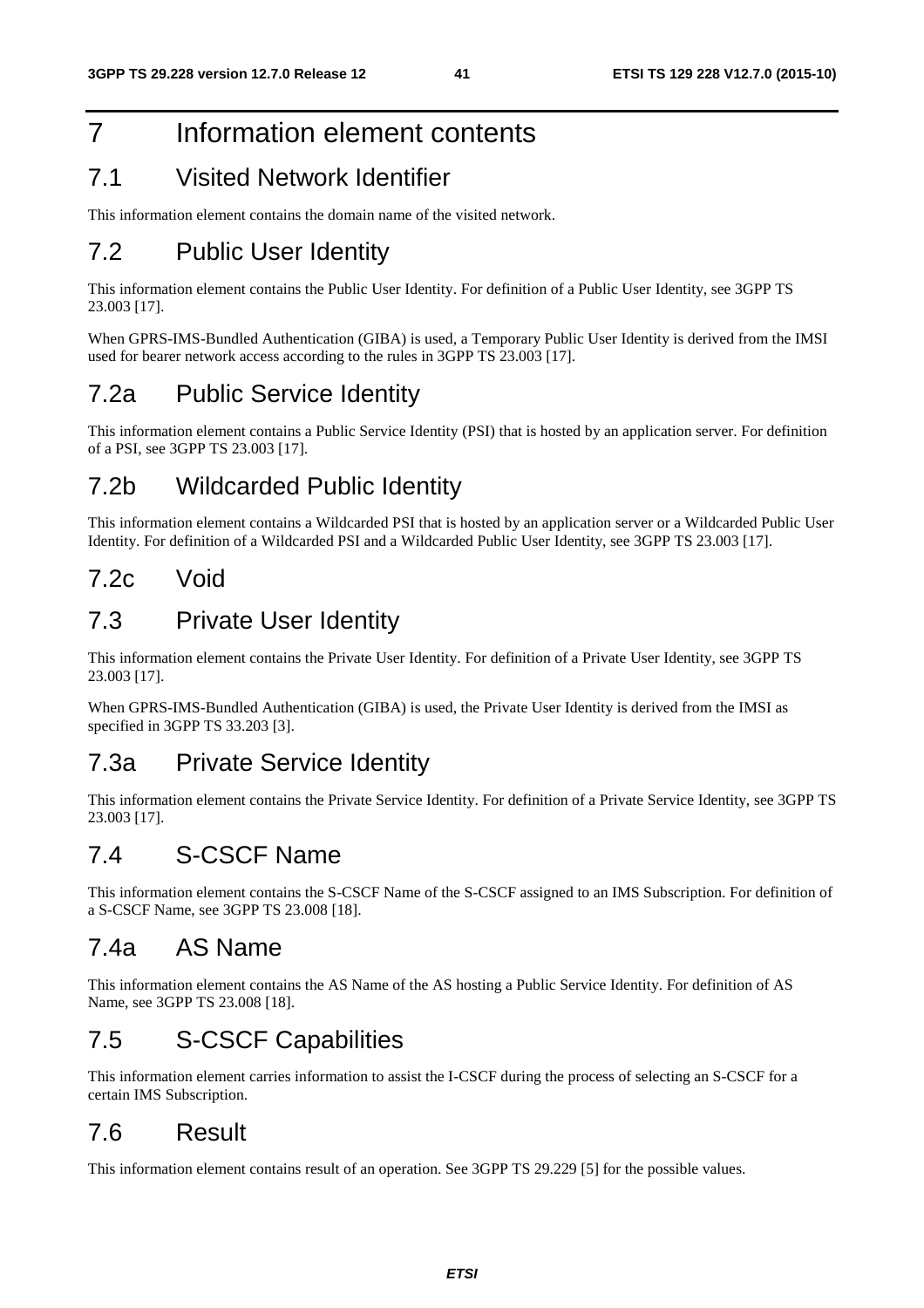# 7 Information element contents

## 7.1 Visited Network Identifier

This information element contains the domain name of the visited network.

## 7.2 Public User Identity

This information element contains the Public User Identity. For definition of a Public User Identity, see 3GPP TS 23.003 [17].

When GPRS-IMS-Bundled Authentication (GIBA) is used, a Temporary Public User Identity is derived from the IMSI used for bearer network access according to the rules in 3GPP TS 23.003 [17].

## 7.2a Public Service Identity

This information element contains a Public Service Identity (PSI) that is hosted by an application server. For definition of a PSI, see 3GPP TS 23.003 [17].

## 7.2b Wildcarded Public Identity

This information element contains a Wildcarded PSI that is hosted by an application server or a Wildcarded Public User Identity. For definition of a Wildcarded PSI and a Wildcarded Public User Identity, see 3GPP TS 23.003 [17].

## 7.2c Void

## 7.3 Private User Identity

This information element contains the Private User Identity. For definition of a Private User Identity, see 3GPP TS 23.003 [17].

When GPRS-IMS-Bundled Authentication (GIBA) is used, the Private User Identity is derived from the IMSI as specified in 3GPP TS 33.203 [3].

## 7.3a Private Service Identity

This information element contains the Private Service Identity. For definition of a Private Service Identity, see 3GPP TS 23.003 [17].

## 7.4 S-CSCF Name

This information element contains the S-CSCF Name of the S-CSCF assigned to an IMS Subscription. For definition of a S-CSCF Name, see 3GPP TS 23.008 [18].

## 7.4a AS Name

This information element contains the AS Name of the AS hosting a Public Service Identity. For definition of AS Name, see 3GPP TS 23.008 [18].

## 7.5 S-CSCF Capabilities

This information element carries information to assist the I-CSCF during the process of selecting an S-CSCF for a certain IMS Subscription.

## 7.6 Result

This information element contains result of an operation. See 3GPP TS 29.229 [5] for the possible values.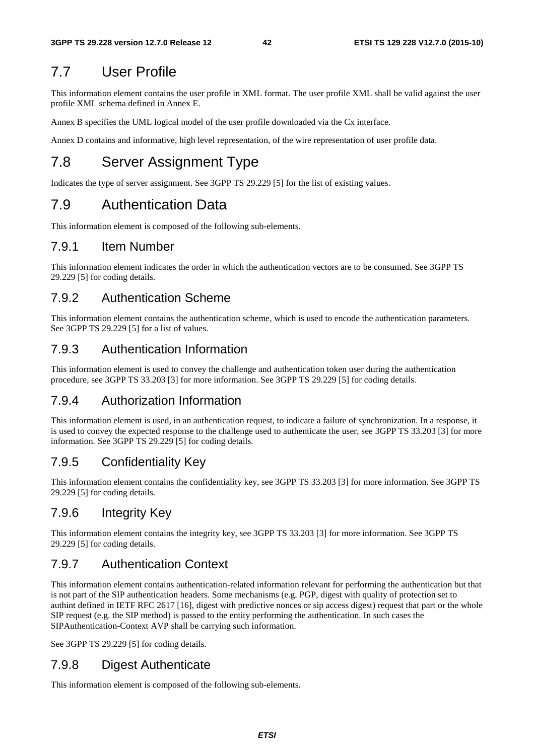## 7.7 User Profile

This information element contains the user profile in XML format. The user profile XML shall be valid against the user profile XML schema defined in Annex E.

Annex B specifies the UML logical model of the user profile downloaded via the Cx interface.

Annex D contains and informative, high level representation, of the wire representation of user profile data.

## 7.8 Server Assignment Type

Indicates the type of server assignment. See 3GPP TS 29.229 [5] for the list of existing values.

## 7.9 Authentication Data

This information element is composed of the following sub-elements.

### 7.9.1 Item Number

This information element indicates the order in which the authentication vectors are to be consumed. See 3GPP TS 29.229 [5] for coding details.

### 7.9.2 Authentication Scheme

This information element contains the authentication scheme, which is used to encode the authentication parameters. See 3GPP TS 29.229 [5] for a list of values.

### 7.9.3 Authentication Information

This information element is used to convey the challenge and authentication token user during the authentication procedure, see 3GPP TS 33.203 [3] for more information. See 3GPP TS 29.229 [5] for coding details.

### 7.9.4 Authorization Information

This information element is used, in an authentication request, to indicate a failure of synchronization. In a response, it is used to convey the expected response to the challenge used to authenticate the user, see 3GPP TS 33.203 [3] for more information. See 3GPP TS 29.229 [5] for coding details.

### 7.9.5 Confidentiality Key

This information element contains the confidentiality key, see 3GPP TS 33.203 [3] for more information. See 3GPP TS 29.229 [5] for coding details.

### 7.9.6 Integrity Key

This information element contains the integrity key, see 3GPP TS 33.203 [3] for more information. See 3GPP TS 29.229 [5] for coding details.

### 7.9.7 Authentication Context

This information element contains authentication-related information relevant for performing the authentication but that is not part of the SIP authentication headers. Some mechanisms (e.g. PGP, digest with quality of protection set to authint defined in IETF RFC 2617 [16], digest with predictive nonces or sip access digest) request that part or the whole SIP request (e.g. the SIP method) is passed to the entity performing the authentication. In such cases the SIPAuthentication-Context AVP shall be carrying such information.

See 3GPP TS 29.229 [5] for coding details.

### 7.9.8 Digest Authenticate

This information element is composed of the following sub-elements.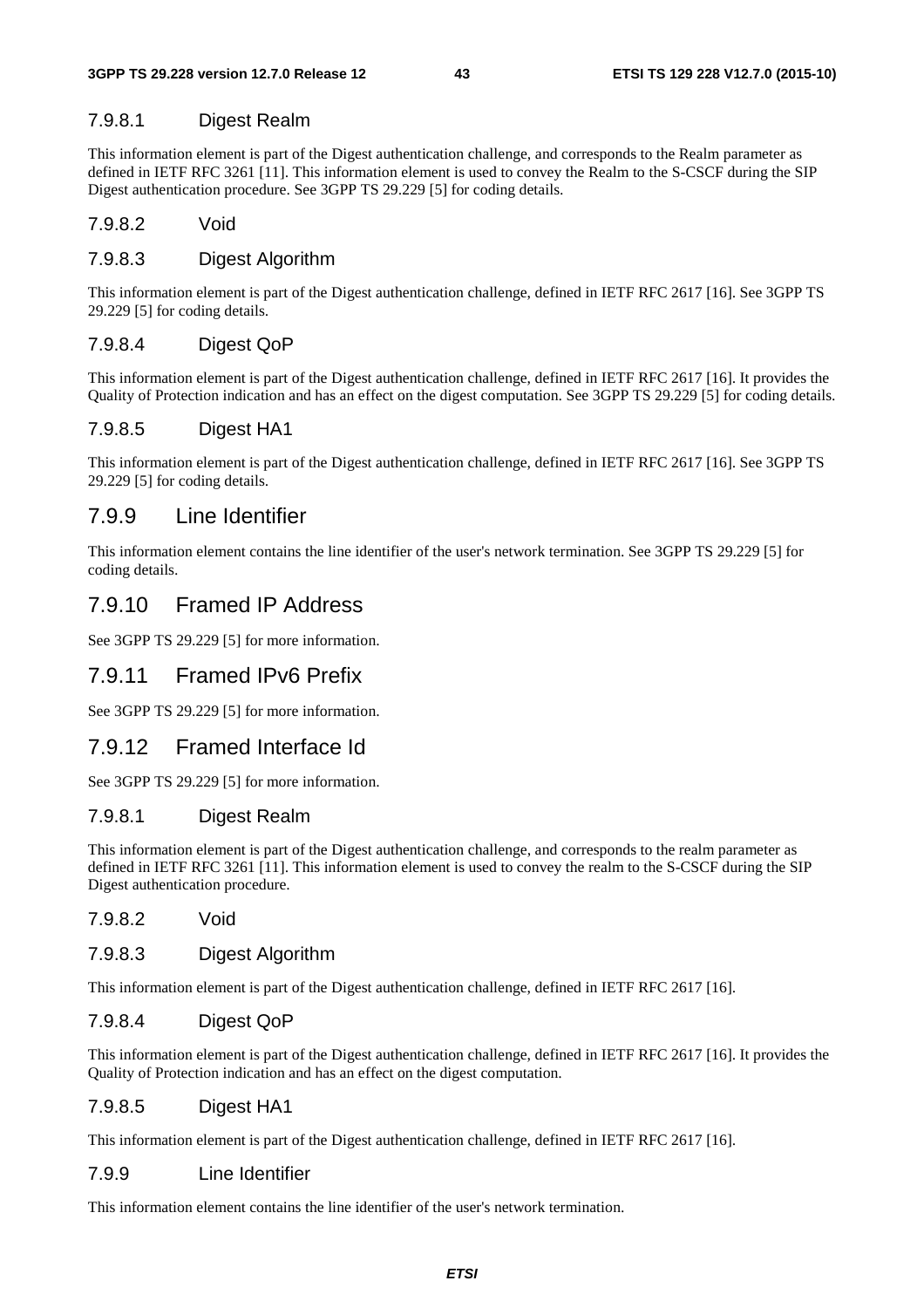#### 7.9.8.1 Digest Realm

This information element is part of the Digest authentication challenge, and corresponds to the Realm parameter as defined in IETF RFC 3261 [11]. This information element is used to convey the Realm to the S-CSCF during the SIP Digest authentication procedure. See 3GPP TS 29.229 [5] for coding details.

#### 7.9.8.2 Void

#### 7.9.8.3 Digest Algorithm

This information element is part of the Digest authentication challenge, defined in IETF RFC 2617 [16]. See 3GPP TS 29.229 [5] for coding details.

#### 7.9.8.4 Digest QoP

This information element is part of the Digest authentication challenge, defined in IETF RFC 2617 [16]. It provides the Quality of Protection indication and has an effect on the digest computation. See 3GPP TS 29.229 [5] for coding details.

#### 7.9.8.5 Digest HA1

This information element is part of the Digest authentication challenge, defined in IETF RFC 2617 [16]. See 3GPP TS 29.229 [5] for coding details.

### 7.9.9 Line Identifier

This information element contains the line identifier of the user's network termination. See 3GPP TS 29.229 [5] for coding details.

### 7.9.10 Framed IP Address

See 3GPP TS 29.229 [5] for more information.

### 7.9.11 Framed IPv6 Prefix

See 3GPP TS 29.229 [5] for more information.

### 7.9.12 Framed Interface Id

See 3GPP TS 29.229 [5] for more information.

#### 7.9.8.1 Digest Realm

This information element is part of the Digest authentication challenge, and corresponds to the realm parameter as defined in IETF RFC 3261 [11]. This information element is used to convey the realm to the S-CSCF during the SIP Digest authentication procedure.

#### 7.9.8.2 Void

#### 7.9.8.3 Digest Algorithm

This information element is part of the Digest authentication challenge, defined in IETF RFC 2617 [16].

#### 7.9.8.4 Digest QoP

This information element is part of the Digest authentication challenge, defined in IETF RFC 2617 [16]. It provides the Quality of Protection indication and has an effect on the digest computation.

#### 7.9.8.5 Digest HA1

This information element is part of the Digest authentication challenge, defined in IETF RFC 2617 [16].

#### 7.9.9 Line Identifier

This information element contains the line identifier of the user's network termination.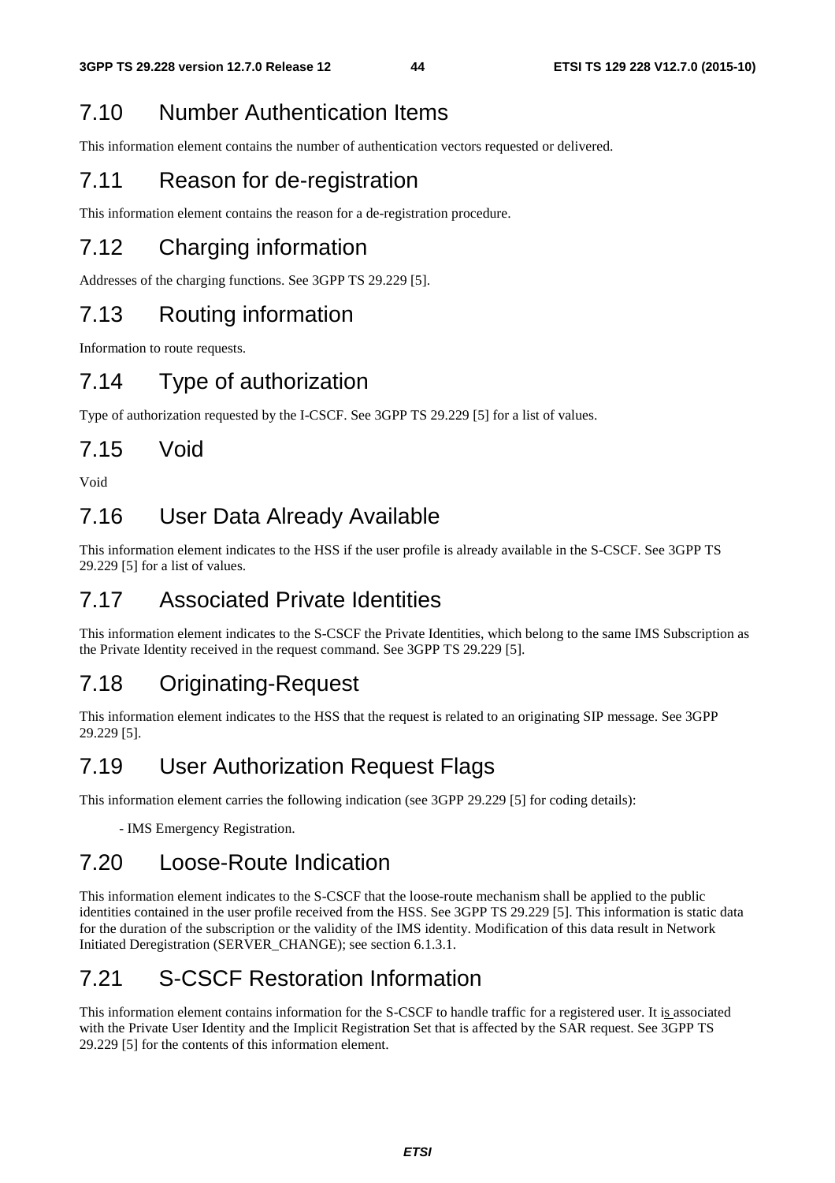## 7.10 Number Authentication Items

This information element contains the number of authentication vectors requested or delivered.

## 7.11 Reason for de-registration

This information element contains the reason for a de-registration procedure.

## 7.12 Charging information

Addresses of the charging functions. See 3GPP TS 29.229 [5].

## 7.13 Routing information

Information to route requests.

## 7.14 Type of authorization

Type of authorization requested by the I-CSCF. See 3GPP TS 29.229 [5] for a list of values.

## 7.15 Void

Void

## 7.16 User Data Already Available

This information element indicates to the HSS if the user profile is already available in the S-CSCF. See 3GPP TS 29.229 [5] for a list of values.

## 7.17 Associated Private Identities

This information element indicates to the S-CSCF the Private Identities, which belong to the same IMS Subscription as the Private Identity received in the request command. See 3GPP TS 29.229 [5].

## 7.18 Originating-Request

This information element indicates to the HSS that the request is related to an originating SIP message. See 3GPP 29.229 [5].

## 7.19 User Authorization Request Flags

This information element carries the following indication (see 3GPP 29.229 [5] for coding details):

- IMS Emergency Registration.

## 7.20 Loose-Route Indication

This information element indicates to the S-CSCF that the loose-route mechanism shall be applied to the public identities contained in the user profile received from the HSS. See 3GPP TS 29.229 [5]. This information is static data for the duration of the subscription or the validity of the IMS identity. Modification of this data result in Network Initiated Deregistration (SERVER_CHANGE); see section 6.1.3.1.

## 7.21 S-CSCF Restoration Information

This information element contains information for the S-CSCF to handle traffic for a registered user. It is associated with the Private User Identity and the Implicit Registration Set that is affected by the SAR request. See 3GPP TS 29.229 [5] for the contents of this information element.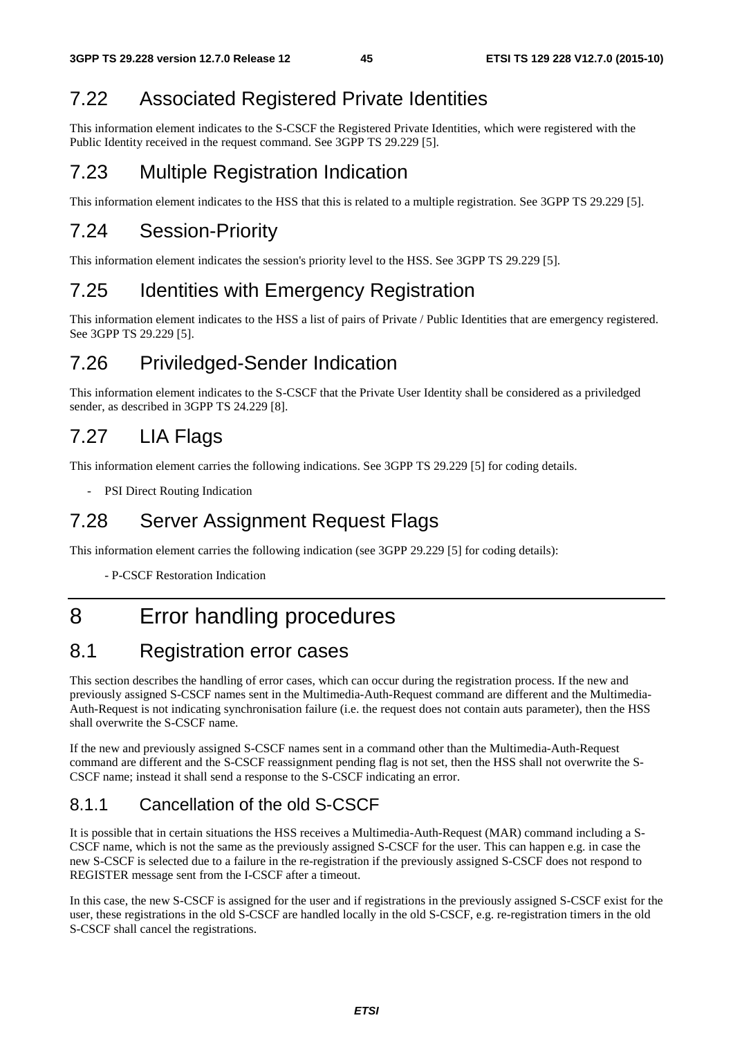## 7.22 Associated Registered Private Identities

This information element indicates to the S-CSCF the Registered Private Identities, which were registered with the Public Identity received in the request command. See 3GPP TS 29.229 [5].

## 7.23 Multiple Registration Indication

This information element indicates to the HSS that this is related to a multiple registration. See 3GPP TS 29.229 [5].

## 7.24 Session-Priority

This information element indicates the session's priority level to the HSS. See 3GPP TS 29.229 [5].

## 7.25 Identities with Emergency Registration

This information element indicates to the HSS a list of pairs of Private / Public Identities that are emergency registered. See 3GPP TS 29.229 [5].

## 7.26 Priviledged-Sender Indication

This information element indicates to the S-CSCF that the Private User Identity shall be considered as a priviledged sender, as described in 3GPP TS 24.229 [8].

## 7.27 LIA Flags

This information element carries the following indications. See 3GPP TS 29.229 [5] for coding details.

- PSI Direct Routing Indication

## 7.28 Server Assignment Request Flags

This information element carries the following indication (see 3GPP 29.229 [5] for coding details):

- P-CSCF Restoration Indication

# 8 Error handling procedures

## 8.1 Registration error cases

This section describes the handling of error cases, which can occur during the registration process. If the new and previously assigned S-CSCF names sent in the Multimedia-Auth-Request command are different and the Multimedia-Auth-Request is not indicating synchronisation failure (i.e. the request does not contain auts parameter), then the HSS shall overwrite the S-CSCF name.

If the new and previously assigned S-CSCF names sent in a command other than the Multimedia-Auth-Request command are different and the S-CSCF reassignment pending flag is not set, then the HSS shall not overwrite the S-CSCF name; instead it shall send a response to the S-CSCF indicating an error.

### 8.1.1 Cancellation of the old S-CSCF

It is possible that in certain situations the HSS receives a Multimedia-Auth-Request (MAR) command including a S-CSCF name, which is not the same as the previously assigned S-CSCF for the user. This can happen e.g. in case the new S-CSCF is selected due to a failure in the re-registration if the previously assigned S-CSCF does not respond to REGISTER message sent from the I-CSCF after a timeout.

In this case, the new S-CSCF is assigned for the user and if registrations in the previously assigned S-CSCF exist for the user, these registrations in the old S-CSCF are handled locally in the old S-CSCF, e.g. re-registration timers in the old S-CSCF shall cancel the registrations.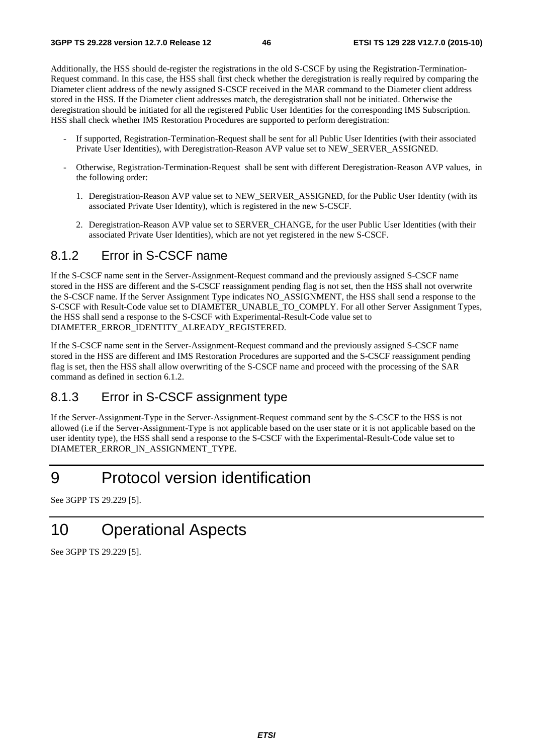Additionally, the HSS should de-register the registrations in the old S-CSCF by using the Registration-Termination-Request command. In this case, the HSS shall first check whether the deregistration is really required by comparing the Diameter client address of the newly assigned S-CSCF received in the MAR command to the Diameter client address stored in the HSS. If the Diameter client addresses match, the deregistration shall not be initiated. Otherwise the deregistration should be initiated for all the registered Public User Identities for the corresponding IMS Subscription. HSS shall check whether IMS Restoration Procedures are supported to perform deregistration:

- If supported, Registration-Termination-Request shall be sent for all Public User Identities (with their associated Private User Identities), with Deregistration-Reason AVP value set to NEW_SERVER_ASSIGNED.
- Otherwise, Registration-Termination-Request shall be sent with different Deregistration-Reason AVP values, in the following order:
    1. Deregistration-Reason AVP value set to NEW_SERVER_ASSIGNED, for the Public User Identity (with its associated Private User Identity), which is registered in the new S-CSCF.
    2. Deregistration-Reason AVP value set to SERVER_CHANGE, for the user Public User Identities (with their associated Private User Identities), which are not yet registered in the new S-CSCF.

### 8.1.2 Error in S-CSCF name

If the S-CSCF name sent in the Server-Assignment-Request command and the previously assigned S-CSCF name stored in the HSS are different and the S-CSCF reassignment pending flag is not set, then the HSS shall not overwrite the S-CSCF name. If the Server Assignment Type indicates NO_ASSIGNMENT, the HSS shall send a response to the S-CSCF with Result-Code value set to DIAMETER_UNABLE_TO_COMPLY. For all other Server Assignment Types, the HSS shall send a response to the S-CSCF with Experimental-Result-Code value set to DIAMETER_ERROR_IDENTITY_ALREADY_REGISTERED.

If the S-CSCF name sent in the Server-Assignment-Request command and the previously assigned S-CSCF name stored in the HSS are different and IMS Restoration Procedures are supported and the S-CSCF reassignment pending flag is set, then the HSS shall allow overwriting of the S-CSCF name and proceed with the processing of the SAR command as defined in section 6.1.2.

### 8.1.3 Error in S-CSCF assignment type

If the Server-Assignment-Type in the Server-Assignment-Request command sent by the S-CSCF to the HSS is not allowed (i.e if the Server-Assignment-Type is not applicable based on the user state or it is not applicable based on the user identity type), the HSS shall send a response to the S-CSCF with the Experimental-Result-Code value set to DIAMETER_ERROR_IN_ASSIGNMENT_TYPE.

# 9 Protocol version identification

See 3GPP TS 29.229 [5].

# 10 Operational Aspects

See 3GPP TS 29.229 [5].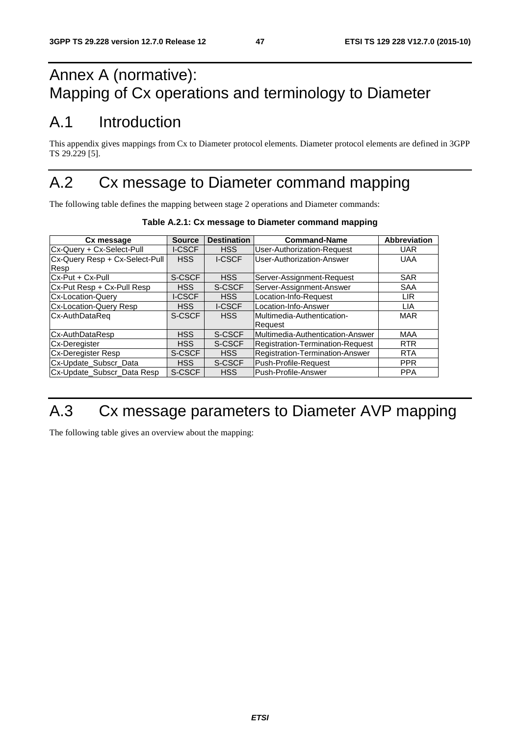# Annex A (normative): Mapping of Cx operations and terminology to Diameter

## A.1 Introduction

This appendix gives mappings from Cx to Diameter protocol elements. Diameter protocol elements are defined in 3GPP TS 29.229 [5].

## A.2 Cx message to Diameter command mapping

The following table defines the mapping between stage 2 operations and Diameter commands:

**Table A.2.1: Cx message to Diameter command mapping**

| Cx message | Source | Destination | Command-Name | Abbreviation |
|---|---|---|---|---|
| Cx-Query + Cx-Select-Pull | I-CSCF | HSS | User-Authorization-Request | UAR |
| Cx-Query Resp + Cx-Select-Pull Resp | HSS | I-CSCF | User-Authorization-Answer | UAA |
| Cx-Put + Cx-Pull | S-CSCF | HSS | Server-Assignment-Request | SAR |
| Cx-Put Resp + Cx-Pull Resp | HSS | S-CSCF | Server-Assignment-Answer | SAA |
| Cx-Location-Query | I-CSCF | HSS | Location-Info-Request | LIR |
| Cx-Location-Query Resp | HSS | I-CSCF | Location-Info-Answer | LIA |
| Cx-AuthDataReq | S-CSCF | HSS | Multimedia-Authentication-Request | MAR |
| Cx-AuthDataResp | HSS | S-CSCF | Multimedia-Authentication-Answer | MAA |
| Cx-Deregister | HSS | S-CSCF | Registration-Termination-Request | RTR |
| Cx-Deregister Resp | S-CSCF | HSS | Registration-Termination-Answer | RTA |
| Cx-Update_Subscr_Data | HSS | S-CSCF | Push-Profile-Request | PPR |
| Cx-Update_Subscr_Data Resp | S-CSCF | HSS | Push-Profile-Answer | PPA |

## A.3 Cx message parameters to Diameter AVP mapping

The following table gives an overview about the mapping: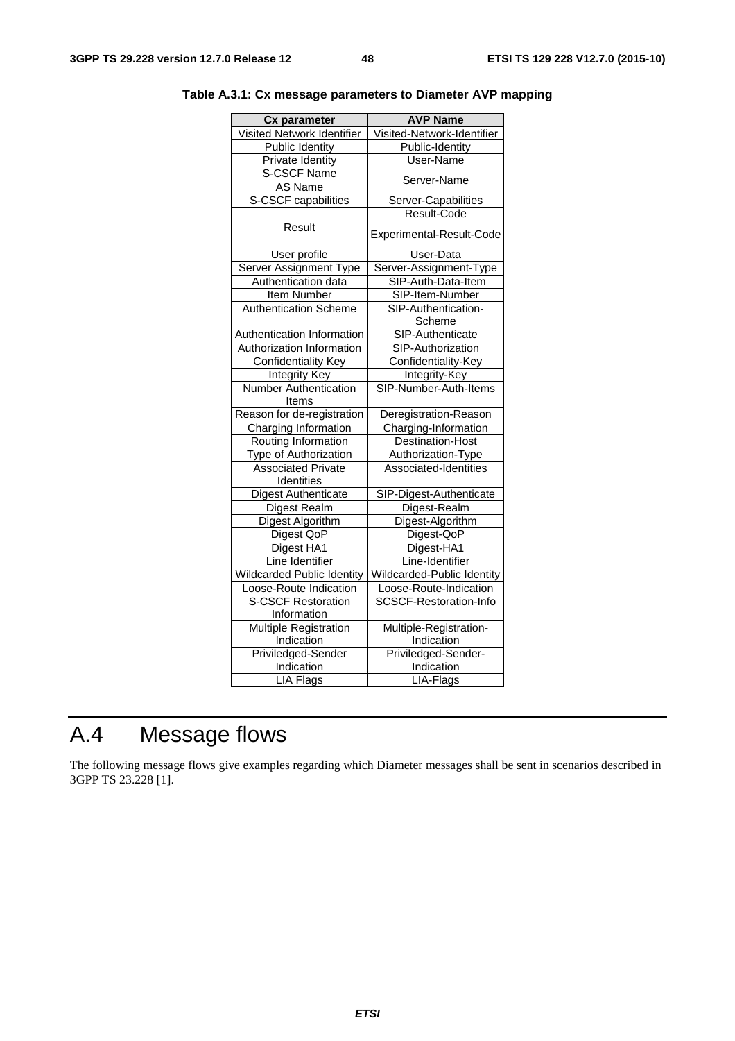**Table A.3.1: Cx message parameters to Diameter AVP mapping**

| Cx parameter | AVP Name |
|---|---|
| Visited Network Identifier | Visited-Network-Identifier |
| Public Identity | Public-Identity |
| Private Identity | User-Name |
| S-CSCF Name | Server-Name |
| AS Name | |
| S-CSCF capabilities | Server-Capabilities |
| Result | Result-Code |
| | Experimental-Result-Code |
| User profile | User-Data |
| Server Assignment Type | Server-Assignment-Type |
| Authentication data | SIP-Auth-Data-Item |
| Item Number | SIP-Item-Number |
| Authentication Scheme | SIP-Authentication-Scheme |
| Authentication Information | SIP-Authenticate |
| Authorization Information | SIP-Authorization |
| Confidentiality Key | Confidentiality-Key |
| Integrity Key | Integrity-Key |
| Number Authentication Items | SIP-Number-Auth-Items |
| Reason for de-registration | Deregistration-Reason |
| Charging Information | Charging-Information |
| Routing Information | Destination-Host |
| Type of Authorization | Authorization-Type |
| Associated Private Identities | Associated-Identities |
| Digest Authenticate | SIP-Digest-Authenticate |
| Digest Realm | Digest-Realm |
| Digest Algorithm | Digest-Algorithm |
| Digest QoP | Digest-QoP |
| Digest HA1 | Digest-HA1 |
| Line Identifier | Line-Identifier |
| Wildcarded Public Identity | Wildcarded-Public Identity |
| Loose-Route Indication | Loose-Route-Indication |
| S-CSCF Restoration Information | SCSCF-Restoration-Info |
| Multiple Registration Indication | Multiple-Registration-Indication |
| Priviledged-Sender Indication | Priviledged-Sender-Indication |
| LIA Flags | LIA-Flags |

# A.4 Message flows

The following message flows give examples regarding which Diameter messages shall be sent in scenarios described in 3GPP TS 23.228 [1].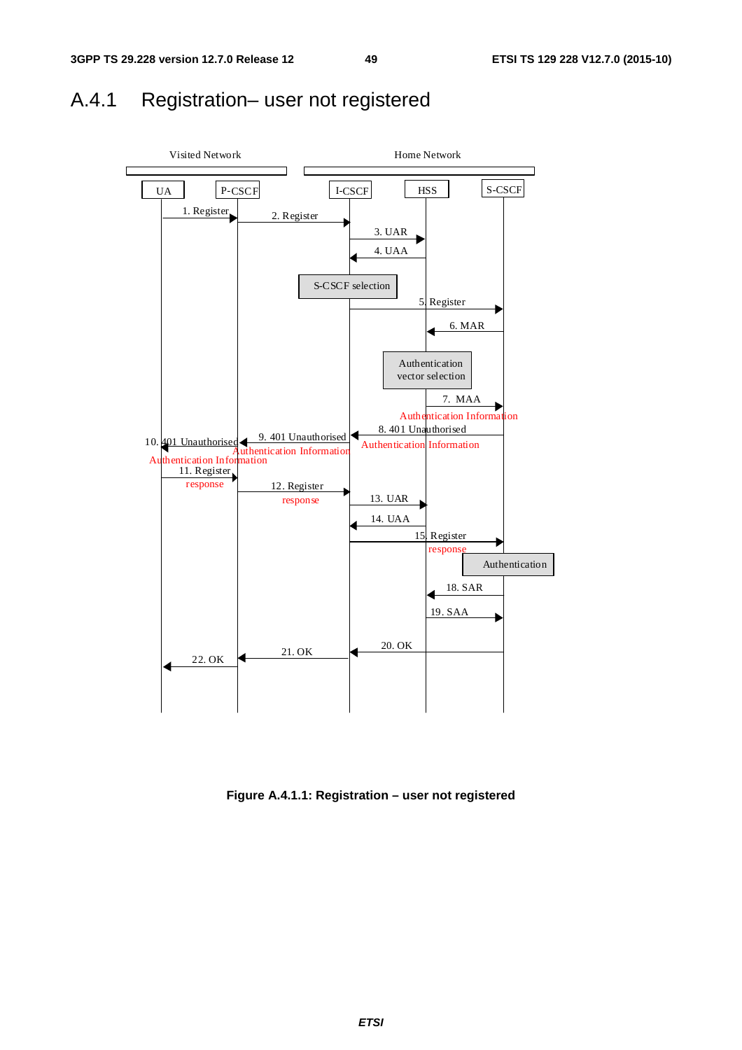## A.4.1 Registration– user not registered

Visited Network | Home Network

UA | P-CSCF | I-CSCF | HSS | S-CSCF

1. Register
2. Register
3. UAR
4. UAA
S-CSCF selection
5. Register
6. MAR
Authentication vector selection
7. MAA
Authentication Information
8. 401 Unauthorised
Authentication Information
9. 401 Unauthorised
Authentication Information
10. 401 Unauthorised
Authentication Information
11. Register
response
12. Register
response
13. UAR
14. UAA
15. Register
response
Authentication
18. SAR
19. SAA
20. OK
21. OK
22. OK

**Figure A.4.1.1: Registration – user not registered**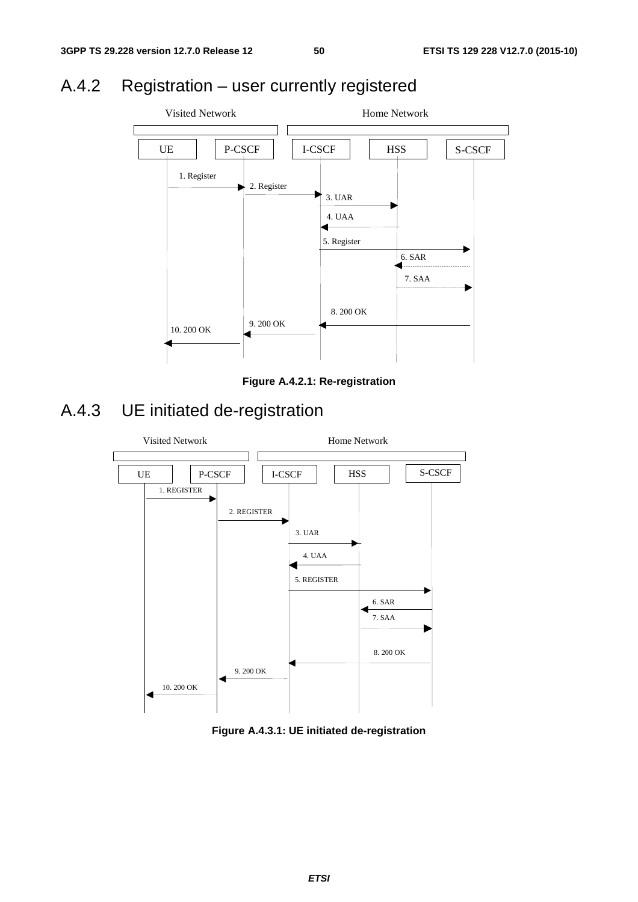## A.4.2 Registration – user currently registered

Visited Network | Home Network

UE | P-CSCF | I-CSCF | HSS | S-CSCF

1. Register
2. Register
3. UAR
4. UAA
5. Register
6. SAR
7. SAA
8. 200 OK
9. 200 OK
10. 200 OK

**Figure A.4.2.1: Re-registration**

## A.4.3 UE initiated de-registration

Visited Network | Home Network

UE | P-CSCF | I-CSCF | HSS | S-CSCF

1. REGISTER
2. REGISTER
3. UAR
4. UAA
5. REGISTER
6. SAR
7. SAA
8. 200 OK
9. 200 OK
10. 200 OK

**Figure A.4.3.1: UE initiated de-registration**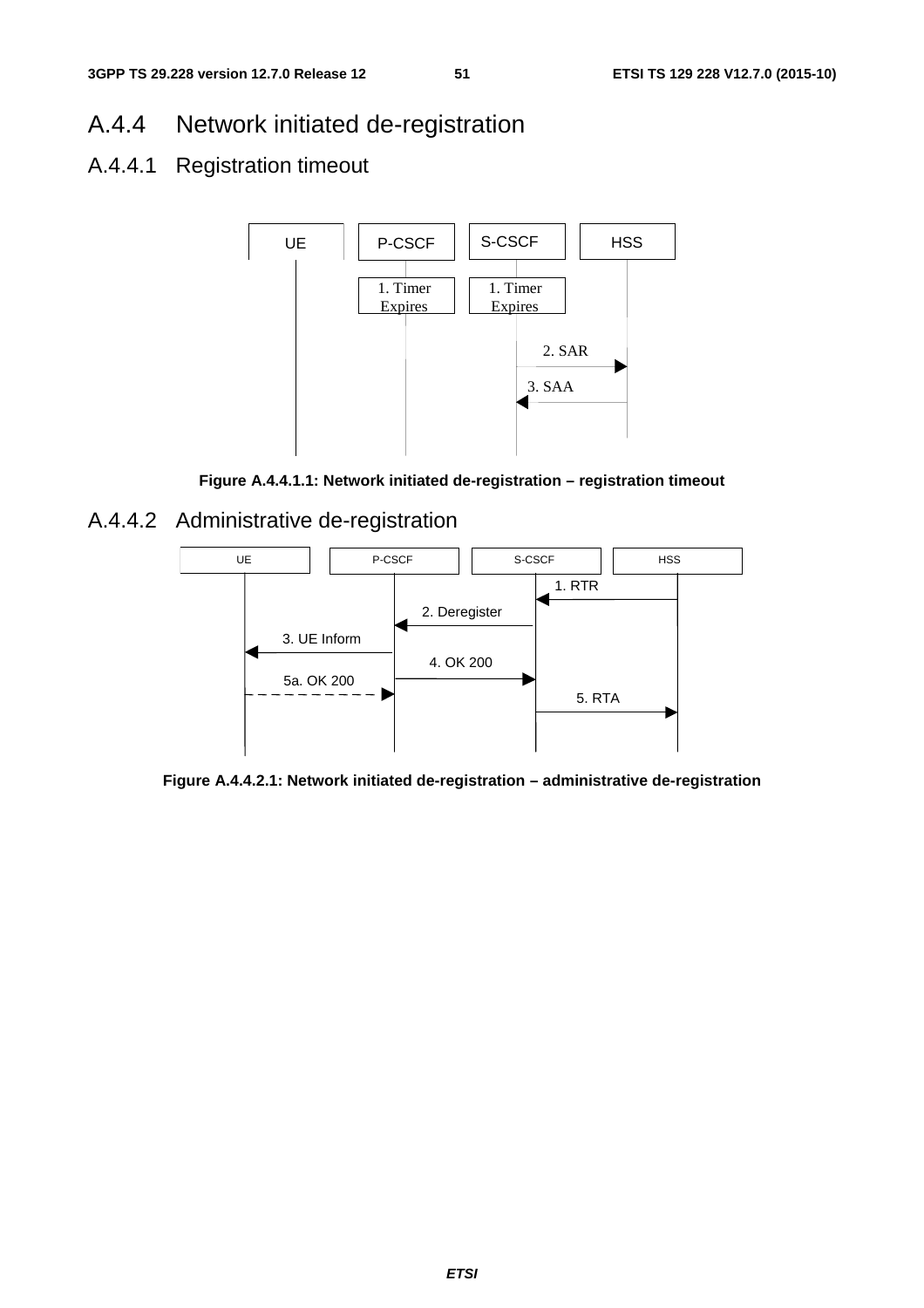## A.4.4 Network initiated de-registration

### A.4.4.1 Registration timeout

Figure A.4.4.1.1: Network initiated de-registration – registration timeout

### A.4.4.2 Administrative de-registration

Figure A.4.4.2.1: Network initiated de-registration – administrative de-registration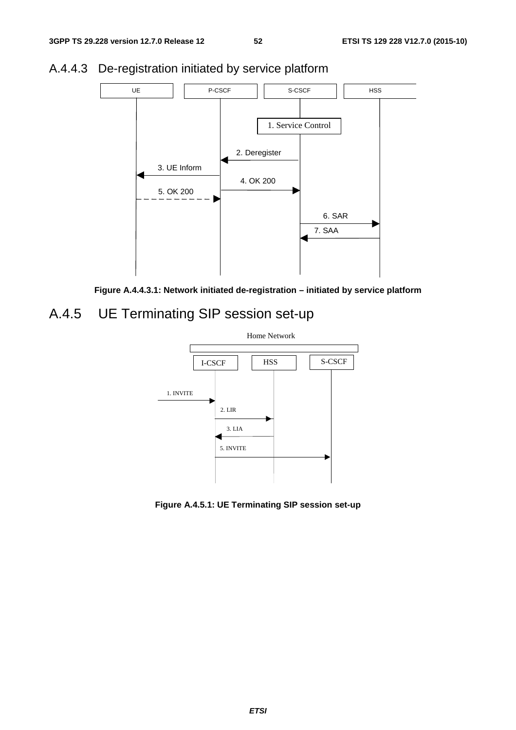## A.4.4.3 De-registration initiated by service platform

Figure A.4.4.3.1: Network initiated de-registration – initiated by service platform

## A.4.5 UE Terminating SIP session set-up

Figure A.4.5.1: UE Terminating SIP session set-up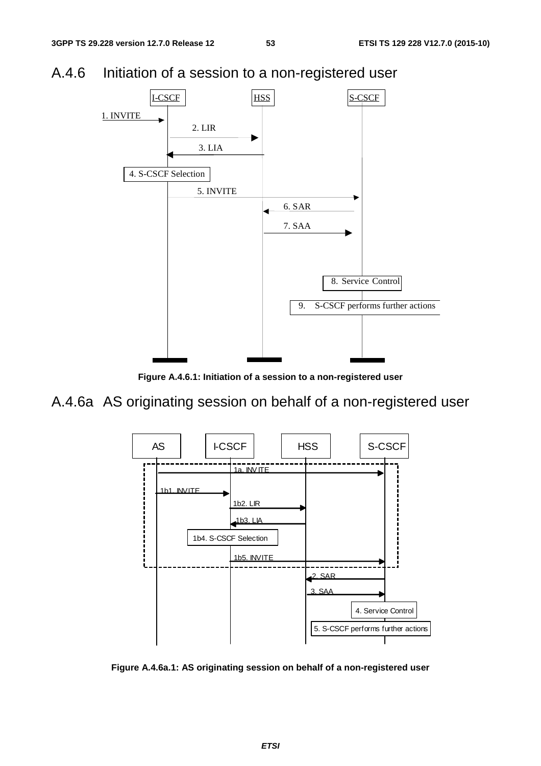## A.4.6 Initiation of a session to a non-registered user

I-CSCF | HSS | S-CSCF

1. INVITE
2. LIR
3. LIA
4. S-CSCF Selection
5. INVITE
6. SAR
7. SAA
8. Service Control
9. S-CSCF performs further actions

**Figure A.4.6.1: Initiation of a session to a non-registered user**

## A.4.6a AS originating session on behalf of a non-registered user

AS | I-CSCF | HSS | S-CSCF

1a. INVITE
1b1. INVITE
1b2. LIR
1b3. LIA
1b4. S-CSCF Selection
1b5. INVITE
2. SAR
3. SAA
4. Service Control
5. S-CSCF performs further actions

**Figure A.4.6a.1: AS originating session on behalf of a non-registered user**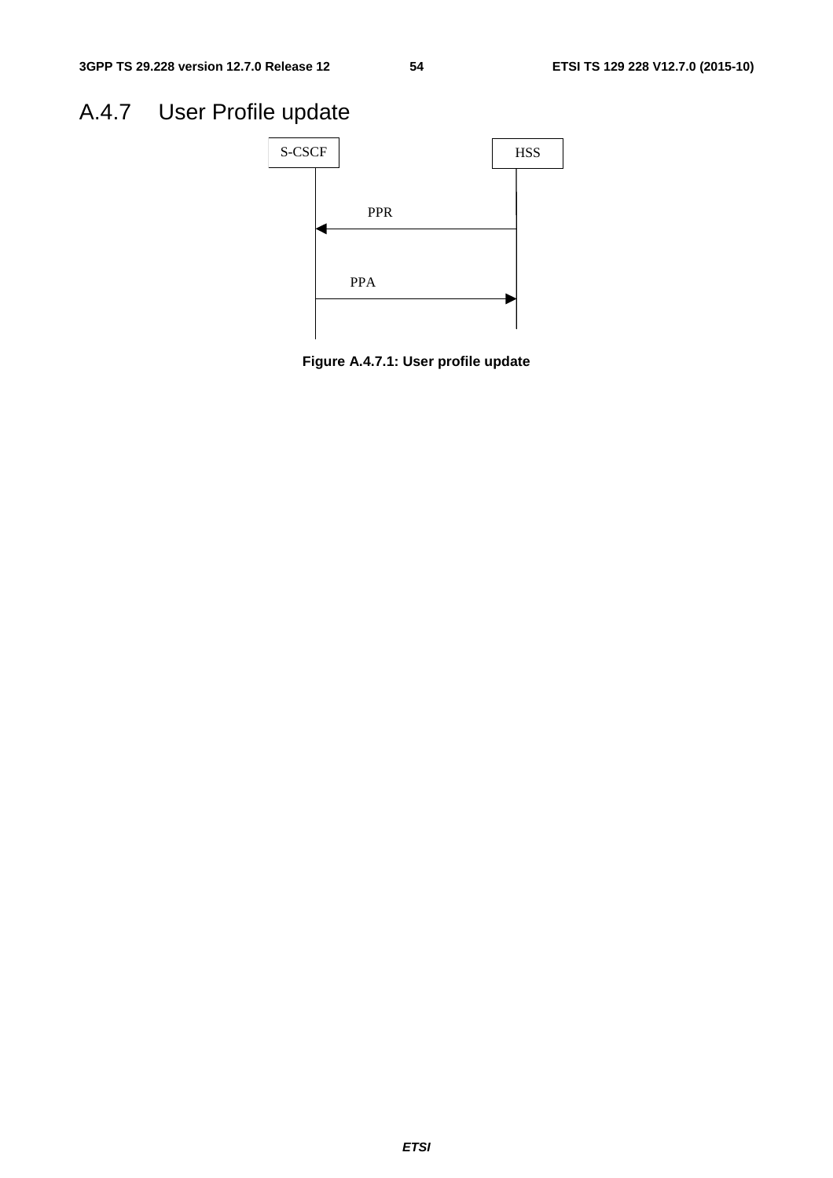# A.4.7 User Profile update

S-CSCF

HSS

PPR

PPA

**Figure A.4.7.1: User profile update**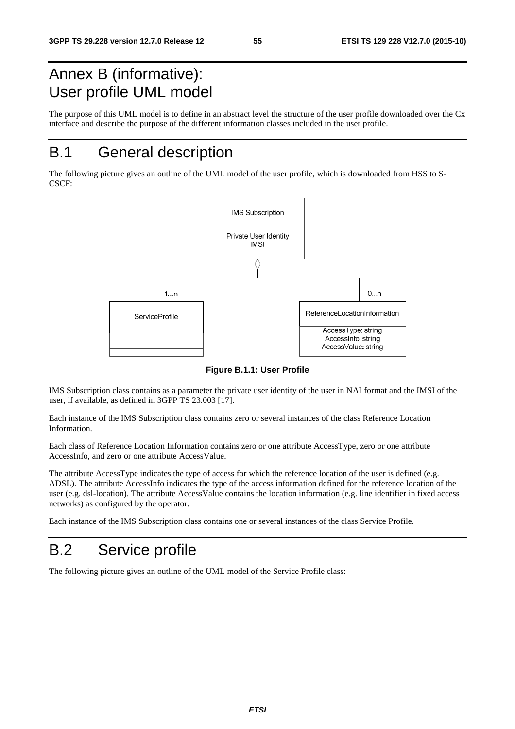# Annex B (informative): User profile UML model

The purpose of this UML model is to define in an abstract level the structure of the user profile downloaded over the Cx interface and describe the purpose of the different information classes included in the user profile.

# B.1 General description

The following picture gives an outline of the UML model of the user profile, which is downloaded from HSS to S-CSCF:

**Figure B.1.1: User Profile**

IMS Subscription class contains as a parameter the private user identity of the user in NAI format and the IMSI of the user, if available, as defined in 3GPP TS 23.003 [17].

Each instance of the IMS Subscription class contains zero or several instances of the class Reference Location Information.

Each class of Reference Location Information contains zero or one attribute AccessType, zero or one attribute AccessInfo, and zero or one attribute AccessValue.

The attribute AccessType indicates the type of access for which the reference location of the user is defined (e.g. ADSL). The attribute AccessInfo indicates the type of the access information defined for the reference location of the user (e.g. dsl-location). The attribute AccessValue contains the location information (e.g. line identifier in fixed access networks) as configured by the operator.

Each instance of the IMS Subscription class contains one or several instances of the class Service Profile.

# B.2 Service profile

The following picture gives an outline of the UML model of the Service Profile class: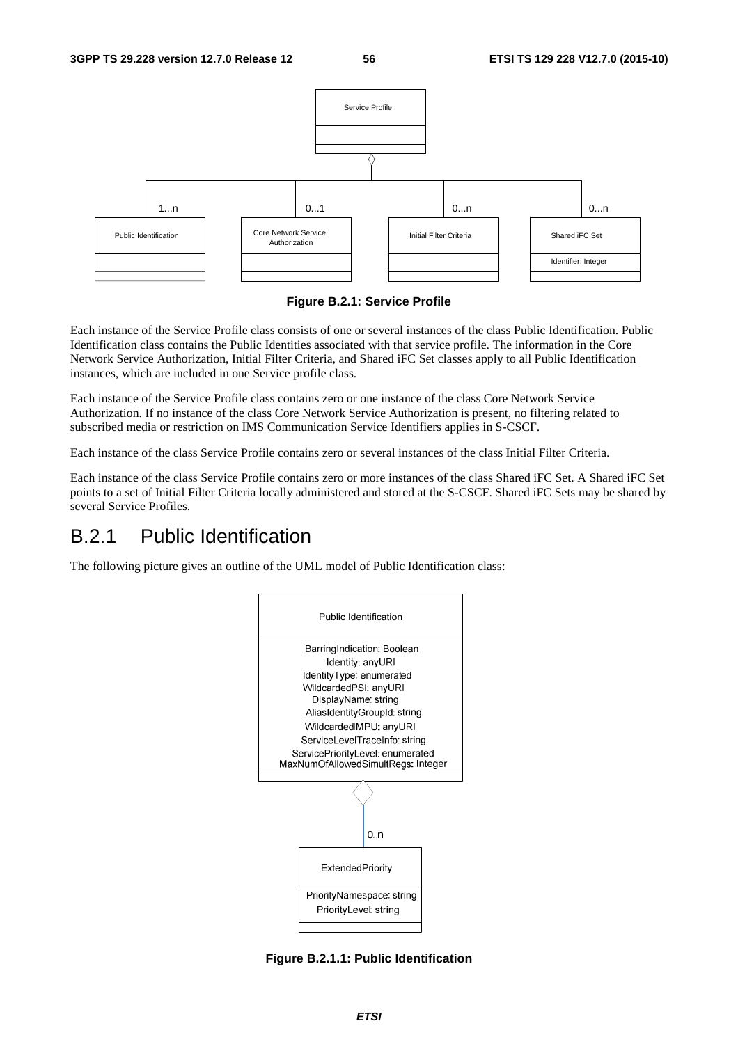**Figure B.2.1: Service Profile**

Each instance of the Service Profile class consists of one or several instances of the class Public Identification. Public Identification class contains the Public Identities associated with that service profile. The information in the Core Network Service Authorization, Initial Filter Criteria, and Shared iFC Set classes apply to all Public Identification instances, which are included in one Service profile class.

Each instance of the Service Profile class contains zero or one instance of the class Core Network Service Authorization. If no instance of the class Core Network Service Authorization is present, no filtering related to subscribed media or restriction on IMS Communication Service Identifiers applies in S-CSCF.

Each instance of the class Service Profile contains zero or several instances of the class Initial Filter Criteria.

Each instance of the class Service Profile contains zero or more instances of the class Shared iFC Set. A Shared iFC Set points to a set of Initial Filter Criteria locally administered and stored at the S-CSCF. Shared iFC Sets may be shared by several Service Profiles.

## B.2.1 Public Identification

The following picture gives an outline of the UML model of Public Identification class:

**Figure B.2.1.1: Public Identification**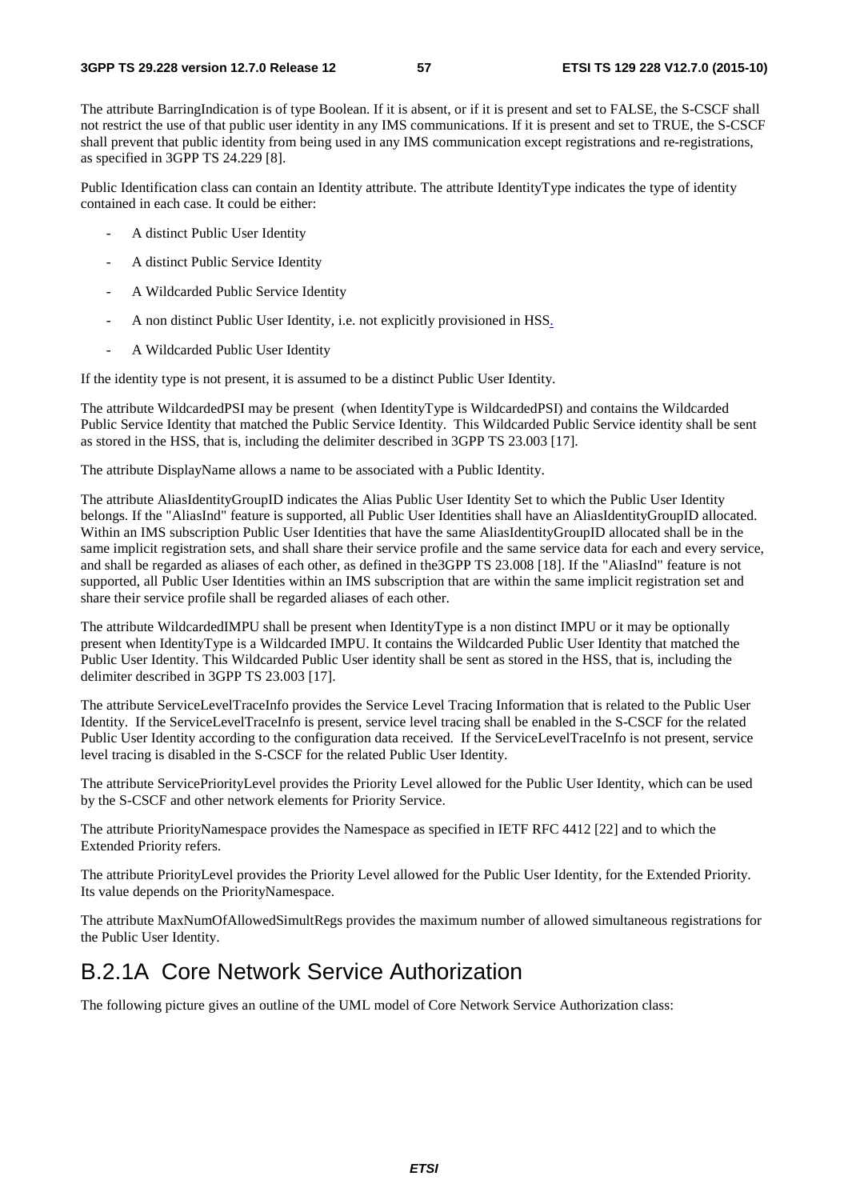The attribute BarringIndication is of type Boolean. If it is absent, or if it is present and set to FALSE, the S-CSCF shall not restrict the use of that public user identity in any IMS communications. If it is present and set to TRUE, the S-CSCF shall prevent that public identity from being used in any IMS communication except registrations and re-registrations, as specified in 3GPP TS 24.229 [8].

Public Identification class can contain an Identity attribute. The attribute IdentityType indicates the type of identity contained in each case. It could be either:

- A distinct Public User Identity
- A distinct Public Service Identity
- A Wildcarded Public Service Identity
- A non distinct Public User Identity, i.e. not explicitly provisioned in HSS.
- A Wildcarded Public User Identity

If the identity type is not present, it is assumed to be a distinct Public User Identity.

The attribute WildcardedPSI may be present (when IdentityType is WildcardedPSI) and contains the Wildcarded Public Service Identity that matched the Public Service Identity. This Wildcarded Public Service identity shall be sent as stored in the HSS, that is, including the delimiter described in 3GPP TS 23.003 [17].

The attribute DisplayName allows a name to be associated with a Public Identity.

The attribute AliasIdentityGroupID indicates the Alias Public User Identity Set to which the Public User Identity belongs. If the "AliasInd" feature is supported, all Public User Identities shall have an AliasIdentityGroupID allocated. Within an IMS subscription Public User Identities that have the same AliasIdentityGroupID allocated shall be in the same implicit registration sets, and shall share their service profile and the same service data for each and every service, and shall be regarded as aliases of each other, as defined in the3GPP TS 23.008 [18]. If the "AliasInd" feature is not supported, all Public User Identities within an IMS subscription that are within the same implicit registration set and share their service profile shall be regarded aliases of each other.

The attribute WildcardedIMPU shall be present when IdentityType is a non distinct IMPU or it may be optionally present when IdentityType is a Wildcarded IMPU. It contains the Wildcarded Public User Identity that matched the Public User Identity. This Wildcarded Public User identity shall be sent as stored in the HSS, that is, including the delimiter described in 3GPP TS 23.003 [17].

The attribute ServiceLevelTraceInfo provides the Service Level Tracing Information that is related to the Public User Identity. If the ServiceLevelTraceInfo is present, service level tracing shall be enabled in the S-CSCF for the related Public User Identity according to the configuration data received. If the ServiceLevelTraceInfo is not present, service level tracing is disabled in the S-CSCF for the related Public User Identity.

The attribute ServicePriorityLevel provides the Priority Level allowed for the Public User Identity, which can be used by the S-CSCF and other network elements for Priority Service.

The attribute PriorityNamespace provides the Namespace as specified in IETF RFC 4412 [22] and to which the Extended Priority refers.

The attribute PriorityLevel provides the Priority Level allowed for the Public User Identity, for the Extended Priority. Its value depends on the PriorityNamespace.

The attribute MaxNumOfAllowedSimultRegs provides the maximum number of allowed simultaneous registrations for the Public User Identity.

# B.2.1A Core Network Service Authorization

The following picture gives an outline of the UML model of Core Network Service Authorization class: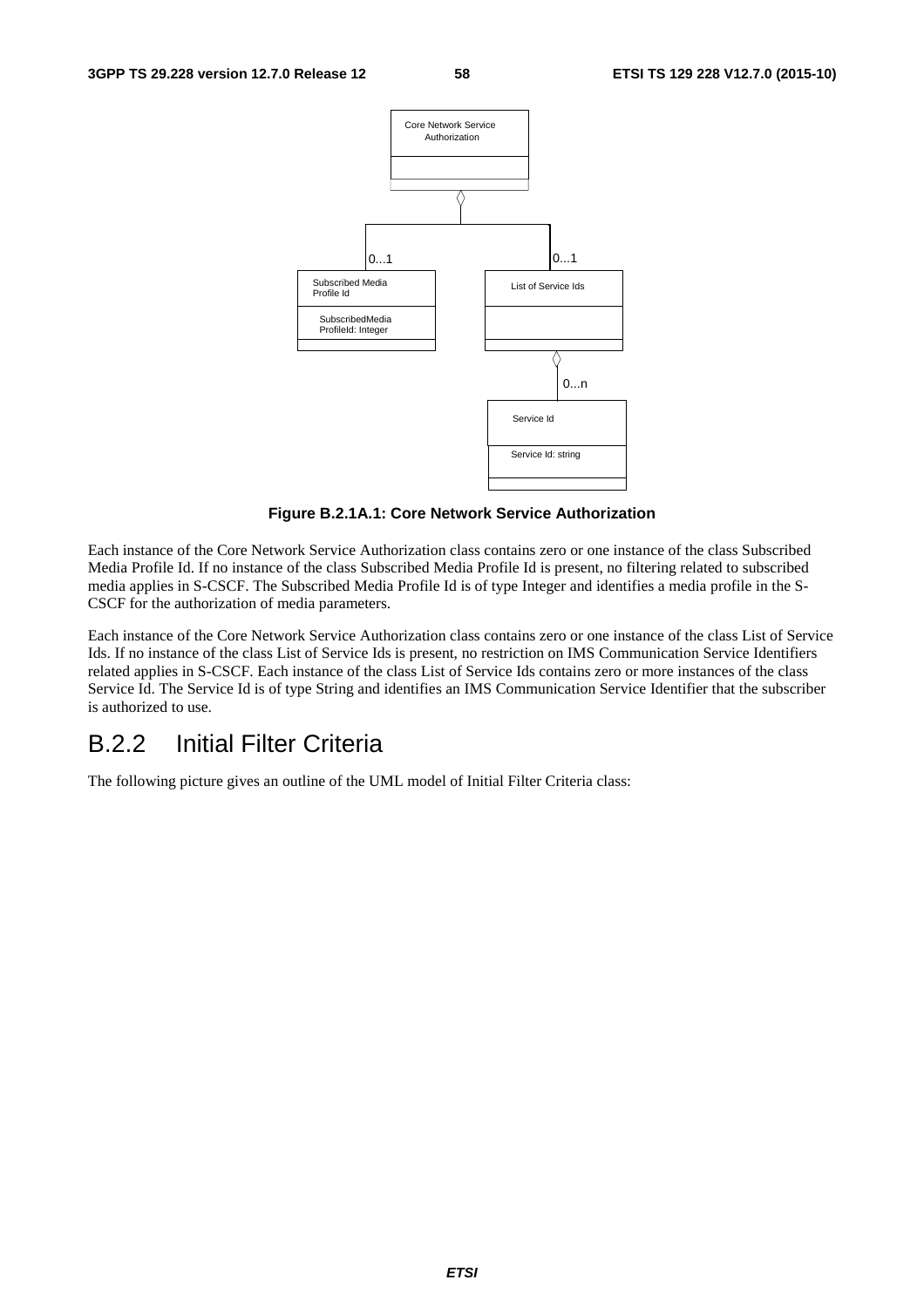**Figure B.2.1A.1: Core Network Service Authorization**

Each instance of the Core Network Service Authorization class contains zero or one instance of the class Subscribed Media Profile Id. If no instance of the class Subscribed Media Profile Id is present, no filtering related to subscribed media applies in S-CSCF. The Subscribed Media Profile Id is of type Integer and identifies a media profile in the S-CSCF for the authorization of media parameters.

Each instance of the Core Network Service Authorization class contains zero or one instance of the class List of Service Ids. If no instance of the class List of Service Ids is present, no restriction on IMS Communication Service Identifiers related applies in S-CSCF. Each instance of the class List of Service Ids contains zero or more instances of the class Service Id. The Service Id is of type String and identifies an IMS Communication Service Identifier that the subscriber is authorized to use.

## B.2.2 Initial Filter Criteria

The following picture gives an outline of the UML model of Initial Filter Criteria class: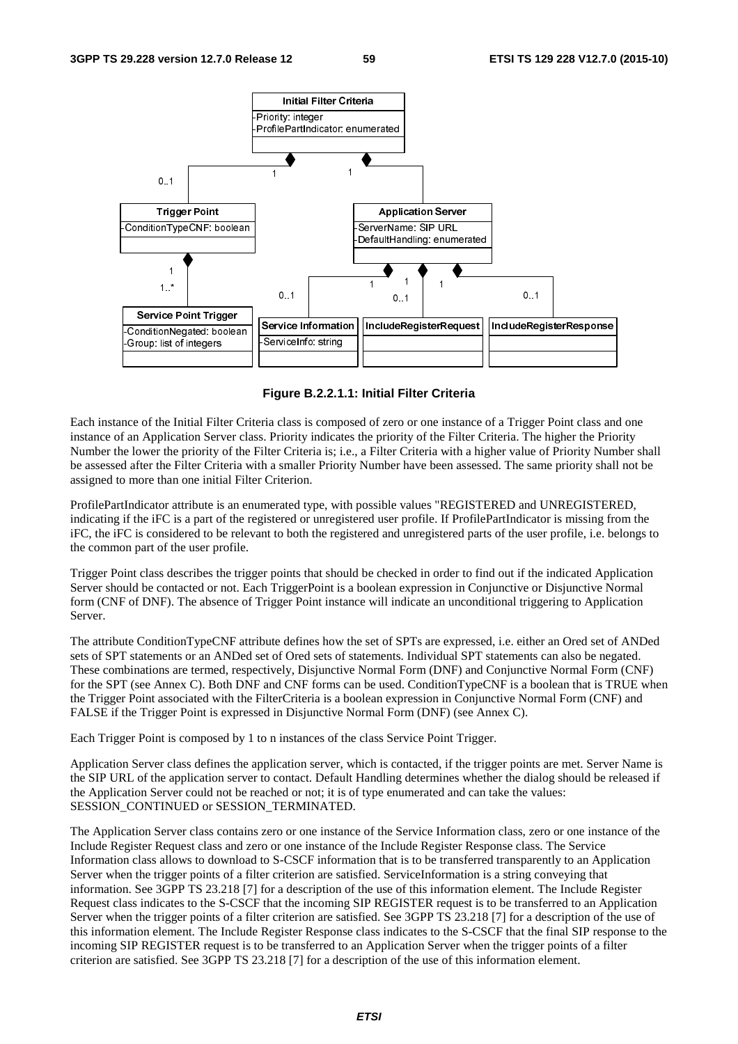**Figure B.2.2.1.1: Initial Filter Criteria**

Each instance of the Initial Filter Criteria class is composed of zero or one instance of a Trigger Point class and one instance of an Application Server class. Priority indicates the priority of the Filter Criteria. The higher the Priority Number the lower the priority of the Filter Criteria is; i.e., a Filter Criteria with a higher value of Priority Number shall be assessed after the Filter Criteria with a smaller Priority Number have been assessed. The same priority shall not be assigned to more than one initial Filter Criterion.

ProfilePartIndicator attribute is an enumerated type, with possible values "REGISTERED and UNREGISTERED, indicating if the iFC is a part of the registered or unregistered user profile. If ProfilePartIndicator is missing from the iFC, the iFC is considered to be relevant to both the registered and unregistered parts of the user profile, i.e. belongs to the common part of the user profile.

Trigger Point class describes the trigger points that should be checked in order to find out if the indicated Application Server should be contacted or not. Each TriggerPoint is a boolean expression in Conjunctive or Disjunctive Normal form (CNF of DNF). The absence of Trigger Point instance will indicate an unconditional triggering to Application Server.

The attribute ConditionTypeCNF attribute defines how the set of SPTs are expressed, i.e. either an Ored set of ANDed sets of SPT statements or an ANDed set of Ored sets of statements. Individual SPT statements can also be negated. These combinations are termed, respectively, Disjunctive Normal Form (DNF) and Conjunctive Normal Form (CNF) for the SPT (see Annex C). Both DNF and CNF forms can be used. ConditionTypeCNF is a boolean that is TRUE when the Trigger Point associated with the FilterCriteria is a boolean expression in Conjunctive Normal Form (CNF) and FALSE if the Trigger Point is expressed in Disjunctive Normal Form (DNF) (see Annex C).

Each Trigger Point is composed by 1 to n instances of the class Service Point Trigger.

Application Server class defines the application server, which is contacted, if the trigger points are met. Server Name is the SIP URL of the application server to contact. Default Handling determines whether the dialog should be released if the Application Server could not be reached or not; it is of type enumerated and can take the values: SESSION_CONTINUED or SESSION_TERMINATED.

The Application Server class contains zero or one instance of the Service Information class, zero or one instance of the Include Register Request class and zero or one instance of the Include Register Response class. The Service Information class allows to download to S-CSCF information that is to be transferred transparently to an Application Server when the trigger points of a filter criterion are satisfied. ServiceInformation is a string conveying that information. See 3GPP TS 23.218 [7] for a description of the use of this information element. The Include Register Request class indicates to the S-CSCF that the incoming SIP REGISTER request is to be transferred to an Application Server when the trigger points of a filter criterion are satisfied. See 3GPP TS 23.218 [7] for a description of the use of this information element. The Include Register Response class indicates to the S-CSCF that the final SIP response to the incoming SIP REGISTER request is to be transferred to an Application Server when the trigger points of a filter criterion are satisfied. See 3GPP TS 23.218 [7] for a description of the use of this information element.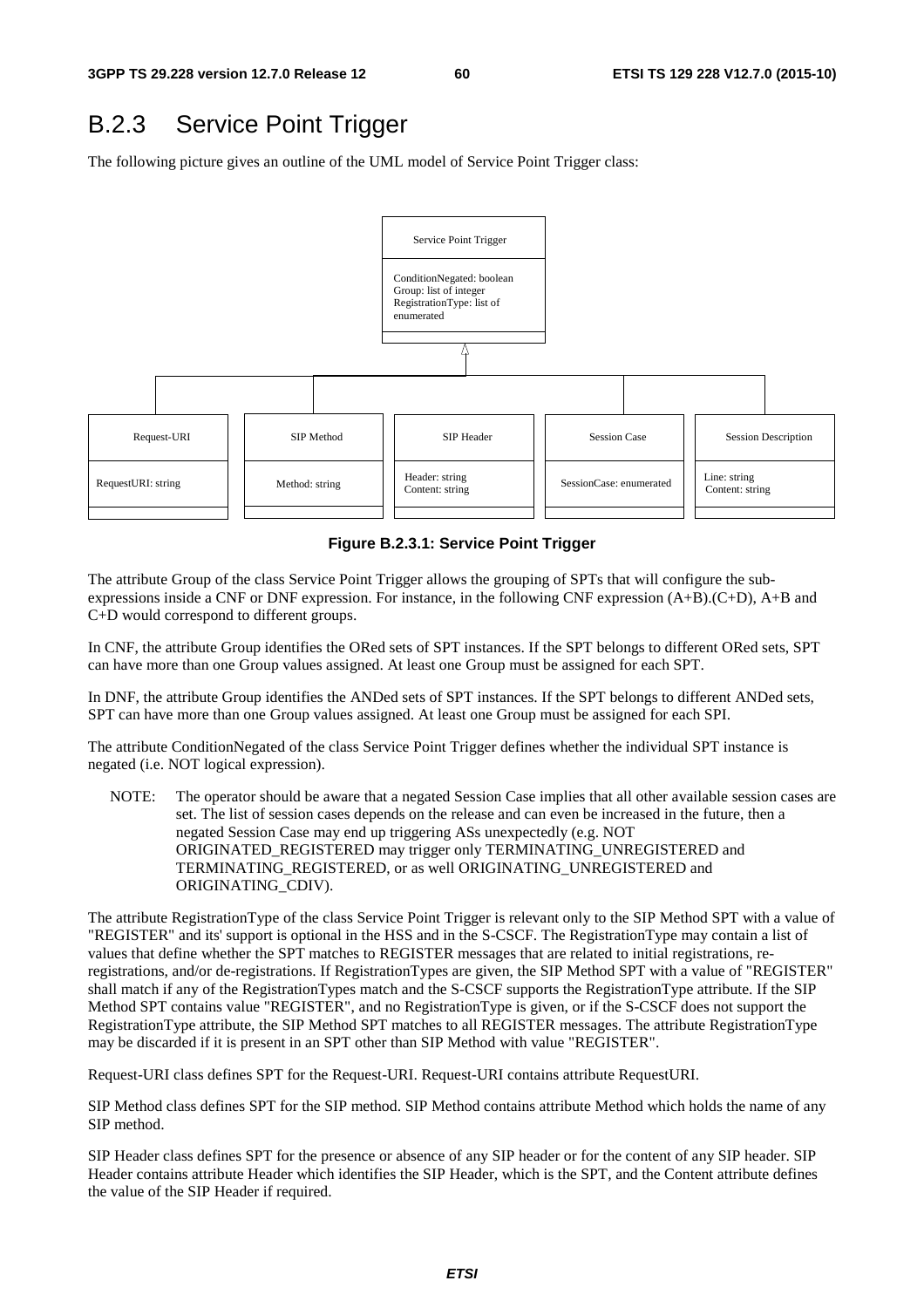## B.2.3 Service Point Trigger

The following picture gives an outline of the UML model of Service Point Trigger class:

Service Point Trigger

ConditionNegated: boolean
Group: list of integer
RegistrationType: list of enumerated

| Request-URI | SIP Method | SIP Header | Session Case | Session Description |
|---|---|---|---|---|
| RequestURI: string | Method: string | Header: string<br>Content: string | SessionCase: enumerated | Line: string<br>Content: string |

**Figure B.2.3.1: Service Point Trigger**

The attribute Group of the class Service Point Trigger allows the grouping of SPTs that will configure the sub-expressions inside a CNF or DNF expression. For instance, in the following CNF expression (A+B).(C+D), A+B and C+D would correspond to different groups.

In CNF, the attribute Group identifies the ORed sets of SPT instances. If the SPT belongs to different ORed sets, SPT can have more than one Group values assigned. At least one Group must be assigned for each SPT.

In DNF, the attribute Group identifies the ANDed sets of SPT instances. If the SPT belongs to different ANDed sets, SPT can have more than one Group values assigned. At least one Group must be assigned for each SPI.

The attribute ConditionNegated of the class Service Point Trigger defines whether the individual SPT instance is negated (i.e. NOT logical expression).

NOTE: The operator should be aware that a negated Session Case implies that all other available session cases are set. The list of session cases depends on the release and can even be increased in the future, then a negated Session Case may end up triggering ASs unexpectedly (e.g. NOT ORIGINATED_REGISTERED may trigger only TERMINATING_UNREGISTERED and TERMINATING_REGISTERED, or as well ORIGINATING_UNREGISTERED and ORIGINATING_CDIV).

The attribute RegistrationType of the class Service Point Trigger is relevant only to the SIP Method SPT with a value of "REGISTER" and its' support is optional in the HSS and in the S-CSCF. The RegistrationType may contain a list of values that define whether the SPT matches to REGISTER messages that are related to initial registrations, re-registrations, and/or de-registrations. If RegistrationTypes are given, the SIP Method SPT with a value of "REGISTER" shall match if any of the RegistrationTypes match and the S-CSCF supports the RegistrationType attribute. If the SIP Method SPT contains value "REGISTER", and no RegistrationType is given, or if the S-CSCF does not support the RegistrationType attribute, the SIP Method SPT matches to all REGISTER messages. The attribute RegistrationType may be discarded if it is present in an SPT other than SIP Method with value "REGISTER".

Request-URI class defines SPT for the Request-URI. Request-URI contains attribute RequestURI.

SIP Method class defines SPT for the SIP method. SIP Method contains attribute Method which holds the name of any SIP method.

SIP Header class defines SPT for the presence or absence of any SIP header or for the content of any SIP header. SIP Header contains attribute Header which identifies the SIP Header, which is the SPT, and the Content attribute defines the value of the SIP Header if required.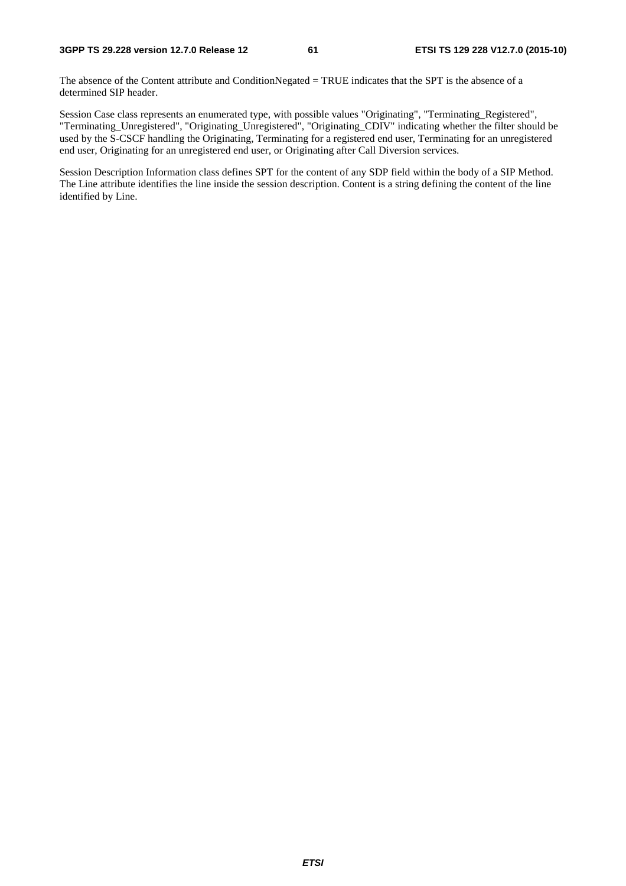The absence of the Content attribute and ConditionNegated = TRUE indicates that the SPT is the absence of a determined SIP header.

Session Case class represents an enumerated type, with possible values "Originating", "Terminating_Registered", "Terminating_Unregistered", "Originating_Unregistered", "Originating_CDIV" indicating whether the filter should be used by the S-CSCF handling the Originating, Terminating for a registered end user, Terminating for an unregistered end user, Originating for an unregistered end user, or Originating after Call Diversion services.

Session Description Information class defines SPT for the content of any SDP field within the body of a SIP Method. The Line attribute identifies the line inside the session description. Content is a string defining the content of the line identified by Line.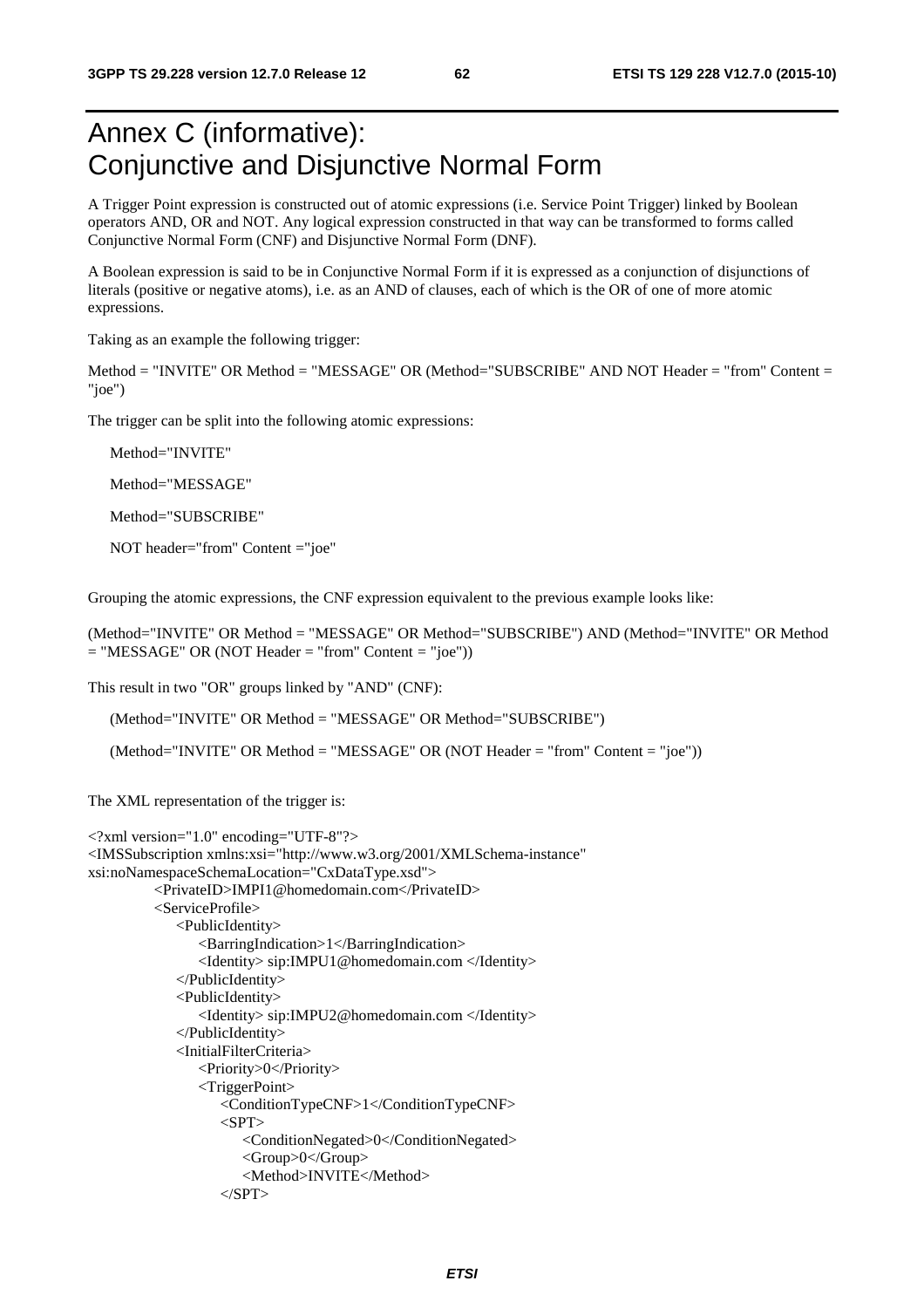# Annex C (informative): Conjunctive and Disjunctive Normal Form

A Trigger Point expression is constructed out of atomic expressions (i.e. Service Point Trigger) linked by Boolean operators AND, OR and NOT. Any logical expression constructed in that way can be transformed to forms called Conjunctive Normal Form (CNF) and Disjunctive Normal Form (DNF).

A Boolean expression is said to be in Conjunctive Normal Form if it is expressed as a conjunction of disjunctions of literals (positive or negative atoms), i.e. as an AND of clauses, each of which is the OR of one of more atomic expressions.

Taking as an example the following trigger:

Method = "INVITE" OR Method = "MESSAGE" OR (Method="SUBSCRIBE" AND NOT Header = "from" Content = "joe")

The trigger can be split into the following atomic expressions:

Method="INVITE"

Method="MESSAGE"

Method="SUBSCRIBE"

NOT header="from" Content ="joe"

Grouping the atomic expressions, the CNF expression equivalent to the previous example looks like:

(Method="INVITE" OR Method = "MESSAGE" OR Method="SUBSCRIBE") AND (Method="INVITE" OR Method = "MESSAGE" OR (NOT Header = "from" Content = "joe"))

This result in two "OR" groups linked by "AND" (CNF):

(Method="INVITE" OR Method = "MESSAGE" OR Method="SUBSCRIBE")

(Method="INVITE" OR Method = "MESSAGE" OR (NOT Header = "from" Content = "joe"))

The XML representation of the trigger is:

```
<?xml version="1.0" encoding="UTF-8"?>
<IMSSubscription xmlns:xsi="http://www.w3.org/2001/XMLSchema-instance"
xsi:noNamespaceSchemaLocation="CxDataType.xsd">
        <PrivateID>IMPI1@homedomain.com</PrivateID>
        <ServiceProfile>
            <PublicIdentity>
                <BarringIndication>1</BarringIndication>
                <Identity> sip:IMPU1@homedomain.com </Identity>
            </PublicIdentity>
            <PublicIdentity>
                <Identity> sip:IMPU2@homedomain.com </Identity>
            </PublicIdentity>
            <InitialFilterCriteria>
                <Priority>0</Priority>
                <TriggerPoint>
                    <ConditionTypeCNF>1</ConditionTypeCNF>
                    <SPT>
                        <ConditionNegated>0</ConditionNegated>
                        <Group>0</Group>
                        <Method>INVITE</Method>
                    </SPT>
```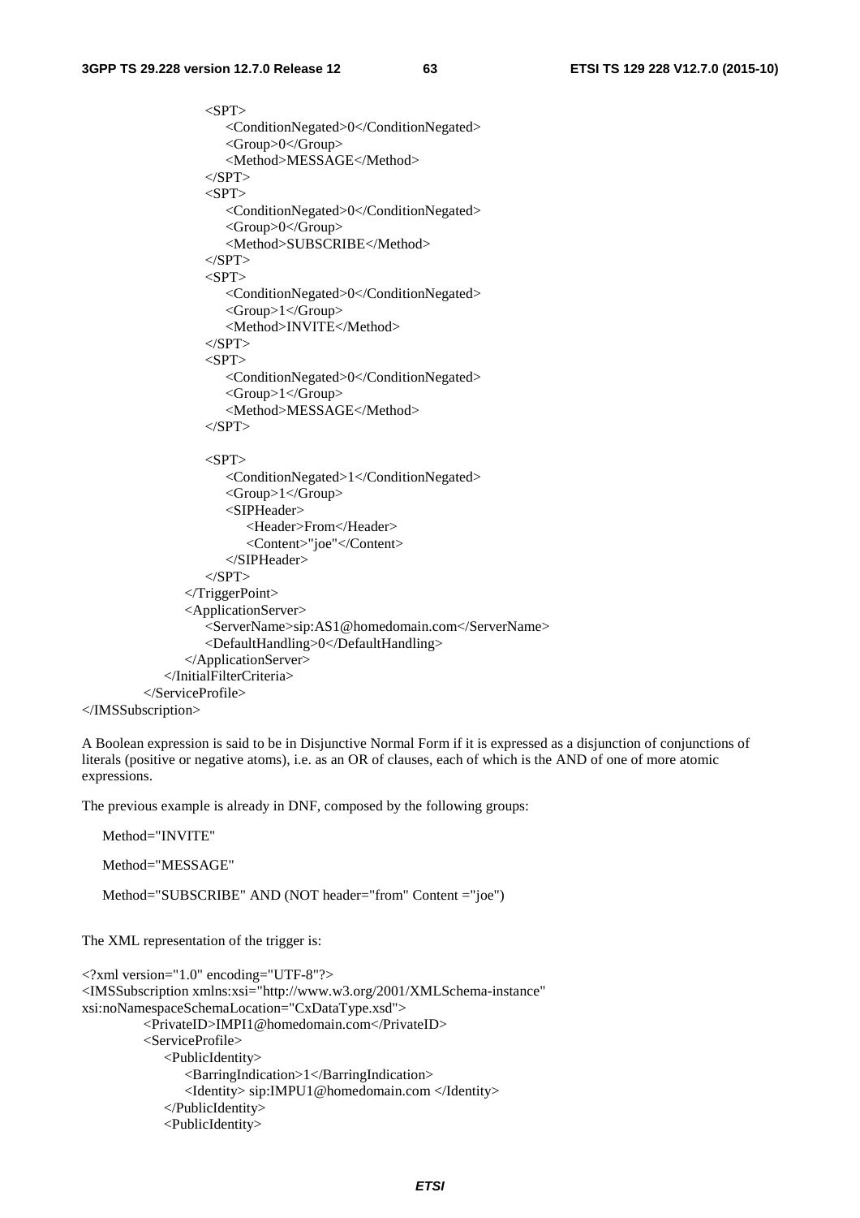```
                    <SPT>
                        <ConditionNegated>0</ConditionNegated>
                        <Group>0</Group>
                        <Method>MESSAGE</Method>
                    </SPT>
                    <SPT>
                        <ConditionNegated>0</ConditionNegated>
                        <Group>0</Group>
                        <Method>SUBSCRIBE</Method>
                    </SPT>
                    <SPT>
                        <ConditionNegated>0</ConditionNegated>
                        <Group>1</Group>
                        <Method>INVITE</Method>
                    </SPT>
                    <SPT>
                        <ConditionNegated>0</ConditionNegated>
                        <Group>1</Group>
                        <Method>MESSAGE</Method>
                    </SPT>

                    <SPT>
                        <ConditionNegated>1</ConditionNegated>
                        <Group>1</Group>
                        <SIPHeader>
                            <Header>From</Header>
                            <Content>"joe"</Content>
                        </SIPHeader>
                    </SPT>
                </TriggerPoint>
                <ApplicationServer>
                    <ServerName>sip:AS1@homedomain.com</ServerName>
                    <DefaultHandling>0</DefaultHandling>
                </ApplicationServer>
            </InitialFilterCriteria>
        </ServiceProfile>
</IMSSubscription>
```

A Boolean expression is said to be in Disjunctive Normal Form if it is expressed as a disjunction of conjunctions of literals (positive or negative atoms), i.e. as an OR of clauses, each of which is the AND of one of more atomic expressions.

The previous example is already in DNF, composed by the following groups:

Method="INVITE"

Method="MESSAGE"

Method="SUBSCRIBE" AND (NOT header="from" Content ="joe")

The XML representation of the trigger is:

```
<?xml version="1.0" encoding="UTF-8"?>
<IMSSubscription xmlns:xsi="http://www.w3.org/2001/XMLSchema-instance"
xsi:noNamespaceSchemaLocation="CxDataType.xsd">
        <PrivateID>IMPI1@homedomain.com</PrivateID>
        <ServiceProfile>
            <PublicIdentity>
                <BarringIndication>1</BarringIndication>
                <Identity> sip:IMPU1@homedomain.com </Identity>
            </PublicIdentity>
            <PublicIdentity>
```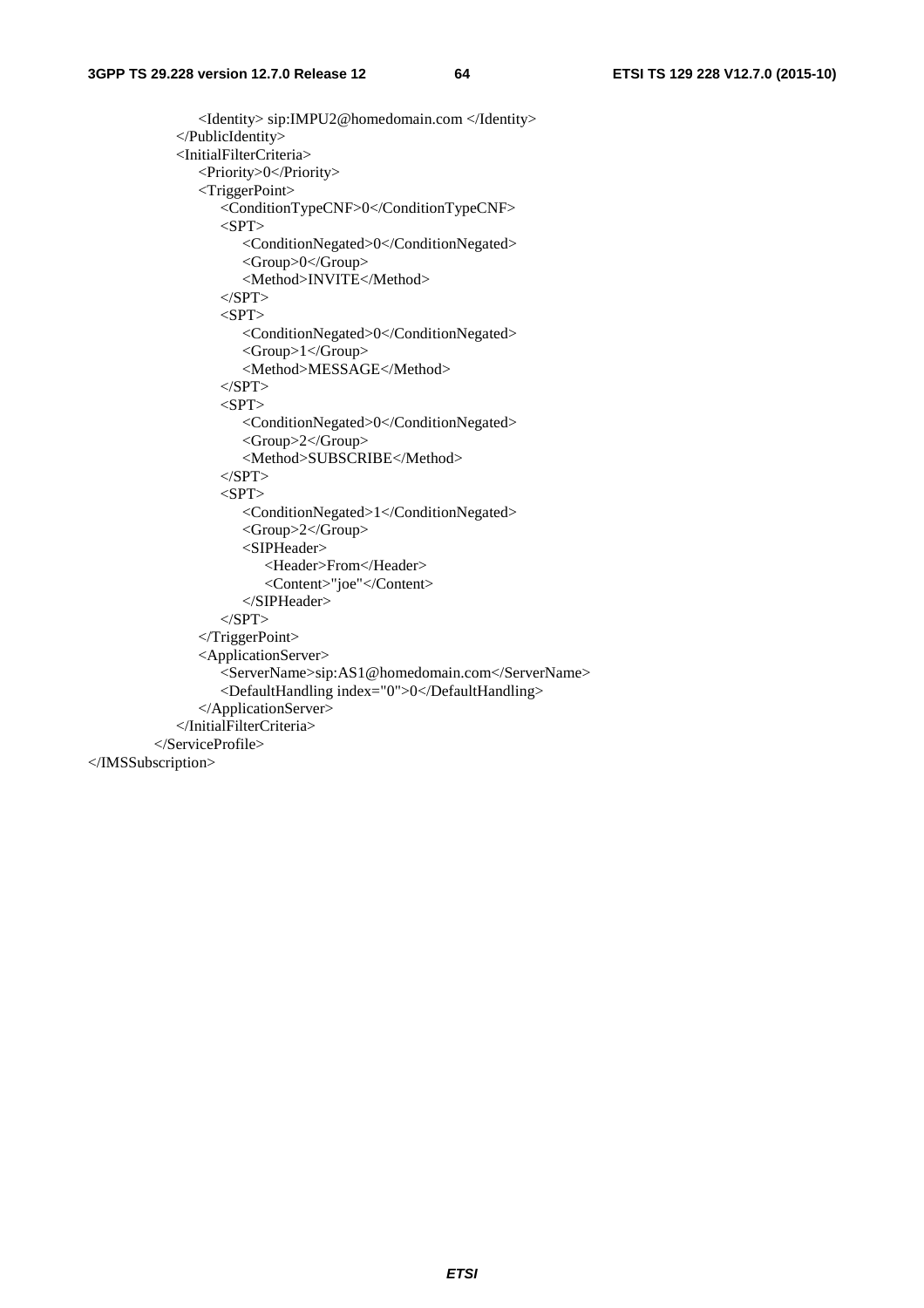```
                <Identity> sip:IMPU2@homedomain.com </Identity>
            </PublicIdentity>
            <InitialFilterCriteria>
                <Priority>0</Priority>
                <TriggerPoint>
                    <ConditionTypeCNF>0</ConditionTypeCNF>
                    <SPT>
                        <ConditionNegated>0</ConditionNegated>
                        <Group>0</Group>
                        <Method>INVITE</Method>
                    </SPT>
                    <SPT>
                        <ConditionNegated>0</ConditionNegated>
                        <Group>1</Group>
                        <Method>MESSAGE</Method>
                    </SPT>
                    <SPT>
                        <ConditionNegated>0</ConditionNegated>
                        <Group>2</Group>
                        <Method>SUBSCRIBE</Method>
                    </SPT>
                    <SPT>
                        <ConditionNegated>1</ConditionNegated>
                        <Group>2</Group>
                        <SIPHeader>
                            <Header>From</Header>
                            <Content>"joe"</Content>
                        </SIPHeader>
                    </SPT>
                </TriggerPoint>
                <ApplicationServer>
                    <ServerName>sip:AS1@homedomain.com</ServerName>
                    <DefaultHandling index="0">0</DefaultHandling>
                </ApplicationServer>
            </InitialFilterCriteria>
        </ServiceProfile>
</IMSSubscription>
```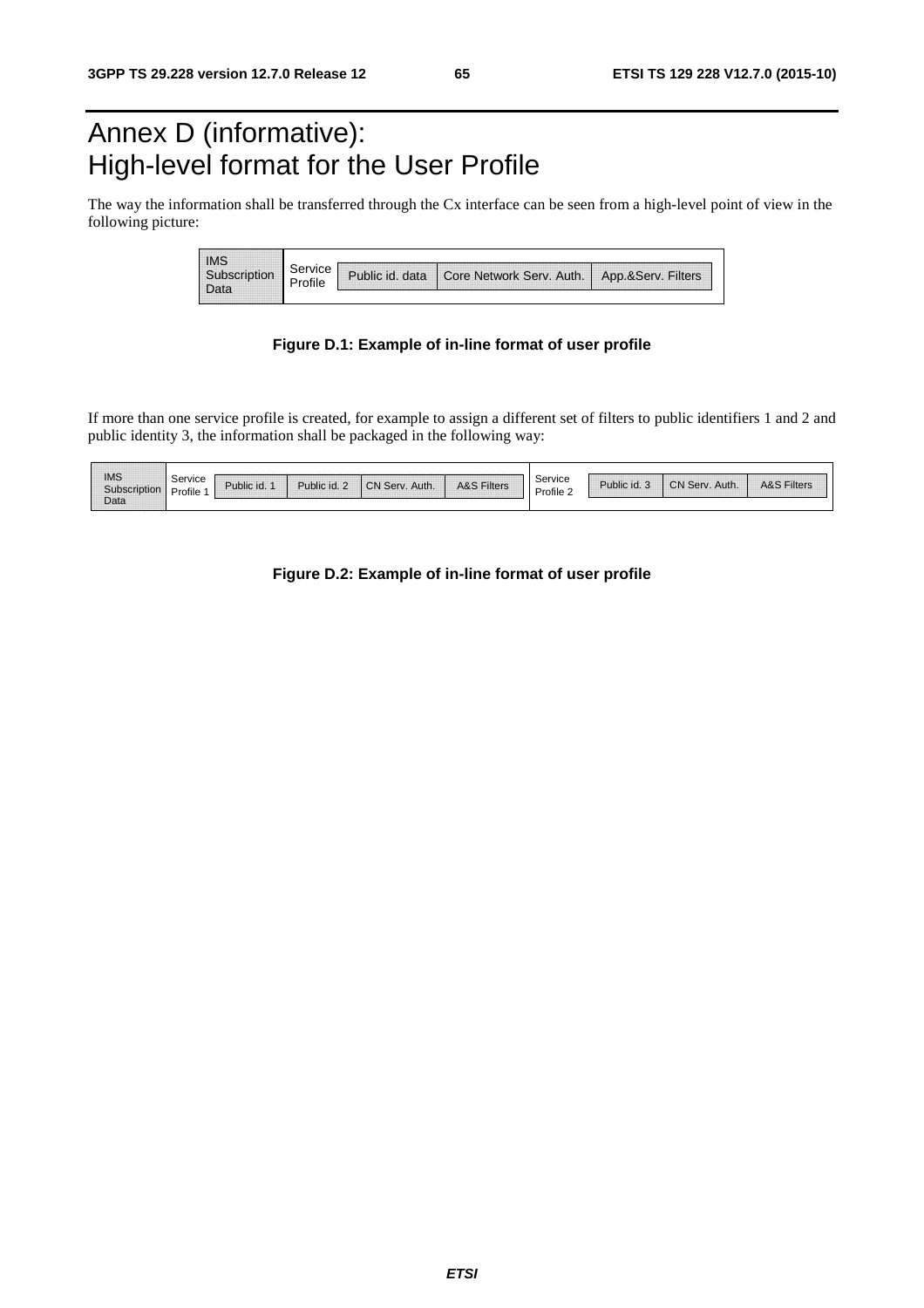# Annex D (informative): High-level format for the User Profile

The way the information shall be transferred through the Cx interface can be seen from a high-level point of view in the following picture:

| IMS Subscription Data | Service Profile | Public id. data | Core Network Serv. Auth. | App.&Serv. Filters |
|---|---|---|---|---|

**Figure D.1: Example of in-line format of user profile**

If more than one service profile is created, for example to assign a different set of filters to public identifiers 1 and 2 and public identity 3, the information shall be packaged in the following way:

| IMS Subscription Data | Service Profile 1 | Public id. 1 | Public id. 2 | CN Serv. Auth. | A&S Filters | Service Profile 2 | Public id. 3 | CN Serv. Auth. | A&S Filters |
|---|---|---|---|---|---|---|---|---|---|

**Figure D.2: Example of in-line format of user profile**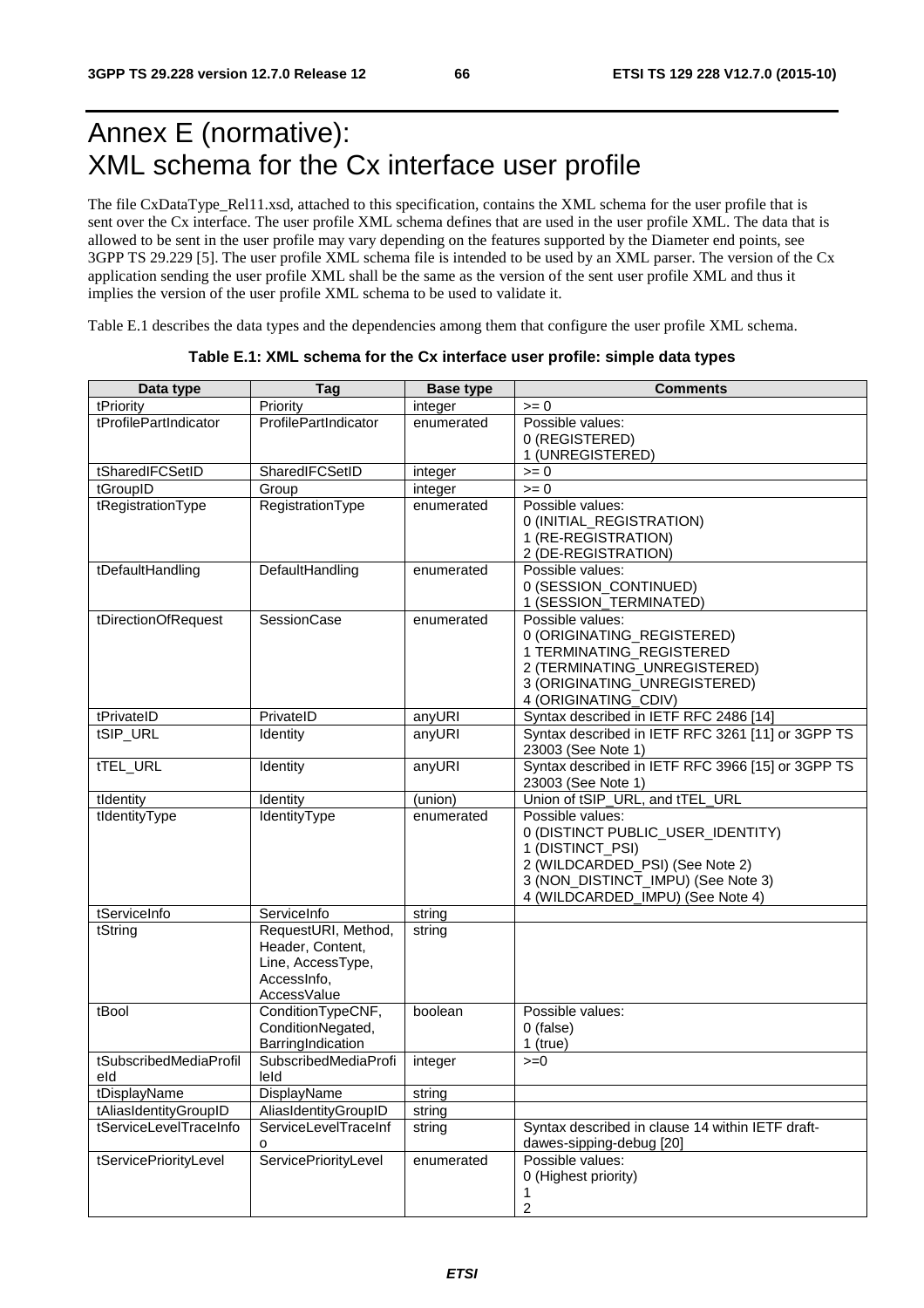# Annex E (normative): XML schema for the Cx interface user profile

The file CxDataType_Rel11.xsd, attached to this specification, contains the XML schema for the user profile that is sent over the Cx interface. The user profile XML schema defines that are used in the user profile XML. The data that is allowed to be sent in the user profile may vary depending on the features supported by the Diameter end points, see 3GPP TS 29.229 [5]. The user profile XML schema file is intended to be used by an XML parser. The version of the Cx application sending the user profile XML shall be the same as the version of the sent user profile XML and thus it implies the version of the user profile XML schema to be used to validate it.

Table E.1 describes the data types and the dependencies among them that configure the user profile XML schema.

**Table E.1: XML schema for the Cx interface user profile: simple data types**

| Data type | Tag | Base type | Comments |
|---|---|---|---|
| tPriority | Priority | integer | >= 0 |
| tProfilePartIndicator | ProfilePartIndicator | enumerated | Possible values:<br>0 (REGISTERED)<br>1 (UNREGISTERED) |
| tSharedIFCSetID | SharedIFCSetID | integer | >= 0 |
| tGroupID | Group | integer | >= 0 |
| tRegistrationType | RegistrationType | enumerated | Possible values:<br>0 (INITIAL_REGISTRATION)<br>1 (RE-REGISTRATION)<br>2 (DE-REGISTRATION) |
| tDefaultHandling | DefaultHandling | enumerated | Possible values:<br>0 (SESSION_CONTINUED)<br>1 (SESSION_TERMINATED) |
| tDirectionOfRequest | SessionCase | enumerated | Possible values:<br>0 (ORIGINATING_REGISTERED)<br>1 TERMINATING_REGISTERED<br>2 (TERMINATING_UNREGISTERED)<br>3 (ORIGINATING_UNREGISTERED)<br>4 (ORIGINATING_CDIV) |
| tPrivateID | PrivateID | anyURI | Syntax described in IETF RFC 2486 [14] |
| tSIP_URL | Identity | anyURI | Syntax described in IETF RFC 3261 [11] or 3GPP TS 23003 (See Note 1) |
| tTEL_URL | Identity | anyURI | Syntax described in IETF RFC 3966 [15] or 3GPP TS 23003 (See Note 1) |
| tIdentity | Identity | (union) | Union of tSIP_URL, and tTEL_URL |
| tIdentityType | IdentityType | enumerated | Possible values:<br>0 (DISTINCT PUBLIC_USER_IDENTITY)<br>1 (DISTINCT_PSI)<br>2 (WILDCARDED_PSI) (See Note 2)<br>3 (NON_DISTINCT_IMPU) (See Note 3)<br>4 (WILDCARDED_IMPU) (See Note 4) |
| tServiceInfo | ServiceInfo | string | |
| tString | RequestURI, Method, Header, Content, Line, AccessType, AccessInfo, AccessValue | string | |
| tBool | ConditionTypeCNF, ConditionNegated, BarringIndication | boolean | Possible values:<br>0 (false)<br>1 (true) |
| tSubscribedMediaProfileId | SubscribedMediaProfileId | integer | >=0 |
| tDisplayName | DisplayName | string | |
| tAliasIdentityGroupID | AliasIdentityGroupID | string | |
| tServiceLevelTraceInfo | ServiceLevelTraceInfo | string | Syntax described in clause 14 within IETF draft-dawes-sipping-debug [20] |
| tServicePriorityLevel | ServicePriorityLevel | enumerated | Possible values:<br>0 (Highest priority)<br>1<br>2 |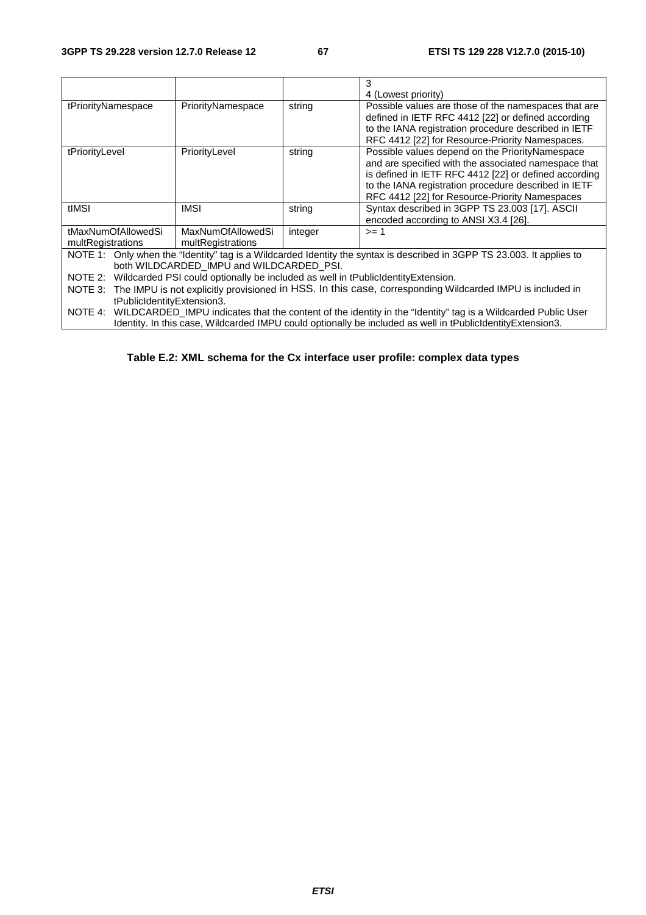| | | | 3<br>4 (Lowest priority) |
|---|---|---|---|
| tPriorityNamespace | PriorityNamespace | string | Possible values are those of the namespaces that are defined in IETF RFC 4412 [22] or defined according to the IANA registration procedure described in IETF RFC 4412 [22] for Resource-Priority Namespaces. |
| tPriorityLevel | PriorityLevel | string | Possible values depend on the PriorityNamespace and are specified with the associated namespace that is defined in IETF RFC 4412 [22] or defined according to the IANA registration procedure described in IETF RFC 4412 [22] for Resource-Priority Namespaces |
| tIMSI | IMSI | string | Syntax described in 3GPP TS 23.003 [17]. ASCII encoded according to ANSI X3.4 [26]. |
| tMaxNumOfAllowedSimultRegistrations | MaxNumOfAllowedSimultRegistrations | integer | >= 1 |

NOTE 1: Only when the "Identity" tag is a Wildcarded Identity the syntax is described in 3GPP TS 23.003. It applies to both WILDCARDED_IMPU and WILDCARDED_PSI.

NOTE 2: Wildcarded PSI could optionally be included as well in tPublicIdentityExtension.

NOTE 3: The IMPU is not explicitly provisioned in HSS. In this case, corresponding Wildcarded IMPU is included in tPublicIdentityExtension3.

NOTE 4: WILDCARDED_IMPU indicates that the content of the identity in the "Identity" tag is a Wildcarded Public User Identity. In this case, Wildcarded IMPU could optionally be included as well in tPublicIdentityExtension3.

**Table E.2: XML schema for the Cx interface user profile: complex data types**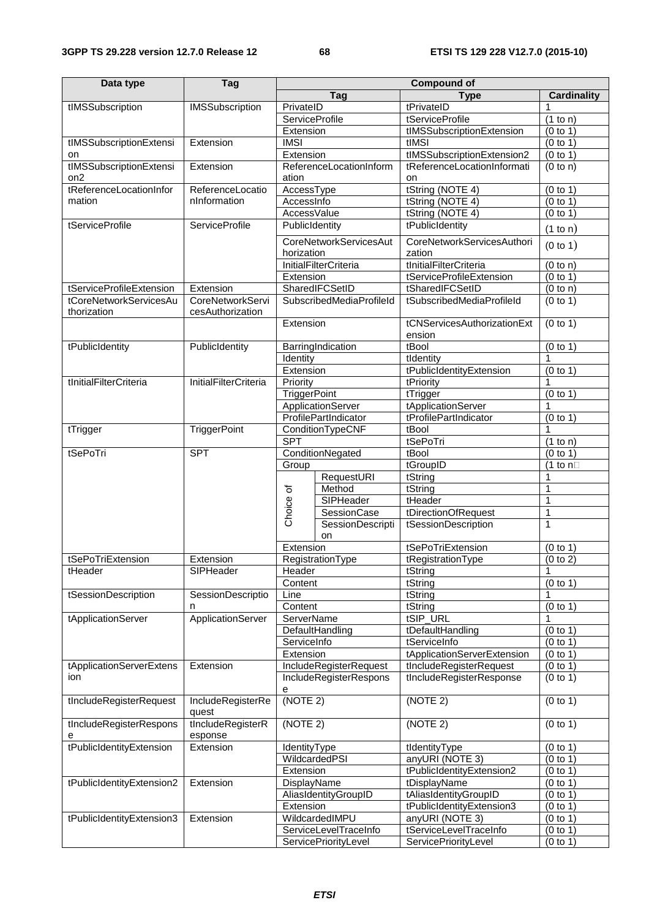| Data type | Tag | Compound of | | |
|---|---|---|---|---|
| | | Tag | Type | Cardinality |
| tIMSSubscription | IMSSubscription | PrivateID | tPrivateID | 1 |
| | | ServiceProfile | tServiceProfile | (1 to n) |
| | | Extension | tIMSSubscriptionExtension | (0 to 1) |
| tIMSSubscriptionExtension | Extension | IMSI | tIMSI | (0 to 1) |
| | | Extension | tIMSSubscriptionExtension2 | (0 to 1) |
| tIMSSubscriptionExtension2 | Extension | ReferenceLocationInformation | tReferenceLocationInformation | (0 to n) |
| tReferenceLocationInformation | ReferenceLocationInformation | AccessType | tString (NOTE 4) | (0 to 1) |
| | | AccessInfo | tString (NOTE 4) | (0 to 1) |
| | | AccessValue | tString (NOTE 4) | (0 to 1) |
| tServiceProfile | ServiceProfile | PublicIdentity | tPublicIdentity | (1 to n) |
| | | CoreNetworkServicesAuthorization | CoreNetworkServicesAuthorization | (0 to 1) |
| | | InitialFilterCriteria | tInitialFilterCriteria | (0 to n) |
| | | Extension | tServiceProfileExtension | (0 to 1) |
| tServiceProfileExtension | Extension | SharedIFCSetID | tSharedIFCSetID | (0 to n) |
| tCoreNetworkServicesAuthorization | CoreNetworkServicesAuthorization | SubscribedMediaProfileId | tSubscribedMediaProfileId | (0 to 1) |
| | | Extension | tCNServicesAuthorizationExtension | (0 to 1) |
| tPublicIdentity | PublicIdentity | BarringIndication | tBool | (0 to 1) |
| | | Identity | tIdentity | 1 |
| | | Extension | tPublicIdentityExtension | (0 to 1) |
| tInitialFilterCriteria | InitialFilterCriteria | Priority | tPriority | 1 |
| | | TriggerPoint | tTrigger | (0 to 1) |
| | | ApplicationServer | tApplicationServer | 1 |
| | | ProfilePartIndicator | tProfilePartIndicator | (0 to 1) |
| tTrigger | TriggerPoint | ConditionTypeCNF | tBool | 1 |
| | | SPT | tSePoTri | (1 to n) |
| tSePoTri | SPT | ConditionNegated | tBool | (0 to 1) |
| | | Group | tGroupID | (1 to n) |
| | | Choice of: RequestURI | tString | 1 |
| | | Choice of: Method | tString | 1 |
| | | Choice of: SIPHeader | tHeader | 1 |
| | | Choice of: SessionCase | tDirectionOfRequest | 1 |
| | | Choice of: SessionDescription | tSessionDescription | 1 |
| | | Extension | tSePoTriExtension | (0 to 1) |
| tSePoTriExtension | Extension | RegistrationType | tRegistrationType | (0 to 2) |
| tHeader | SIPHeader | Header | tString | 1 |
| | | Content | tString | (0 to 1) |
| tSessionDescription | SessionDescription | Line | tString | 1 |
| | | Content | tString | (0 to 1) |
| tApplicationServer | ApplicationServer | ServerName | tSIP_URL | 1 |
| | | DefaultHandling | tDefaultHandling | (0 to 1) |
| | | ServiceInfo | tServiceInfo | (0 to 1) |
| | | Extension | tApplicationServerExtension | (0 to 1) |
| tApplicationServerExtension | Extension | IncludeRegisterRequest | tIncludeRegisterRequest | (0 to 1) |
| | | IncludeRegisterResponse | tIncludeRegisterResponse | (0 to 1) |
| tIncludeRegisterRequest | IncludeRegisterRequest | (NOTE 2) | (NOTE 2) | (0 to 1) |
| tIncludeRegisterResponse | tIncludeRegisterResponse | (NOTE 2) | (NOTE 2) | (0 to 1) |
| tPublicIdentityExtension | Extension | IdentityType | tIdentityType | (0 to 1) |
| | | WildcardedPSI | anyURI (NOTE 3) | (0 to 1) |
| | | Extension | tPublicIdentityExtension2 | (0 to 1) |
| tPublicIdentityExtension2 | Extension | DisplayName | tDisplayName | (0 to 1) |
| | | AliasIdentityGroupID | tAliasIdentityGroupID | (0 to 1) |
| | | Extension | tPublicIdentityExtension3 | (0 to 1) |
| tPublicIdentityExtension3 | Extension | WildcardedIMPU | anyURI (NOTE 3) | (0 to 1) |
| | | ServiceLevelTraceInfo | tServiceLevelTraceInfo | (0 to 1) |
| | | ServicePriorityLevel | ServicePriorityLevel | (0 to 1) |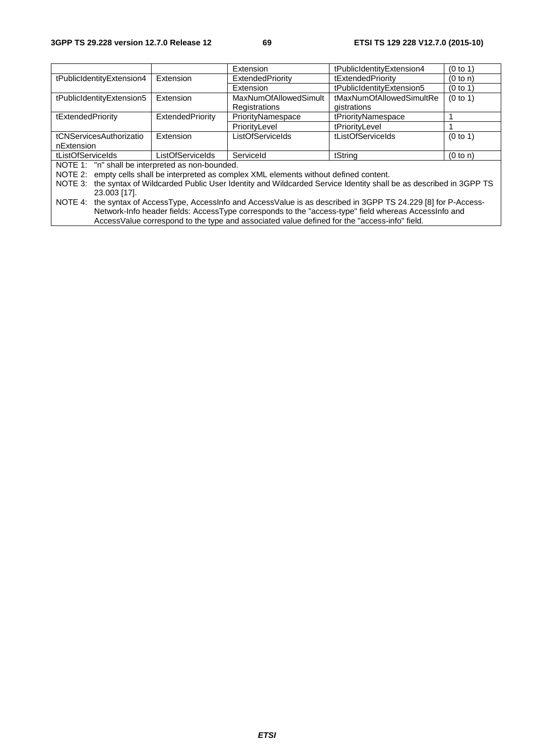| | | Extension | tPublicIdentityExtension4 | (0 to 1) |
|---|---|---|---|---|
| tPublicIdentityExtension4 | Extension | ExtendedPriority | tExtendedPriority | (0 to n) |
| | | Extension | tPublicIdentityExtension5 | (0 to 1) |
| tPublicIdentityExtension5 | Extension | MaxNumOfAllowedSimultRegistrations | tMaxNumOfAllowedSimultRegistrations | (0 to 1) |
| tExtendedPriority | ExtendedPriority | PriorityNamespace | tPriorityNamespace | 1 |
| | | PriorityLevel | tPriorityLevel | 1 |
| tCNServicesAuthorizationExtension | Extension | ListOfServiceIds | tListOfServiceIds | (0 to 1) |
| tListOfServiceIds | ListOfServiceIds | ServiceId | tString | (0 to n) |

NOTE 1: "n" shall be interpreted as non-bounded.

NOTE 2: empty cells shall be interpreted as complex XML elements without defined content.

NOTE 3: the syntax of Wildcarded Public User Identity and Wildcarded Service Identity shall be as described in 3GPP TS 23.003 [17].

NOTE 4: the syntax of AccessType, AccessInfo and AccessValue is as described in 3GPP TS 24.229 [8] for P-Access-Network-Info header fields: AccessType corresponds to the "access-type" field whereas AccessInfo and AccessValue correspond to the type and associated value defined for the "access-info" field.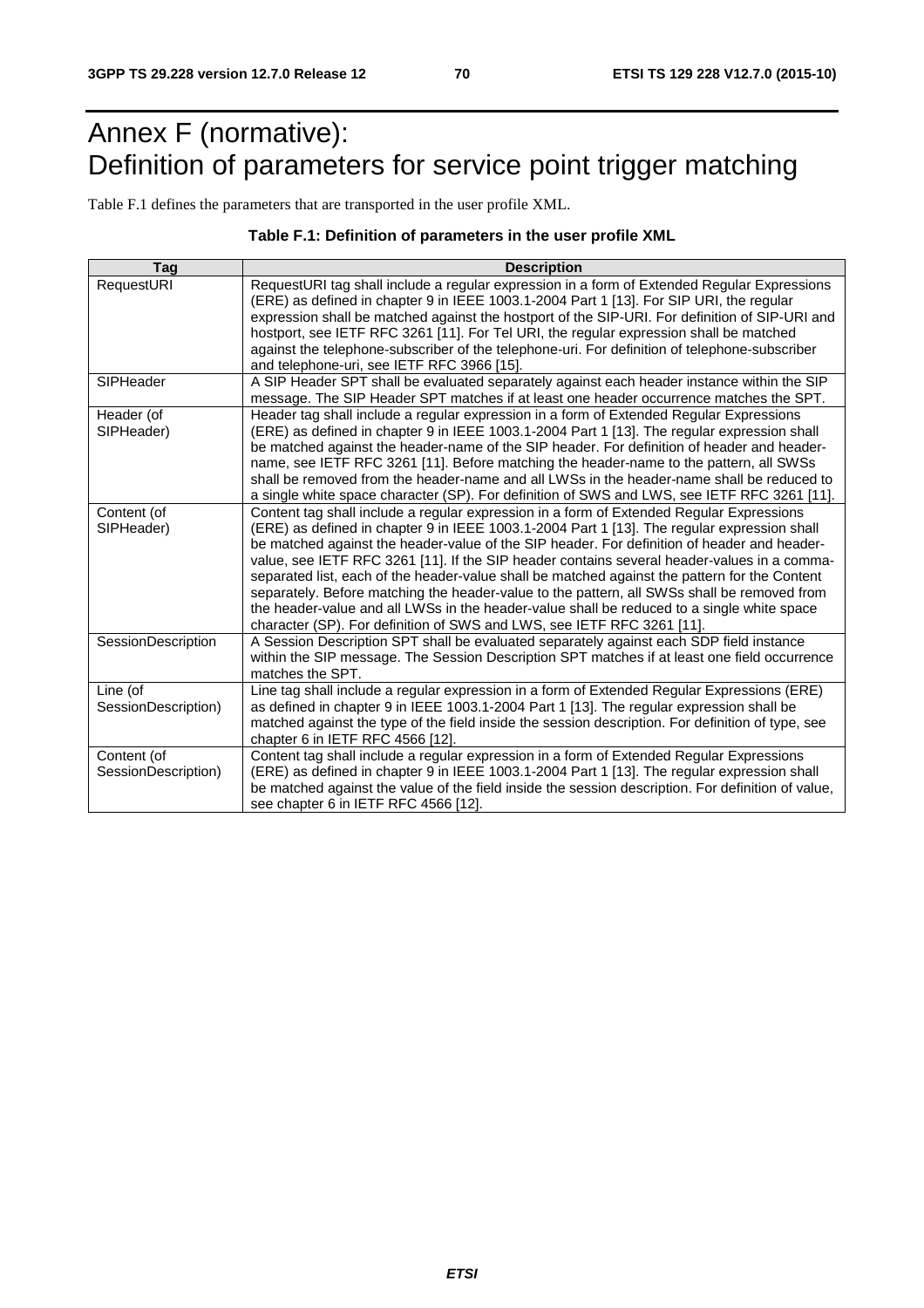# Annex F (normative): Definition of parameters for service point trigger matching

Table F.1 defines the parameters that are transported in the user profile XML.

**Table F.1: Definition of parameters in the user profile XML**

| Tag | Description |
|---|---|
| RequestURI | RequestURI tag shall include a regular expression in a form of Extended Regular Expressions (ERE) as defined in chapter 9 in IEEE 1003.1-2004 Part 1 [13]. For SIP URI, the regular expression shall be matched against the hostport of the SIP-URI. For definition of SIP-URI and hostport, see IETF RFC 3261 [11]. For Tel URI, the regular expression shall be matched against the telephone-subscriber of the telephone-uri. For definition of telephone-subscriber and telephone-uri, see IETF RFC 3966 [15]. |
| SIPHeader | A SIP Header SPT shall be evaluated separately against each header instance within the SIP message. The SIP Header SPT matches if at least one header occurrence matches the SPT. |
| Header (of SIPHeader) | Header tag shall include a regular expression in a form of Extended Regular Expressions (ERE) as defined in chapter 9 in IEEE 1003.1-2004 Part 1 [13]. The regular expression shall be matched against the header-name of the SIP header. For definition of header and header-name, see IETF RFC 3261 [11]. Before matching the header-name to the pattern, all SWSs shall be removed from the header-name and all LWSs in the header-name shall be reduced to a single white space character (SP). For definition of SWS and LWS, see IETF RFC 3261 [11]. |
| Content (of SIPHeader) | Content tag shall include a regular expression in a form of Extended Regular Expressions (ERE) as defined in chapter 9 in IEEE 1003.1-2004 Part 1 [13]. The regular expression shall be matched against the header-value of the SIP header. For definition of header and header-value, see IETF RFC 3261 [11]. If the SIP header contains several header-values in a comma-separated list, each of the header-value shall be matched against the pattern for the Content separately. Before matching the header-value to the pattern, all SWSs shall be removed from the header-value and all LWSs in the header-value shall be reduced to a single white space character (SP). For definition of SWS and LWS, see IETF RFC 3261 [11]. |
| SessionDescription | A Session Description SPT shall be evaluated separately against each SDP field instance within the SIP message. The Session Description SPT matches if at least one field occurrence matches the SPT. |
| Line (of SessionDescription) | Line tag shall include a regular expression in a form of Extended Regular Expressions (ERE) as defined in chapter 9 in IEEE 1003.1-2004 Part 1 [13]. The regular expression shall be matched against the type of the field inside the session description. For definition of type, see chapter 6 in IETF RFC 4566 [12]. |
| Content (of SessionDescription) | Content tag shall include a regular expression in a form of Extended Regular Expressions (ERE) as defined in chapter 9 in IEEE 1003.1-2004 Part 1 [13]. The regular expression shall be matched against the value of the field inside the session description. For definition of value, see chapter 6 in IETF RFC 4566 [12]. |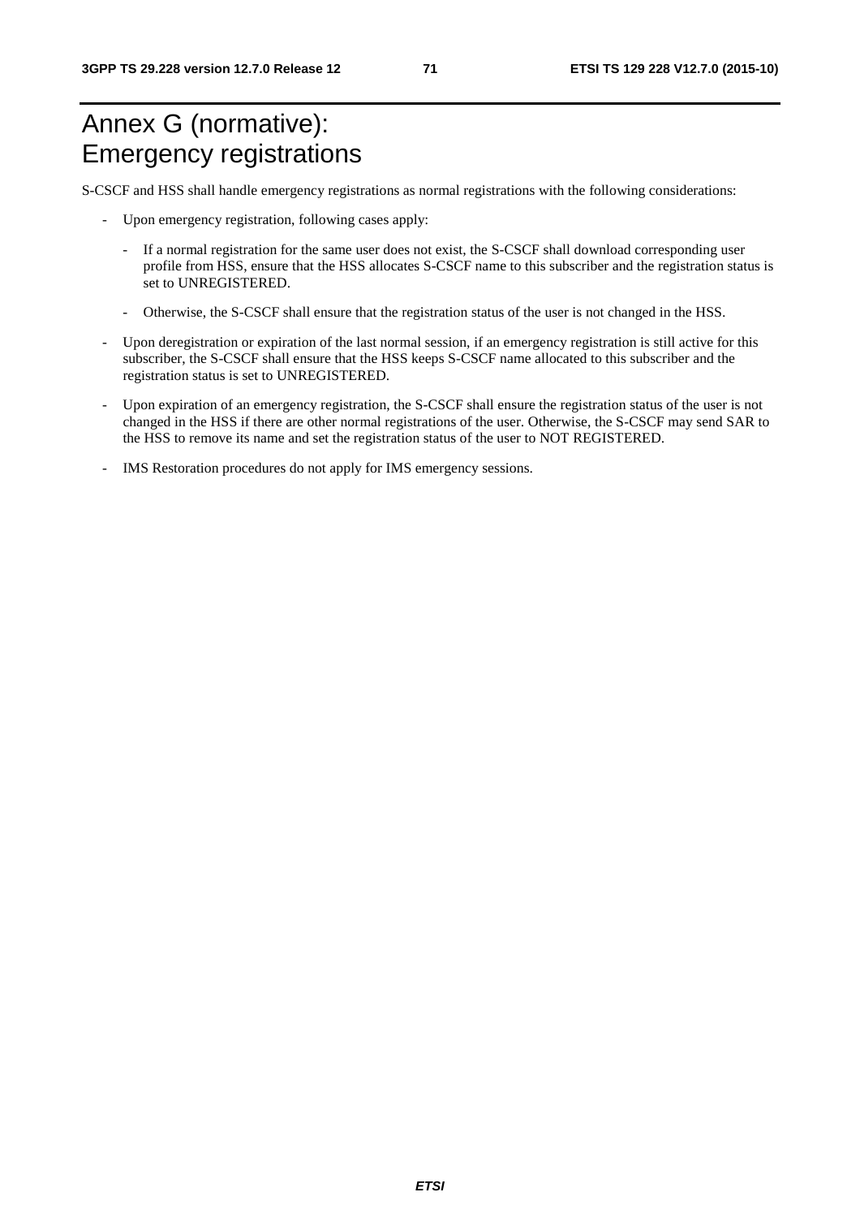# Annex G (normative): Emergency registrations

S-CSCF and HSS shall handle emergency registrations as normal registrations with the following considerations:

- Upon emergency registration, following cases apply:
  - If a normal registration for the same user does not exist, the S-CSCF shall download corresponding user profile from HSS, ensure that the HSS allocates S-CSCF name to this subscriber and the registration status is set to UNREGISTERED.
  - Otherwise, the S-CSCF shall ensure that the registration status of the user is not changed in the HSS.
- Upon deregistration or expiration of the last normal session, if an emergency registration is still active for this subscriber, the S-CSCF shall ensure that the HSS keeps S-CSCF name allocated to this subscriber and the registration status is set to UNREGISTERED.
- Upon expiration of an emergency registration, the S-CSCF shall ensure the registration status of the user is not changed in the HSS if there are other normal registrations of the user. Otherwise, the S-CSCF may send SAR to the HSS to remove its name and set the registration status of the user to NOT REGISTERED.
- IMS Restoration procedures do not apply for IMS emergency sessions.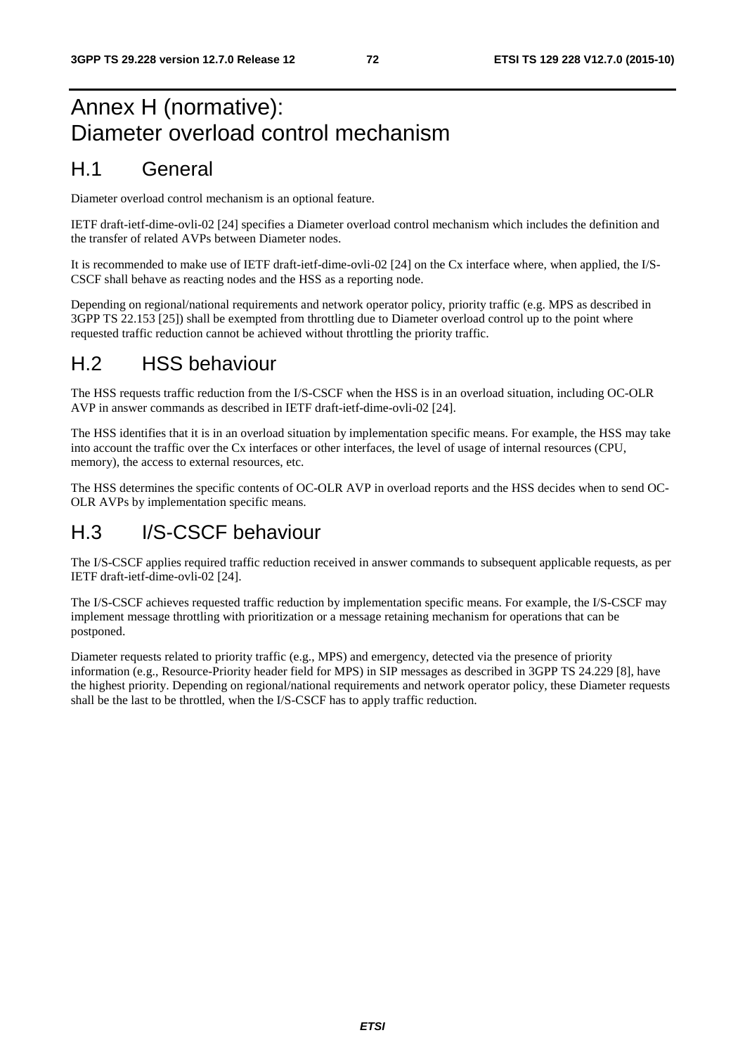# Annex H (normative): Diameter overload control mechanism

## H.1 General

Diameter overload control mechanism is an optional feature.

IETF draft-ietf-dime-ovli-02 [24] specifies a Diameter overload control mechanism which includes the definition and the transfer of related AVPs between Diameter nodes.

It is recommended to make use of IETF draft-ietf-dime-ovli-02 [24] on the Cx interface where, when applied, the I/S-CSCF shall behave as reacting nodes and the HSS as a reporting node.

Depending on regional/national requirements and network operator policy, priority traffic (e.g. MPS as described in 3GPP TS 22.153 [25]) shall be exempted from throttling due to Diameter overload control up to the point where requested traffic reduction cannot be achieved without throttling the priority traffic.

## H.2 HSS behaviour

The HSS requests traffic reduction from the I/S-CSCF when the HSS is in an overload situation, including OC-OLR AVP in answer commands as described in IETF draft-ietf-dime-ovli-02 [24].

The HSS identifies that it is in an overload situation by implementation specific means. For example, the HSS may take into account the traffic over the Cx interfaces or other interfaces, the level of usage of internal resources (CPU, memory), the access to external resources, etc.

The HSS determines the specific contents of OC-OLR AVP in overload reports and the HSS decides when to send OC-OLR AVPs by implementation specific means.

## H.3 I/S-CSCF behaviour

The I/S-CSCF applies required traffic reduction received in answer commands to subsequent applicable requests, as per IETF draft-ietf-dime-ovli-02 [24].

The I/S-CSCF achieves requested traffic reduction by implementation specific means. For example, the I/S-CSCF may implement message throttling with prioritization or a message retaining mechanism for operations that can be postponed.

Diameter requests related to priority traffic (e.g., MPS) and emergency, detected via the presence of priority information (e.g., Resource-Priority header field for MPS) in SIP messages as described in 3GPP TS 24.229 [8], have the highest priority. Depending on regional/national requirements and network operator policy, these Diameter requests shall be the last to be throttled, when the I/S-CSCF has to apply traffic reduction.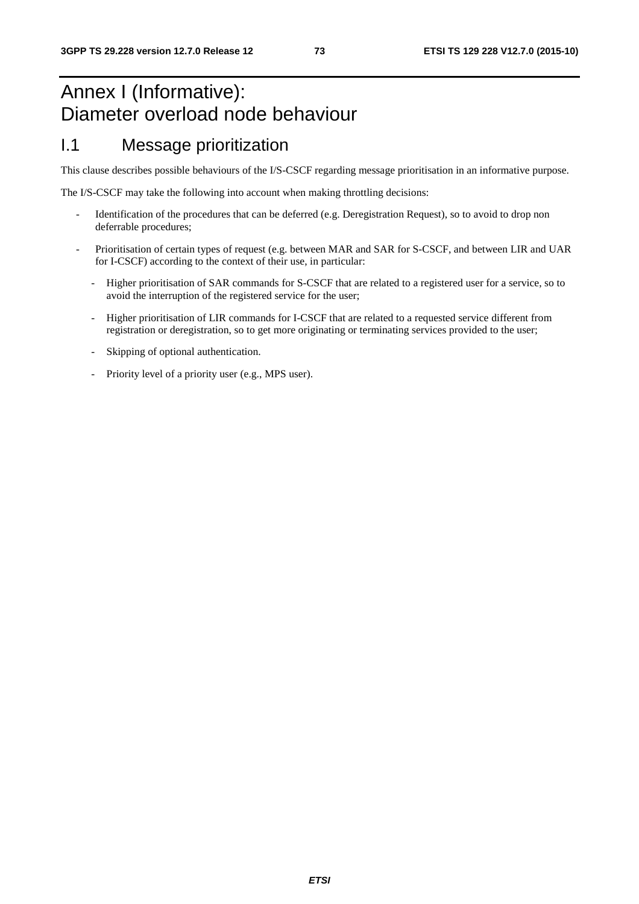# Annex I (Informative): Diameter overload node behaviour

## I.1 Message prioritization

This clause describes possible behaviours of the I/S-CSCF regarding message prioritisation in an informative purpose.

The I/S-CSCF may take the following into account when making throttling decisions:

- Identification of the procedures that can be deferred (e.g. Deregistration Request), so to avoid to drop non deferrable procedures;
- Prioritisation of certain types of request (e.g. between MAR and SAR for S-CSCF, and between LIR and UAR for I-CSCF) according to the context of their use, in particular:
  - Higher prioritisation of SAR commands for S-CSCF that are related to a registered user for a service, so to avoid the interruption of the registered service for the user;
  - Higher prioritisation of LIR commands for I-CSCF that are related to a requested service different from registration or deregistration, so to get more originating or terminating services provided to the user;
  - Skipping of optional authentication.
  - Priority level of a priority user (e.g., MPS user).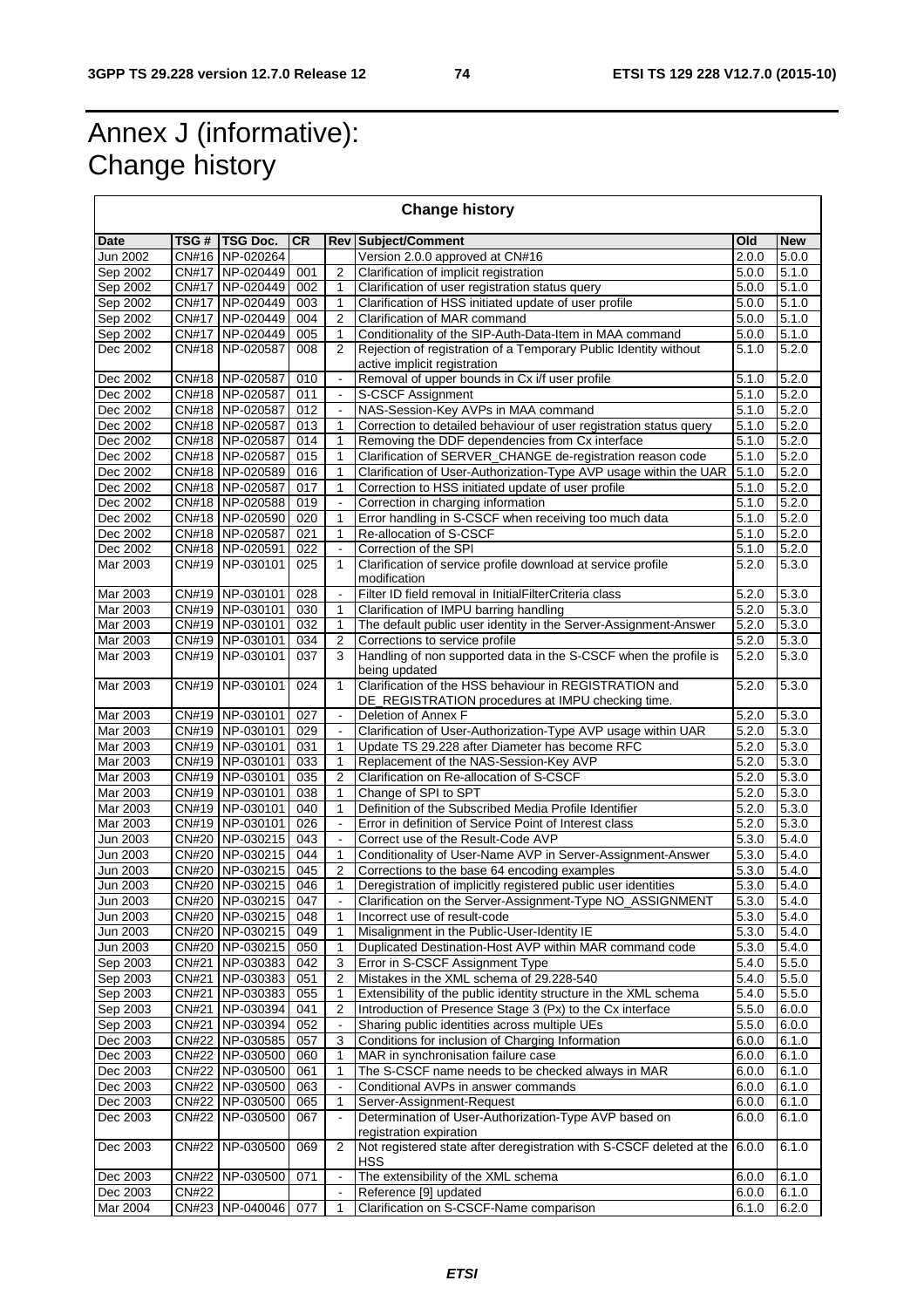# Annex J (informative): Change history

| Change history | | | | | | | |
|---|---|---|---|---|---|---|---|
| **Date** | **TSG #** | **TSG Doc.** | **CR** | **Rev** | **Subject/Comment** | **Old** | **New** |
| Jun 2002 | CN#16 | NP-020264 | | | Version 2.0.0 approved at CN#16 | 2.0.0 | 5.0.0 |
| Sep 2002 | CN#17 | NP-020449 | 001 | 2 | Clarification of implicit registration | 5.0.0 | 5.1.0 |
| Sep 2002 | CN#17 | NP-020449 | 002 | 1 | Clarification of user registration status query | 5.0.0 | 5.1.0 |
| Sep 2002 | CN#17 | NP-020449 | 003 | 1 | Clarification of HSS initiated update of user profile | 5.0.0 | 5.1.0 |
| Sep 2002 | CN#17 | NP-020449 | 004 | 2 | Clarification of MAR command | 5.0.0 | 5.1.0 |
| Sep 2002 | CN#17 | NP-020449 | 005 | 1 | Conditionality of the SIP-Auth-Data-Item in MAA command | 5.0.0 | 5.1.0 |
| Dec 2002 | CN#18 | NP-020587 | 008 | 2 | Rejection of registration of a Temporary Public Identity without active implicit registration | 5.1.0 | 5.2.0 |
| Dec 2002 | CN#18 | NP-020587 | 010 | - | Removal of upper bounds in Cx i/f user profile | 5.1.0 | 5.2.0 |
| Dec 2002 | CN#18 | NP-020587 | 011 | - | S-CSCF Assignment | 5.1.0 | 5.2.0 |
| Dec 2002 | CN#18 | NP-020587 | 012 | - | NAS-Session-Key AVPs in MAA command | 5.1.0 | 5.2.0 |
| Dec 2002 | CN#18 | NP-020587 | 013 | 1 | Correction to detailed behaviour of user registration status query | 5.1.0 | 5.2.0 |
| Dec 2002 | CN#18 | NP-020587 | 014 | 1 | Removing the DDF dependencies from Cx interface | 5.1.0 | 5.2.0 |
| Dec 2002 | CN#18 | NP-020587 | 015 | 1 | Clarification of SERVER_CHANGE de-registration reason code | 5.1.0 | 5.2.0 |
| Dec 2002 | CN#18 | NP-020589 | 016 | 1 | Clarification of User-Authorization-Type AVP usage within the UAR | 5.1.0 | 5.2.0 |
| Dec 2002 | CN#18 | NP-020587 | 017 | 1 | Correction to HSS initiated update of user profile | 5.1.0 | 5.2.0 |
| Dec 2002 | CN#18 | NP-020588 | 019 | - | Correction in charging information | 5.1.0 | 5.2.0 |
| Dec 2002 | CN#18 | NP-020590 | 020 | 1 | Error handling in S-CSCF when receiving too much data | 5.1.0 | 5.2.0 |
| Dec 2002 | CN#18 | NP-020587 | 021 | 1 | Re-allocation of S-CSCF | 5.1.0 | 5.2.0 |
| Dec 2002 | CN#18 | NP-020591 | 022 | - | Correction of the SPI | 5.1.0 | 5.2.0 |
| Mar 2003 | CN#19 | NP-030101 | 025 | 1 | Clarification of service profile download at service profile modification | 5.2.0 | 5.3.0 |
| Mar 2003 | CN#19 | NP-030101 | 028 | - | Filter ID field removal in InitialFilterCriteria class | 5.2.0 | 5.3.0 |
| Mar 2003 | CN#19 | NP-030101 | 030 | 1 | Clarification of IMPU barring handling | 5.2.0 | 5.3.0 |
| Mar 2003 | CN#19 | NP-030101 | 032 | 1 | The default public user identity in the Server-Assignment-Answer | 5.2.0 | 5.3.0 |
| Mar 2003 | CN#19 | NP-030101 | 034 | 2 | Corrections to service profile | 5.2.0 | 5.3.0 |
| Mar 2003 | CN#19 | NP-030101 | 037 | 3 | Handling of non supported data in the S-CSCF when the profile is being updated | 5.2.0 | 5.3.0 |
| Mar 2003 | CN#19 | NP-030101 | 024 | 1 | Clarification of the HSS behaviour in REGISTRATION and DE_REGISTRATION procedures at IMPU checking time. | 5.2.0 | 5.3.0 |
| Mar 2003 | CN#19 | NP-030101 | 027 | - | Deletion of Annex F | 5.2.0 | 5.3.0 |
| Mar 2003 | CN#19 | NP-030101 | 029 | - | Clarification of User-Authorization-Type AVP usage within UAR | 5.2.0 | 5.3.0 |
| Mar 2003 | CN#19 | NP-030101 | 031 | 1 | Update TS 29.228 after Diameter has become RFC | 5.2.0 | 5.3.0 |
| Mar 2003 | CN#19 | NP-030101 | 033 | 1 | Replacement of the NAS-Session-Key AVP | 5.2.0 | 5.3.0 |
| Mar 2003 | CN#19 | NP-030101 | 035 | 2 | Clarification on Re-allocation of S-CSCF | 5.2.0 | 5.3.0 |
| Mar 2003 | CN#19 | NP-030101 | 038 | 1 | Change of SPI to SPT | 5.2.0 | 5.3.0 |
| Mar 2003 | CN#19 | NP-030101 | 040 | 1 | Definition of the Subscribed Media Profile Identifier | 5.2.0 | 5.3.0 |
| Mar 2003 | CN#19 | NP-030101 | 026 | - | Error in definition of Service Point of Interest class | 5.2.0 | 5.3.0 |
| Jun 2003 | CN#20 | NP-030215 | 043 | - | Correct use of the Result-Code AVP | 5.3.0 | 5.4.0 |
| Jun 2003 | CN#20 | NP-030215 | 044 | 1 | Conditionality of User-Name AVP in Server-Assignment-Answer | 5.3.0 | 5.4.0 |
| Jun 2003 | CN#20 | NP-030215 | 045 | 2 | Corrections to the base 64 encoding examples | 5.3.0 | 5.4.0 |
| Jun 2003 | CN#20 | NP-030215 | 046 | 1 | Deregistration of implicitly registered public user identities | 5.3.0 | 5.4.0 |
| Jun 2003 | CN#20 | NP-030215 | 047 | - | Clarification on the Server-Assignment-Type NO_ASSIGNMENT | 5.3.0 | 5.4.0 |
| Jun 2003 | CN#20 | NP-030215 | 048 | 1 | Incorrect use of result-code | 5.3.0 | 5.4.0 |
| Jun 2003 | CN#20 | NP-030215 | 049 | 1 | Misalignment in the Public-User-Identity IE | 5.3.0 | 5.4.0 |
| Jun 2003 | CN#20 | NP-030215 | 050 | 1 | Duplicated Destination-Host AVP within MAR command code | 5.3.0 | 5.4.0 |
| Sep 2003 | CN#21 | NP-030383 | 042 | 3 | Error in S-CSCF Assignment Type | 5.4.0 | 5.5.0 |
| Sep 2003 | CN#21 | NP-030383 | 051 | 2 | Mistakes in the XML schema of 29.228-540 | 5.4.0 | 5.5.0 |
| Sep 2003 | CN#21 | NP-030383 | 055 | 1 | Extensibility of the public identity structure in the XML schema | 5.4.0 | 5.5.0 |
| Sep 2003 | CN#21 | NP-030394 | 041 | 2 | Introduction of Presence Stage 3 (Px) to the Cx interface | 5.5.0 | 6.0.0 |
| Sep 2003 | CN#21 | NP-030394 | 052 | - | Sharing public identities across multiple UEs | 5.5.0 | 6.0.0 |
| Dec 2003 | CN#22 | NP-030585 | 057 | 3 | Conditions for inclusion of Charging Information | 6.0.0 | 6.1.0 |
| Dec 2003 | CN#22 | NP-030500 | 060 | 1 | MAR in synchronisation failure case | 6.0.0 | 6.1.0 |
| Dec 2003 | CN#22 | NP-030500 | 061 | 1 | The S-CSCF name needs to be checked always in MAR | 6.0.0 | 6.1.0 |
| Dec 2003 | CN#22 | NP-030500 | 063 | - | Conditional AVPs in answer commands | 6.0.0 | 6.1.0 |
| Dec 2003 | CN#22 | NP-030500 | 065 | 1 | Server-Assignment-Request | 6.0.0 | 6.1.0 |
| Dec 2003 | CN#22 | NP-030500 | 067 | - | Determination of User-Authorization-Type AVP based on registration expiration | 6.0.0 | 6.1.0 |
| Dec 2003 | CN#22 | NP-030500 | 069 | 2 | Not registered state after deregistration with S-CSCF deleted at the HSS | 6.0.0 | 6.1.0 |
| Dec 2003 | CN#22 | NP-030500 | 071 | - | The extensibility of the XML schema | 6.0.0 | 6.1.0 |
| Dec 2003 | CN#22 | | | - | Reference [9] updated | 6.0.0 | 6.1.0 |
| Mar 2004 | CN#23 | NP-040046 | 077 | 1 | Clarification on S-CSCF-Name comparison | 6.1.0 | 6.2.0 |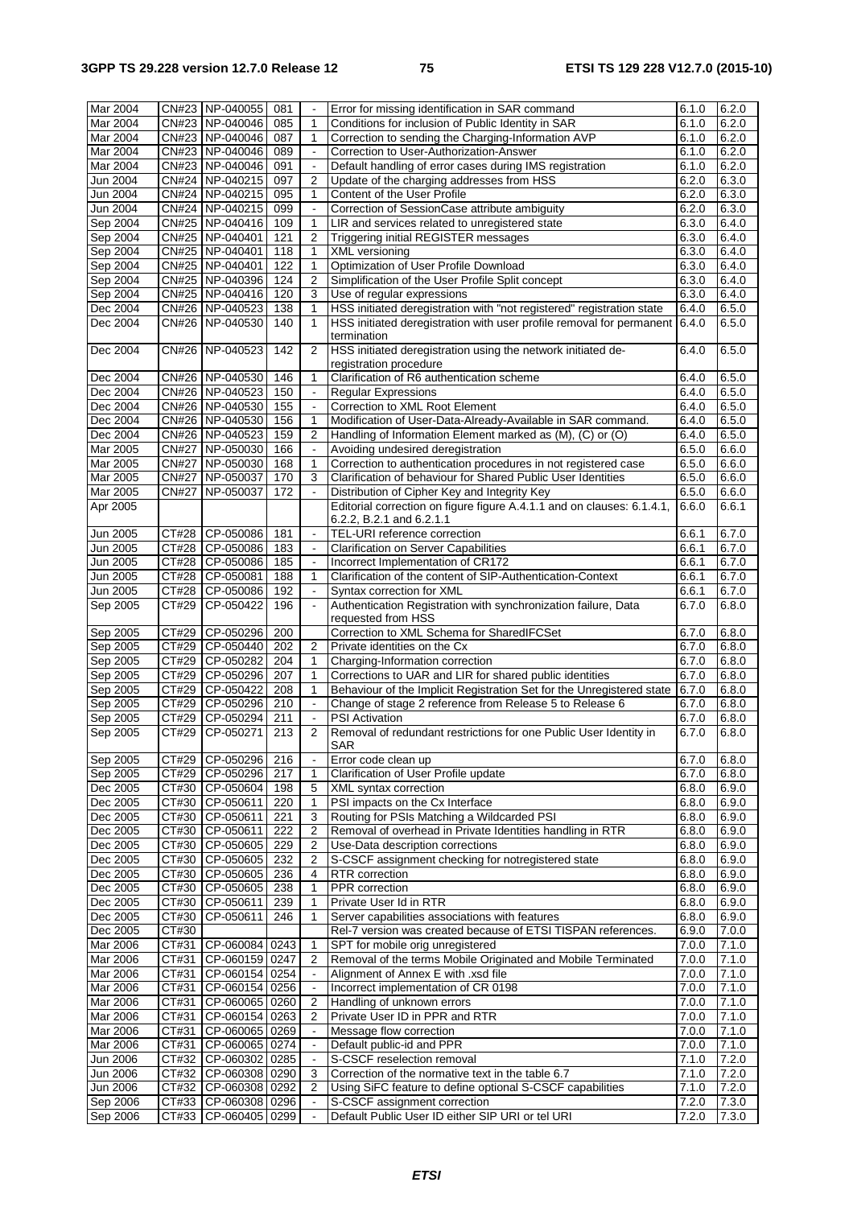| | | | | | | | |
|---|---|---|---|---|---|---|---|
| Mar 2004 | CN#23 | NP-040055 | 081 | - | Error for missing identification in SAR command | 6.1.0 | 6.2.0 |
| Mar 2004 | CN#23 | NP-040046 | 085 | 1 | Conditions for inclusion of Public Identity in SAR | 6.1.0 | 6.2.0 |
| Mar 2004 | CN#23 | NP-040046 | 087 | 1 | Correction to sending the Charging-Information AVP | 6.1.0 | 6.2.0 |
| Mar 2004 | CN#23 | NP-040046 | 089 | - | Correction to User-Authorization-Answer | 6.1.0 | 6.2.0 |
| Mar 2004 | CN#23 | NP-040046 | 091 | - | Default handling of error cases during IMS registration | 6.1.0 | 6.2.0 |
| Jun 2004 | CN#24 | NP-040215 | 097 | 2 | Update of the charging addresses from HSS | 6.2.0 | 6.3.0 |
| Jun 2004 | CN#24 | NP-040215 | 095 | 1 | Content of the User Profile | 6.2.0 | 6.3.0 |
| Jun 2004 | CN#24 | NP-040215 | 099 | - | Correction of SessionCase attribute ambiguity | 6.2.0 | 6.3.0 |
| Sep 2004 | CN#25 | NP-040416 | 109 | 1 | LIR and services related to unregistered state | 6.3.0 | 6.4.0 |
| Sep 2004 | CN#25 | NP-040401 | 121 | 2 | Triggering initial REGISTER messages | 6.3.0 | 6.4.0 |
| Sep 2004 | CN#25 | NP-040401 | 118 | 1 | XML versioning | 6.3.0 | 6.4.0 |
| Sep 2004 | CN#25 | NP-040401 | 122 | 1 | Optimization of User Profile Download | 6.3.0 | 6.4.0 |
| Sep 2004 | CN#25 | NP-040396 | 124 | 2 | Simplification of the User Profile Split concept | 6.3.0 | 6.4.0 |
| Sep 2004 | CN#25 | NP-040416 | 120 | 3 | Use of regular expressions | 6.3.0 | 6.4.0 |
| Dec 2004 | CN#26 | NP-040523 | 138 | 1 | HSS initiated deregistration with "not registered" registration state | 6.4.0 | 6.5.0 |
| Dec 2004 | CN#26 | NP-040530 | 140 | 1 | HSS initiated deregistration with user profile removal for permanent termination | 6.4.0 | 6.5.0 |
| Dec 2004 | CN#26 | NP-040523 | 142 | 2 | HSS initiated deregistration using the network initiated de-registration procedure | 6.4.0 | 6.5.0 |
| Dec 2004 | CN#26 | NP-040530 | 146 | 1 | Clarification of R6 authentication scheme | 6.4.0 | 6.5.0 |
| Dec 2004 | CN#26 | NP-040523 | 150 | - | Regular Expressions | 6.4.0 | 6.5.0 |
| Dec 2004 | CN#26 | NP-040530 | 155 | - | Correction to XML Root Element | 6.4.0 | 6.5.0 |
| Dec 2004 | CN#26 | NP-040530 | 156 | 1 | Modification of User-Data-Already-Available in SAR command. | 6.4.0 | 6.5.0 |
| Dec 2004 | CN#26 | NP-040523 | 159 | 2 | Handling of Information Element marked as (M), (C) or (O) | 6.4.0 | 6.5.0 |
| Mar 2005 | CN#27 | NP-050030 | 166 | - | Avoiding undesired deregistration | 6.5.0 | 6.6.0 |
| Mar 2005 | CN#27 | NP-050030 | 168 | 1 | Correction to authentication procedures in not registered case | 6.5.0 | 6.6.0 |
| Mar 2005 | CN#27 | NP-050037 | 170 | 3 | Clarification of behaviour for Shared Public User Identities | 6.5.0 | 6.6.0 |
| Mar 2005 | CN#27 | NP-050037 | 172 | - | Distribution of Cipher Key and Integrity Key | 6.5.0 | 6.6.0 |
| Apr 2005 | | | | | Editorial correction on figure figure A.4.1.1 and on clauses: 6.1.4.1, 6.2.2, B.2.1 and 6.2.1.1 | 6.6.0 | 6.6.1 |
| Jun 2005 | CT#28 | CP-050086 | 181 | - | TEL-URI reference correction | 6.6.1 | 6.7.0 |
| Jun 2005 | CT#28 | CP-050086 | 183 | - | Clarification on Server Capabilities | 6.6.1 | 6.7.0 |
| Jun 2005 | CT#28 | CP-050086 | 185 | - | Incorrect Implementation of CR172 | 6.6.1 | 6.7.0 |
| Jun 2005 | CT#28 | CP-050081 | 188 | 1 | Clarification of the content of SIP-Authentication-Context | 6.6.1 | 6.7.0 |
| Jun 2005 | CT#28 | CP-050086 | 192 | - | Syntax correction for XML | 6.6.1 | 6.7.0 |
| Sep 2005 | CT#29 | CP-050422 | 196 | - | Authentication Registration with synchronization failure, Data requested from HSS | 6.7.0 | 6.8.0 |
| Sep 2005 | CT#29 | CP-050296 | 200 | | Correction to XML Schema for SharedIFCSet | 6.7.0 | 6.8.0 |
| Sep 2005 | CT#29 | CP-050440 | 202 | 2 | Private identities on the Cx | 6.7.0 | 6.8.0 |
| Sep 2005 | CT#29 | CP-050282 | 204 | 1 | Charging-Information correction | 6.7.0 | 6.8.0 |
| Sep 2005 | CT#29 | CP-050296 | 207 | 1 | Corrections to UAR and LIR for shared public identities | 6.7.0 | 6.8.0 |
| Sep 2005 | CT#29 | CP-050422 | 208 | 1 | Behaviour of the Implicit Registration Set for the Unregistered state | 6.7.0 | 6.8.0 |
| Sep 2005 | CT#29 | CP-050296 | 210 | - | Change of stage 2 reference from Release 5 to Release 6 | 6.7.0 | 6.8.0 |
| Sep 2005 | CT#29 | CP-050294 | 211 | - | PSI Activation | 6.7.0 | 6.8.0 |
| Sep 2005 | CT#29 | CP-050271 | 213 | 2 | Removal of redundant restrictions for one Public User Identity in SAR | 6.7.0 | 6.8.0 |
| Sep 2005 | CT#29 | CP-050296 | 216 | - | Error code clean up | 6.7.0 | 6.8.0 |
| Sep 2005 | CT#29 | CP-050296 | 217 | 1 | Clarification of User Profile update | 6.7.0 | 6.8.0 |
| Dec 2005 | CT#30 | CP-050604 | 198 | 5 | XML syntax correction | 6.8.0 | 6.9.0 |
| Dec 2005 | CT#30 | CP-050611 | 220 | 1 | PSI impacts on the Cx Interface | 6.8.0 | 6.9.0 |
| Dec 2005 | CT#30 | CP-050611 | 221 | 3 | Routing for PSIs Matching a Wildcarded PSI | 6.8.0 | 6.9.0 |
| Dec 2005 | CT#30 | CP-050611 | 222 | 2 | Removal of overhead in Private Identities handling in RTR | 6.8.0 | 6.9.0 |
| Dec 2005 | CT#30 | CP-050605 | 229 | 2 | Use-Data description corrections | 6.8.0 | 6.9.0 |
| Dec 2005 | CT#30 | CP-050605 | 232 | 2 | S-CSCF assignment checking for notregistered state | 6.8.0 | 6.9.0 |
| Dec 2005 | CT#30 | CP-050605 | 236 | 4 | RTR correction | 6.8.0 | 6.9.0 |
| Dec 2005 | CT#30 | CP-050605 | 238 | 1 | PPR correction | 6.8.0 | 6.9.0 |
| Dec 2005 | CT#30 | CP-050611 | 239 | 1 | Private User Id in RTR | 6.8.0 | 6.9.0 |
| Dec 2005 | CT#30 | CP-050611 | 246 | 1 | Server capabilities associations with features | 6.8.0 | 6.9.0 |
| Dec 2005 | CT#30 | | | | Rel-7 version was created because of ETSI TISPAN references. | 6.9.0 | 7.0.0 |
| Mar 2006 | CT#31 | CP-060084 | 0243 | 1 | SPT for mobile orig unregistered | 7.0.0 | 7.1.0 |
| Mar 2006 | CT#31 | CP-060159 | 0247 | 2 | Removal of the terms Mobile Originated and Mobile Terminated | 7.0.0 | 7.1.0 |
| Mar 2006 | CT#31 | CP-060154 | 0254 | - | Alignment of Annex E with .xsd file | 7.0.0 | 7.1.0 |
| Mar 2006 | CT#31 | CP-060154 | 0256 | - | Incorrect implementation of CR 0198 | 7.0.0 | 7.1.0 |
| Mar 2006 | CT#31 | CP-060065 | 0260 | 2 | Handling of unknown errors | 7.0.0 | 7.1.0 |
| Mar 2006 | CT#31 | CP-060154 | 0263 | 2 | Private User ID in PPR and RTR | 7.0.0 | 7.1.0 |
| Mar 2006 | CT#31 | CP-060065 | 0269 | - | Message flow correction | 7.0.0 | 7.1.0 |
| Mar 2006 | CT#31 | CP-060065 | 0274 | - | Default public-id and PPR | 7.0.0 | 7.1.0 |
| Jun 2006 | CT#32 | CP-060302 | 0285 | - | S-CSCF reselection removal | 7.1.0 | 7.2.0 |
| Jun 2006 | CT#32 | CP-060308 | 0290 | 3 | Correction of the normative text in the table 6.7 | 7.1.0 | 7.2.0 |
| Jun 2006 | CT#32 | CP-060308 | 0292 | 2 | Using SiFC feature to define optional S-CSCF capabilities | 7.1.0 | 7.2.0 |
| Sep 2006 | CT#33 | CP-060308 | 0296 | - | S-CSCF assignment correction | 7.2.0 | 7.3.0 |
| Sep 2006 | CT#33 | CP-060405 | 0299 | - | Default Public User ID either SIP URI or tel URI | 7.2.0 | 7.3.0 |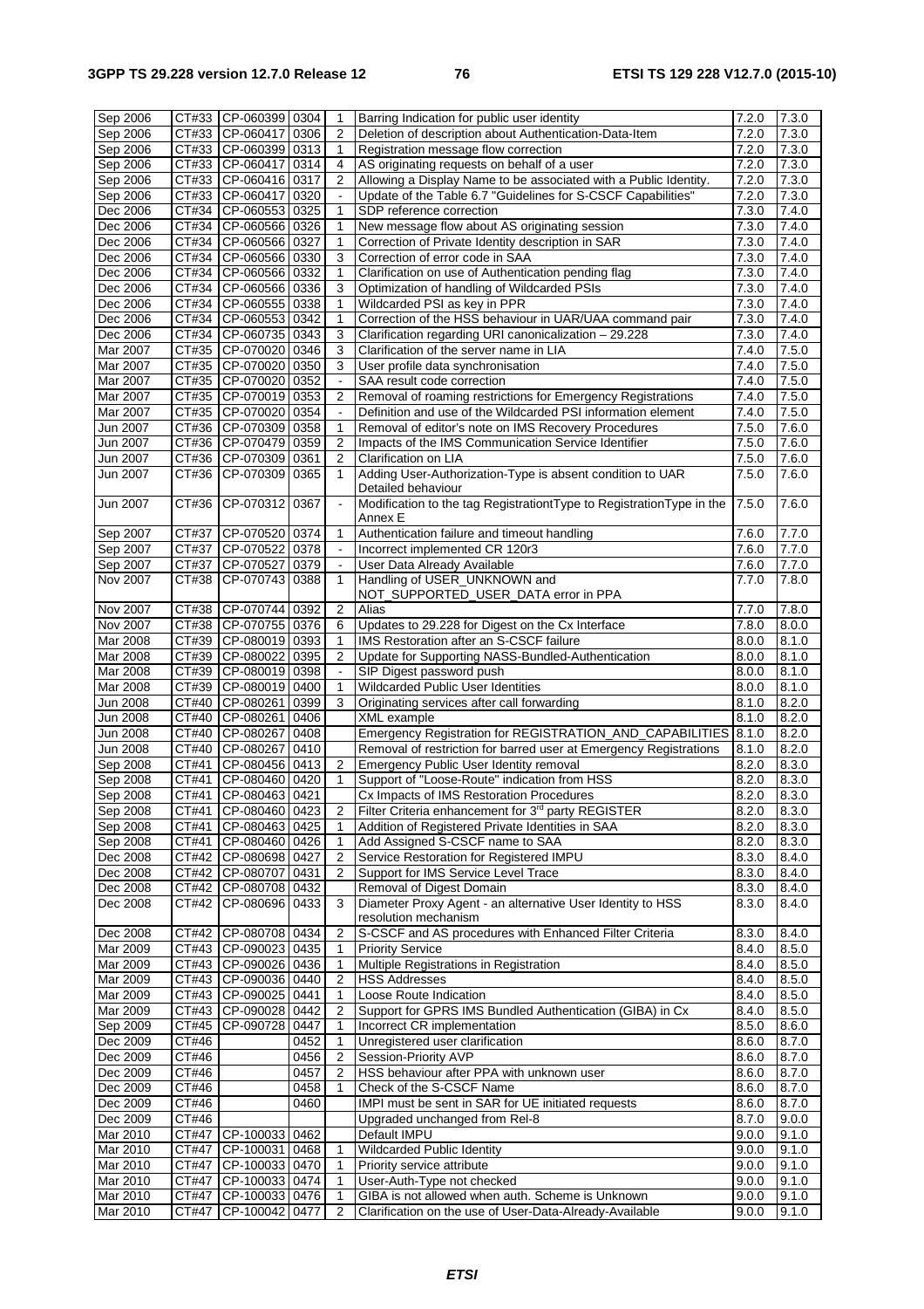| | | | | | | | |
|---|---|---|---|---|---|---|---|
| Sep 2006 | CT#33 | CP-060399 | 0304 | 1 | Barring Indication for public user identity | 7.2.0 | 7.3.0 |
| Sep 2006 | CT#33 | CP-060417 | 0306 | 2 | Deletion of description about Authentication-Data-Item | 7.2.0 | 7.3.0 |
| Sep 2006 | CT#33 | CP-060399 | 0313 | 1 | Registration message flow correction | 7.2.0 | 7.3.0 |
| Sep 2006 | CT#33 | CP-060417 | 0314 | 4 | AS originating requests on behalf of a user | 7.2.0 | 7.3.0 |
| Sep 2006 | CT#33 | CP-060416 | 0317 | 2 | Allowing a Display Name to be associated with a Public Identity. | 7.2.0 | 7.3.0 |
| Sep 2006 | CT#33 | CP-060417 | 0320 | - | Update of the Table 6.7 "Guidelines for S-CSCF Capabilities" | 7.2.0 | 7.3.0 |
| Dec 2006 | CT#34 | CP-060553 | 0325 | 1 | SDP reference correction | 7.3.0 | 7.4.0 |
| Dec 2006 | CT#34 | CP-060566 | 0326 | 1 | New message flow about AS originating session | 7.3.0 | 7.4.0 |
| Dec 2006 | CT#34 | CP-060566 | 0327 | 1 | Correction of Private Identity description in SAR | 7.3.0 | 7.4.0 |
| Dec 2006 | CT#34 | CP-060566 | 0330 | 3 | Correction of error code in SAA | 7.3.0 | 7.4.0 |
| Dec 2006 | CT#34 | CP-060566 | 0332 | 1 | Clarification on use of Authentication pending flag | 7.3.0 | 7.4.0 |
| Dec 2006 | CT#34 | CP-060566 | 0336 | 3 | Optimization of handling of Wildcarded PSIs | 7.3.0 | 7.4.0 |
| Dec 2006 | CT#34 | CP-060555 | 0338 | 1 | Wildcarded PSI as key in PPR | 7.3.0 | 7.4.0 |
| Dec 2006 | CT#34 | CP-060553 | 0342 | 1 | Correction of the HSS behaviour in UAR/UAA command pair | 7.3.0 | 7.4.0 |
| Dec 2006 | CT#34 | CP-060735 | 0343 | 3 | Clarification regarding URI canonicalization – 29.228 | 7.3.0 | 7.4.0 |
| Mar 2007 | CT#35 | CP-070020 | 0346 | 3 | Clarification of the server name in LIA | 7.4.0 | 7.5.0 |
| Mar 2007 | CT#35 | CP-070020 | 0350 | 3 | User profile data synchronisation | 7.4.0 | 7.5.0 |
| Mar 2007 | CT#35 | CP-070020 | 0352 | - | SAA result code correction | 7.4.0 | 7.5.0 |
| Mar 2007 | CT#35 | CP-070019 | 0353 | 2 | Removal of roaming restrictions for Emergency Registrations | 7.4.0 | 7.5.0 |
| Mar 2007 | CT#35 | CP-070020 | 0354 | - | Definition and use of the Wildcarded PSI information element | 7.4.0 | 7.5.0 |
| Jun 2007 | CT#36 | CP-070309 | 0358 | 1 | Removal of editor's note on IMS Recovery Procedures | 7.5.0 | 7.6.0 |
| Jun 2007 | CT#36 | CP-070479 | 0359 | 2 | Impacts of the IMS Communication Service Identifier | 7.5.0 | 7.6.0 |
| Jun 2007 | CT#36 | CP-070309 | 0361 | 2 | Clarification on LIA | 7.5.0 | 7.6.0 |
| Jun 2007 | CT#36 | CP-070309 | 0365 | 1 | Adding User-Authorization-Type is absent condition to UAR Detailed behaviour | 7.5.0 | 7.6.0 |
| Jun 2007 | CT#36 | CP-070312 | 0367 | - | Modification to the tag RegistrationtType to RegistrationType in the Annex E | 7.5.0 | 7.6.0 |
| Sep 2007 | CT#37 | CP-070520 | 0374 | 1 | Authentication failure and timeout handling | 7.6.0 | 7.7.0 |
| Sep 2007 | CT#37 | CP-070522 | 0378 | - | Incorrect implemented CR 120r3 | 7.6.0 | 7.7.0 |
| Sep 2007 | CT#37 | CP-070527 | 0379 | - | User Data Already Available | 7.6.0 | 7.7.0 |
| Nov 2007 | CT#38 | CP-070743 | 0388 | 1 | Handling of USER_UNKNOWN and NOT_SUPPORTED_USER_DATA error in PPA | 7.7.0 | 7.8.0 |
| Nov 2007 | CT#38 | CP-070744 | 0392 | 2 | Alias | 7.7.0 | 7.8.0 |
| Nov 2007 | CT#38 | CP-070755 | 0376 | 6 | Updates to 29.228 for Digest on the Cx Interface | 7.8.0 | 8.0.0 |
| Mar 2008 | CT#39 | CP-080019 | 0393 | 1 | IMS Restoration after an S-CSCF failure | 8.0.0 | 8.1.0 |
| Mar 2008 | CT#39 | CP-080022 | 0395 | 2 | Update for Supporting NASS-Bundled-Authentication | 8.0.0 | 8.1.0 |
| Mar 2008 | CT#39 | CP-080019 | 0398 | - | SIP Digest password push | 8.0.0 | 8.1.0 |
| Mar 2008 | CT#39 | CP-080019 | 0400 | 1 | Wildcarded Public User Identities | 8.0.0 | 8.1.0 |
| Jun 2008 | CT#40 | CP-080261 | 0399 | 3 | Originating services after call forwarding | 8.1.0 | 8.2.0 |
| Jun 2008 | CT#40 | CP-080261 | 0406 | | XML example | 8.1.0 | 8.2.0 |
| Jun 2008 | CT#40 | CP-080267 | 0408 | | Emergency Registration for REGISTRATION_AND_CAPABILITIES | 8.1.0 | 8.2.0 |
| Jun 2008 | CT#40 | CP-080267 | 0410 | | Removal of restriction for barred user at Emergency Registrations | 8.1.0 | 8.2.0 |
| Sep 2008 | CT#41 | CP-080456 | 0413 | 2 | Emergency Public User Identity removal | 8.2.0 | 8.3.0 |
| Sep 2008 | CT#41 | CP-080460 | 0420 | 1 | Support of "Loose-Route" indication from HSS | 8.2.0 | 8.3.0 |
| Sep 2008 | CT#41 | CP-080463 | 0421 | | Cx Impacts of IMS Restoration Procedures | 8.2.0 | 8.3.0 |
| Sep 2008 | CT#41 | CP-080460 | 0423 | 2 | Filter Criteria enhancement for 3rd party REGISTER | 8.2.0 | 8.3.0 |
| Sep 2008 | CT#41 | CP-080463 | 0425 | 1 | Addition of Registered Private Identities in SAA | 8.2.0 | 8.3.0 |
| Sep 2008 | CT#41 | CP-080460 | 0426 | 1 | Add Assigned S-CSCF name to SAA | 8.2.0 | 8.3.0 |
| Dec 2008 | CT#42 | CP-080698 | 0427 | 2 | Service Restoration for Registered IMPU | 8.3.0 | 8.4.0 |
| Dec 2008 | CT#42 | CP-080707 | 0431 | 2 | Support for IMS Service Level Trace | 8.3.0 | 8.4.0 |
| Dec 2008 | CT#42 | CP-080708 | 0432 | | Removal of Digest Domain | 8.3.0 | 8.4.0 |
| Dec 2008 | CT#42 | CP-080696 | 0433 | 3 | Diameter Proxy Agent - an alternative User Identity to HSS resolution mechanism | 8.3.0 | 8.4.0 |
| Dec 2008 | CT#42 | CP-080708 | 0434 | 2 | S-CSCF and AS procedures with Enhanced Filter Criteria | 8.3.0 | 8.4.0 |
| Mar 2009 | CT#43 | CP-090023 | 0435 | 1 | Priority Service | 8.4.0 | 8.5.0 |
| Mar 2009 | CT#43 | CP-090026 | 0436 | 1 | Multiple Registrations in Registration | 8.4.0 | 8.5.0 |
| Mar 2009 | CT#43 | CP-090036 | 0440 | 2 | HSS Addresses | 8.4.0 | 8.5.0 |
| Mar 2009 | CT#43 | CP-090025 | 0441 | 1 | Loose Route Indication | 8.4.0 | 8.5.0 |
| Mar 2009 | CT#43 | CP-090028 | 0442 | 2 | Support for GPRS IMS Bundled Authentication (GIBA) in Cx | 8.4.0 | 8.5.0 |
| Sep 2009 | CT#45 | CP-090728 | 0447 | 1 | Incorrect CR implementation | 8.5.0 | 8.6.0 |
| Dec 2009 | CT#46 | | 0452 | 1 | Unregistered user clarification | 8.6.0 | 8.7.0 |
| Dec 2009 | CT#46 | | 0456 | 2 | Session-Priority AVP | 8.6.0 | 8.7.0 |
| Dec 2009 | CT#46 | | 0457 | 2 | HSS behaviour after PPA with unknown user | 8.6.0 | 8.7.0 |
| Dec 2009 | CT#46 | | 0458 | 1 | Check of the S-CSCF Name | 8.6.0 | 8.7.0 |
| Dec 2009 | CT#46 | | 0460 | | IMPI must be sent in SAR for UE initiated requests | 8.6.0 | 8.7.0 |
| Dec 2009 | CT#46 | | | | Upgraded unchanged from Rel-8 | 8.7.0 | 9.0.0 |
| Mar 2010 | CT#47 | CP-100033 | 0462 | | Default IMPU | 9.0.0 | 9.1.0 |
| Mar 2010 | CT#47 | CP-100031 | 0468 | 1 | Wildcarded Public Identity | 9.0.0 | 9.1.0 |
| Mar 2010 | CT#47 | CP-100033 | 0470 | 1 | Priority service attribute | 9.0.0 | 9.1.0 |
| Mar 2010 | CT#47 | CP-100033 | 0474 | 1 | User-Auth-Type not checked | 9.0.0 | 9.1.0 |
| Mar 2010 | CT#47 | CP-100033 | 0476 | 1 | GIBA is not allowed when auth. Scheme is Unknown | 9.0.0 | 9.1.0 |
| Mar 2010 | CT#47 | CP-100042 | 0477 | 2 | Clarification on the use of User-Data-Already-Available | 9.0.0 | 9.1.0 |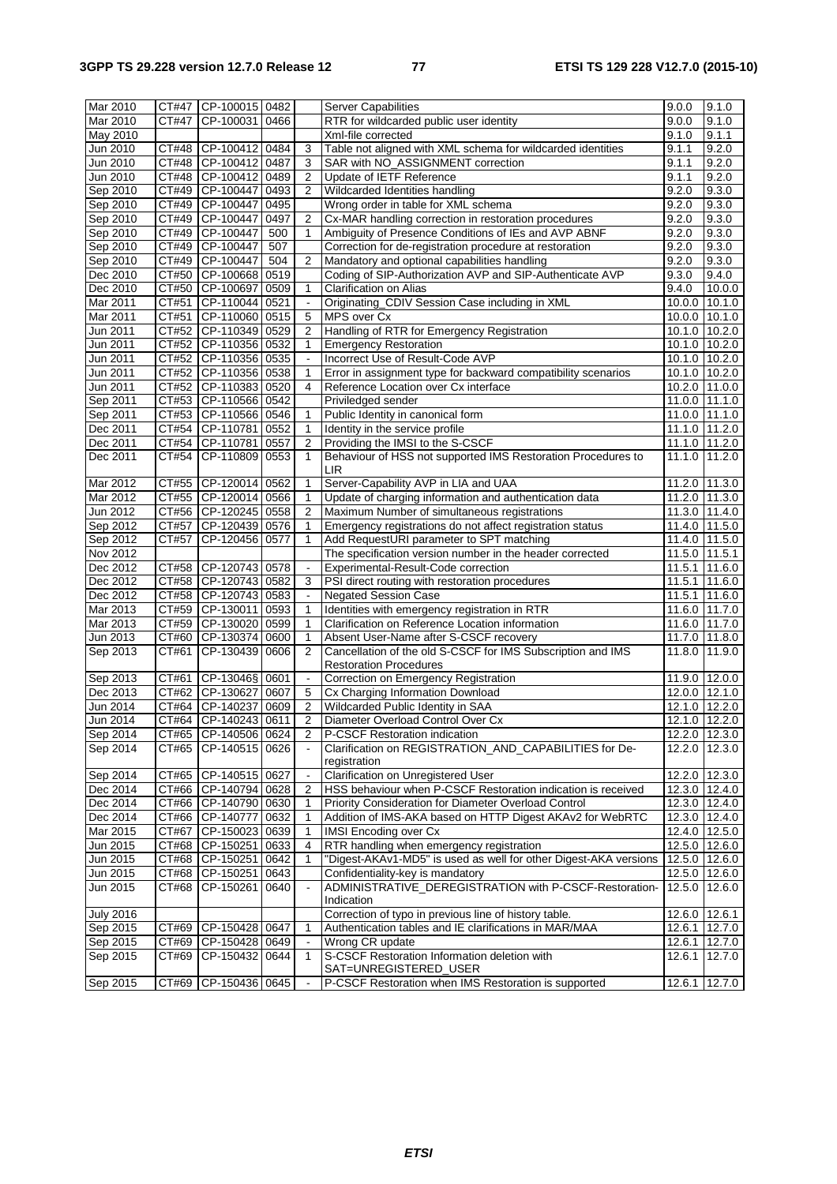| Mar 2010 | CT#47 | CP-100015 | 0482 | | Server Capabilities | 9.0.0 | 9.1.0 |
|---|---|---|---|---|---|---|---|
| Mar 2010 | CT#47 | CP-100031 | 0466 | | RTR for wildcarded public user identity | 9.0.0 | 9.1.0 |
| May 2010 | | | | | Xml-file corrected | 9.1.0 | 9.1.1 |
| Jun 2010 | CT#48 | CP-100412 | 0484 | 3 | Table not aligned with XML schema for wildcarded identities | 9.1.1 | 9.2.0 |
| Jun 2010 | CT#48 | CP-100412 | 0487 | 3 | SAR with NO_ASSIGNMENT correction | 9.1.1 | 9.2.0 |
| Jun 2010 | CT#48 | CP-100412 | 0489 | 2 | Update of IETF Reference | 9.1.1 | 9.2.0 |
| Sep 2010 | CT#49 | CP-100447 | 0493 | 2 | Wildcarded Identities handling | 9.2.0 | 9.3.0 |
| Sep 2010 | CT#49 | CP-100447 | 0495 | | Wrong order in table for XML schema | 9.2.0 | 9.3.0 |
| Sep 2010 | CT#49 | CP-100447 | 0497 | 2 | Cx-MAR handling correction in restoration procedures | 9.2.0 | 9.3.0 |
| Sep 2010 | CT#49 | CP-100447 | 500 | 1 | Ambiguity of Presence Conditions of IEs and AVP ABNF | 9.2.0 | 9.3.0 |
| Sep 2010 | CT#49 | CP-100447 | 507 | | Correction for de-registration procedure at restoration | 9.2.0 | 9.3.0 |
| Sep 2010 | CT#49 | CP-100447 | 504 | 2 | Mandatory and optional capabilities handling | 9.2.0 | 9.3.0 |
| Dec 2010 | CT#50 | CP-100668 | 0519 | | Coding of SIP-Authorization AVP and SIP-Authenticate AVP | 9.3.0 | 9.4.0 |
| Dec 2010 | CT#50 | CP-100697 | 0509 | 1 | Clarification on Alias | 9.4.0 | 10.0.0 |
| Mar 2011 | CT#51 | CP-110044 | 0521 | - | Originating_CDIV Session Case including in XML | 10.0.0 | 10.1.0 |
| Mar 2011 | CT#51 | CP-110060 | 0515 | 5 | MPS over Cx | 10.0.0 | 10.1.0 |
| Jun 2011 | CT#52 | CP-110349 | 0529 | 2 | Handling of RTR for Emergency Registration | 10.1.0 | 10.2.0 |
| Jun 2011 | CT#52 | CP-110356 | 0532 | 1 | Emergency Restoration | 10.1.0 | 10.2.0 |
| Jun 2011 | CT#52 | CP-110356 | 0535 | - | Incorrect Use of Result-Code AVP | 10.1.0 | 10.2.0 |
| Jun 2011 | CT#52 | CP-110356 | 0538 | 1 | Error in assignment type for backward compatibility scenarios | 10.1.0 | 10.2.0 |
| Jun 2011 | CT#52 | CP-110383 | 0520 | 4 | Reference Location over Cx interface | 10.2.0 | 11.0.0 |
| Sep 2011 | CT#53 | CP-110566 | 0542 | | Priviledged sender | 11.0.0 | 11.1.0 |
| Sep 2011 | CT#53 | CP-110566 | 0546 | 1 | Public Identity in canonical form | 11.0.0 | 11.1.0 |
| Dec 2011 | CT#54 | CP-110781 | 0552 | 1 | Identity in the service profile | 11.1.0 | 11.2.0 |
| Dec 2011 | CT#54 | CP-110781 | 0557 | 2 | Providing the IMSI to the S-CSCF | 11.1.0 | 11.2.0 |
| Dec 2011 | CT#54 | CP-110809 | 0553 | 1 | Behaviour of HSS not supported IMS Restoration Procedures to LIR | 11.1.0 | 11.2.0 |
| Mar 2012 | CT#55 | CP-120014 | 0562 | 1 | Server-Capability AVP in LIA and UAA | 11.2.0 | 11.3.0 |
| Mar 2012 | CT#55 | CP-120014 | 0566 | 1 | Update of charging information and authentication data | 11.2.0 | 11.3.0 |
| Jun 2012 | CT#56 | CP-120245 | 0558 | 2 | Maximum Number of simultaneous registrations | 11.3.0 | 11.4.0 |
| Sep 2012 | CT#57 | CP-120439 | 0576 | 1 | Emergency registrations do not affect registration status | 11.4.0 | 11.5.0 |
| Sep 2012 | CT#57 | CP-120456 | 0577 | 1 | Add RequestURI parameter to SPT matching | 11.4.0 | 11.5.0 |
| Nov 2012 | | | | | The specification version number in the header corrected | 11.5.0 | 11.5.1 |
| Dec 2012 | CT#58 | CP-120743 | 0578 | - | Experimental-Result-Code correction | 11.5.1 | 11.6.0 |
| Dec 2012 | CT#58 | CP-120743 | 0582 | 3 | PSI direct routing with restoration procedures | 11.5.1 | 11.6.0 |
| Dec 2012 | CT#58 | CP-120743 | 0583 | - | Negated Session Case | 11.5.1 | 11.6.0 |
| Mar 2013 | CT#59 | CP-130011 | 0593 | 1 | Identities with emergency registration in RTR | 11.6.0 | 11.7.0 |
| Mar 2013 | CT#59 | CP-130020 | 0599 | 1 | Clarification on Reference Location information | 11.6.0 | 11.7.0 |
| Jun 2013 | CT#60 | CP-130374 | 0600 | 1 | Absent User-Name after S-CSCF recovery | 11.7.0 | 11.8.0 |
| Sep 2013 | CT#61 | CP-130439 | 0606 | 2 | Cancellation of the old S-CSCF for IMS Subscription and IMS Restoration Procedures | 11.8.0 | 11.9.0 |
| Sep 2013 | CT#61 | CP-130468 | 0601 | - | Correction on Emergency Registration | 11.9.0 | 12.0.0 |
| Dec 2013 | CT#62 | CP-130627 | 0607 | 5 | Cx Charging Information Download | 12.0.0 | 12.1.0 |
| Jun 2014 | CT#64 | CP-140237 | 0609 | 2 | Wildcarded Public Identity in SAA | 12.1.0 | 12.2.0 |
| Jun 2014 | CT#64 | CP-140243 | 0611 | 2 | Diameter Overload Control Over Cx | 12.1.0 | 12.2.0 |
| Sep 2014 | CT#65 | CP-140506 | 0624 | 2 | P-CSCF Restoration indication | 12.2.0 | 12.3.0 |
| Sep 2014 | CT#65 | CP-140515 | 0626 | - | Clarification on REGISTRATION_AND_CAPABILITIES for De-registration | 12.2.0 | 12.3.0 |
| Sep 2014 | CT#65 | CP-140515 | 0627 | - | Clarification on Unregistered User | 12.2.0 | 12.3.0 |
| Dec 2014 | CT#66 | CP-140794 | 0628 | 2 | HSS behaviour when P-CSCF Restoration indication is received | 12.3.0 | 12.4.0 |
| Dec 2014 | CT#66 | CP-140790 | 0630 | 1 | Priority Consideration for Diameter Overload Control | 12.3.0 | 12.4.0 |
| Dec 2014 | CT#66 | CP-140777 | 0632 | 1 | Addition of IMS-AKA based on HTTP Digest AKAv2 for WebRTC | 12.3.0 | 12.4.0 |
| Mar 2015 | CT#67 | CP-150023 | 0639 | 1 | IMSI Encoding over Cx | 12.4.0 | 12.5.0 |
| Jun 2015 | CT#68 | CP-150251 | 0633 | 4 | RTR handling when emergency registration | 12.5.0 | 12.6.0 |
| Jun 2015 | CT#68 | CP-150251 | 0642 | 1 | "Digest-AKAv1-MD5" is used as well for other Digest-AKA versions | 12.5.0 | 12.6.0 |
| Jun 2015 | CT#68 | CP-150251 | 0643 | | Confidentiality-key is mandatory | 12.5.0 | 12.6.0 |
| Jun 2015 | CT#68 | CP-150261 | 0640 | - | ADMINISTRATIVE_DEREGISTRATION with P-CSCF-Restoration-Indication | 12.5.0 | 12.6.0 |
| July 2016 | | | | | Correction of typo in previous line of history table. | 12.6.0 | 12.6.1 |
| Sep 2015 | CT#69 | CP-150428 | 0647 | 1 | Authentication tables and IE clarifications in MAR/MAA | 12.6.1 | 12.7.0 |
| Sep 2015 | CT#69 | CP-150428 | 0649 | - | Wrong CR update | 12.6.1 | 12.7.0 |
| Sep 2015 | CT#69 | CP-150432 | 0644 | 1 | S-CSCF Restoration Information deletion with SAT=UNREGISTERED_USER | 12.6.1 | 12.7.0 |
| Sep 2015 | CT#69 | CP-150436 | 0645 | - | P-CSCF Restoration when IMS Restoration is supported | 12.6.1 | 12.7.0 |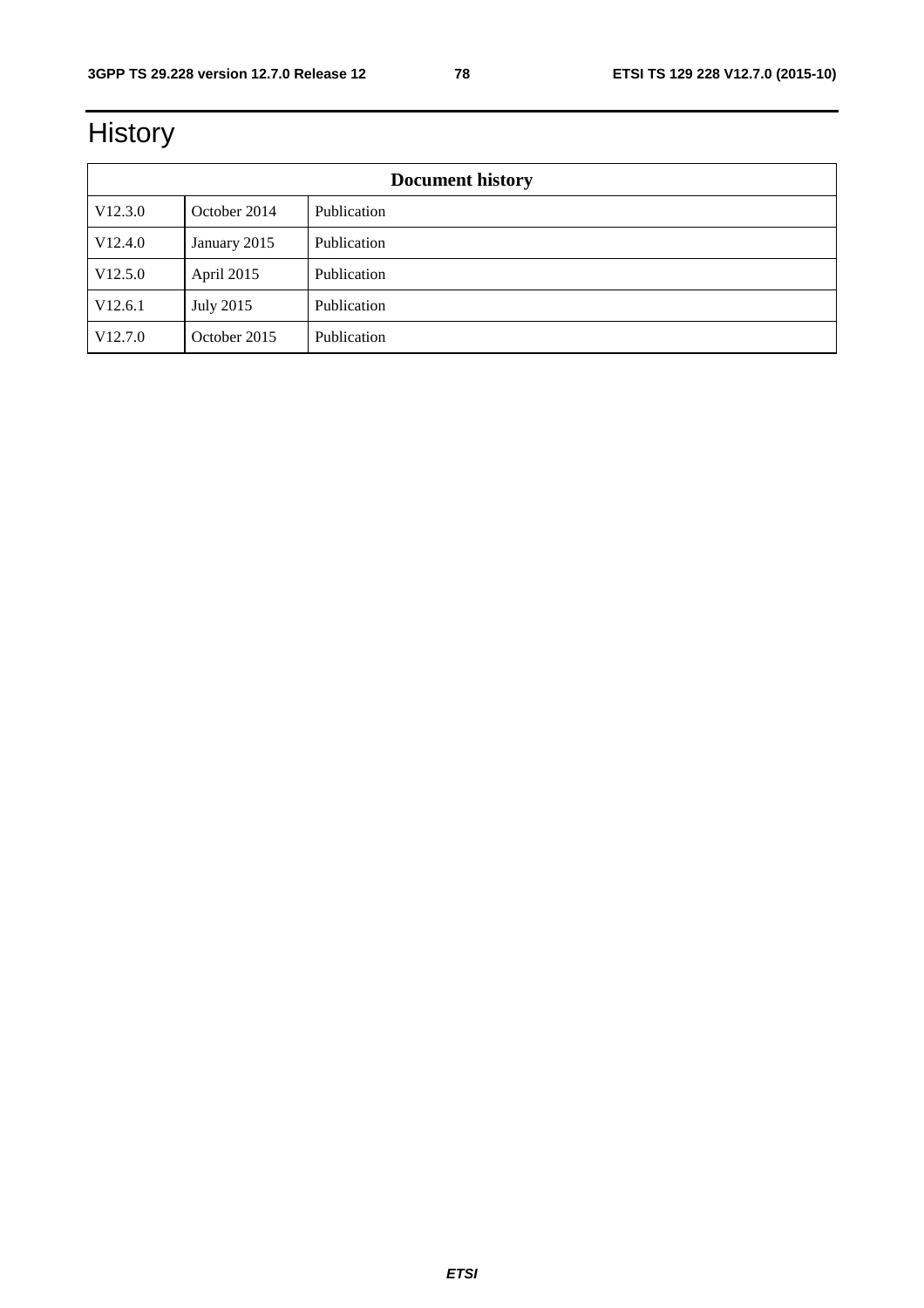# History

| Document history | | |
|---|---|---|
| V12.3.0 | October 2014 | Publication |
| V12.4.0 | January 2015 | Publication |
| V12.5.0 | April 2015 | Publication |
| V12.6.1 | July 2015 | Publication |
| V12.7.0 | October 2015 | Publication |